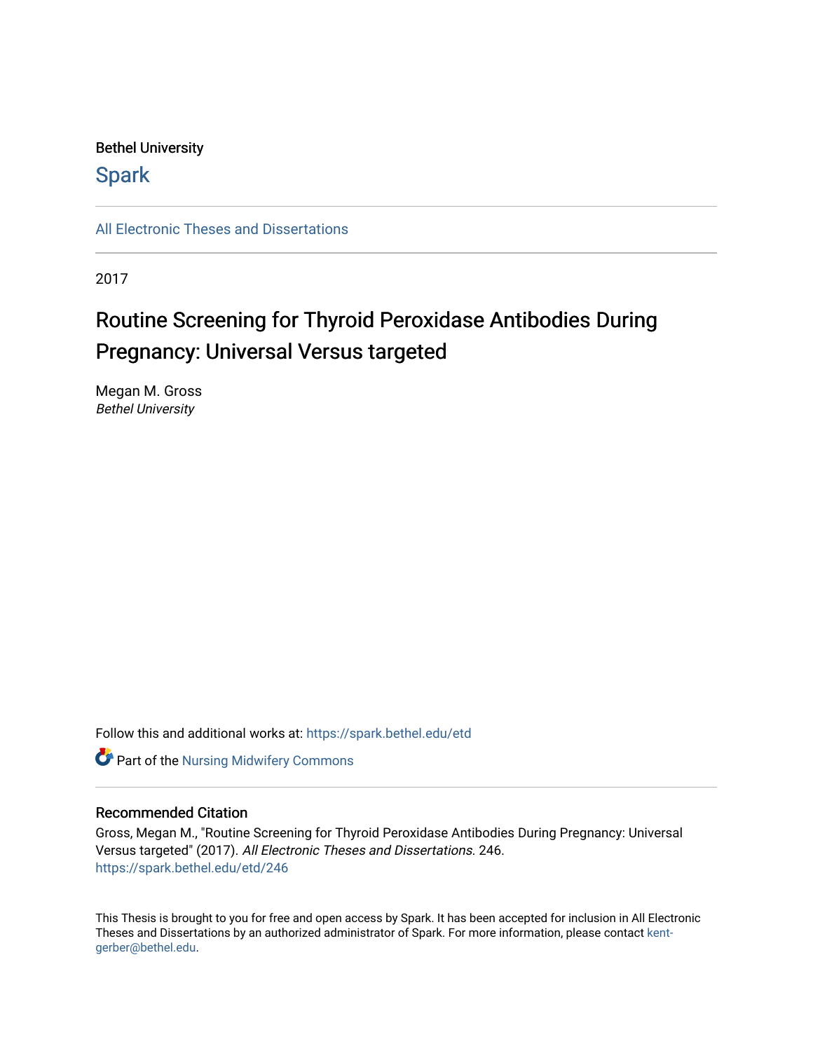Bethel University

# Spark

All Electronic Theses and Dissertations

2017

# Routine Screening for Thyroid Peroxidase Antibodies During Pregnancy: Universal Versus targeted

Megan M. Gross
*Bethel University*

Follow this and additional works at: https://spark.bethel.edu/etd

Part of the Nursing Midwifery Commons

## Recommended Citation

Gross, Megan M., "Routine Screening for Thyroid Peroxidase Antibodies During Pregnancy: Universal Versus targeted" (2017). *All Electronic Theses and Dissertations*. 246.
https://spark.bethel.edu/etd/246

This Thesis is brought to you for free and open access by Spark. It has been accepted for inclusion in All Electronic Theses and Dissertations by an authorized administrator of Spark. For more information, please contact kent-gerber@bethel.edu.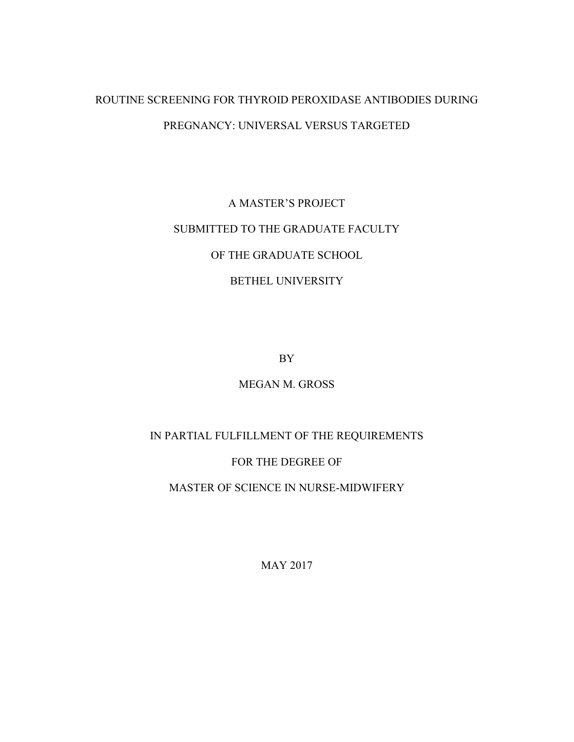# ROUTINE SCREENING FOR THYROID PEROXIDASE ANTIBODIES DURING PREGNANCY: UNIVERSAL VERSUS TARGETED

A MASTER'S PROJECT

SUBMITTED TO THE GRADUATE FACULTY

OF THE GRADUATE SCHOOL

BETHEL UNIVERSITY

BY

MEGAN M. GROSS

IN PARTIAL FULFILLMENT OF THE REQUIREMENTS

FOR THE DEGREE OF

MASTER OF SCIENCE IN NURSE-MIDWIFERY

MAY 2017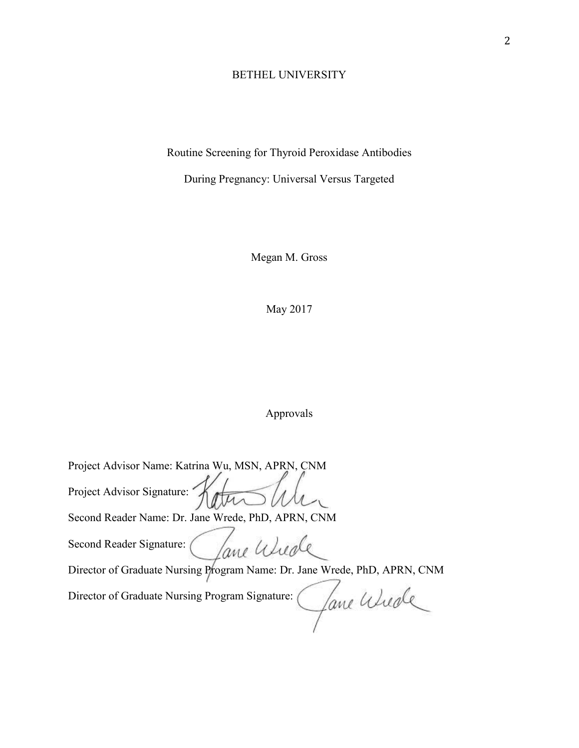BETHEL UNIVERSITY

Routine Screening for Thyroid Peroxidase Antibodies

During Pregnancy: Universal Versus Targeted

Megan M. Gross

May 2017

Approvals

Project Advisor Name: Katrina Wu, MSN, APRN, CNM

Project Advisor Signature:

Second Reader Name: Dr. Jane Wrede, PhD, APRN, CNM

Second Reader Signature:

Director of Graduate Nursing Program Name: Dr. Jane Wrede, PhD, APRN, CNM

Director of Graduate Nursing Program Signature: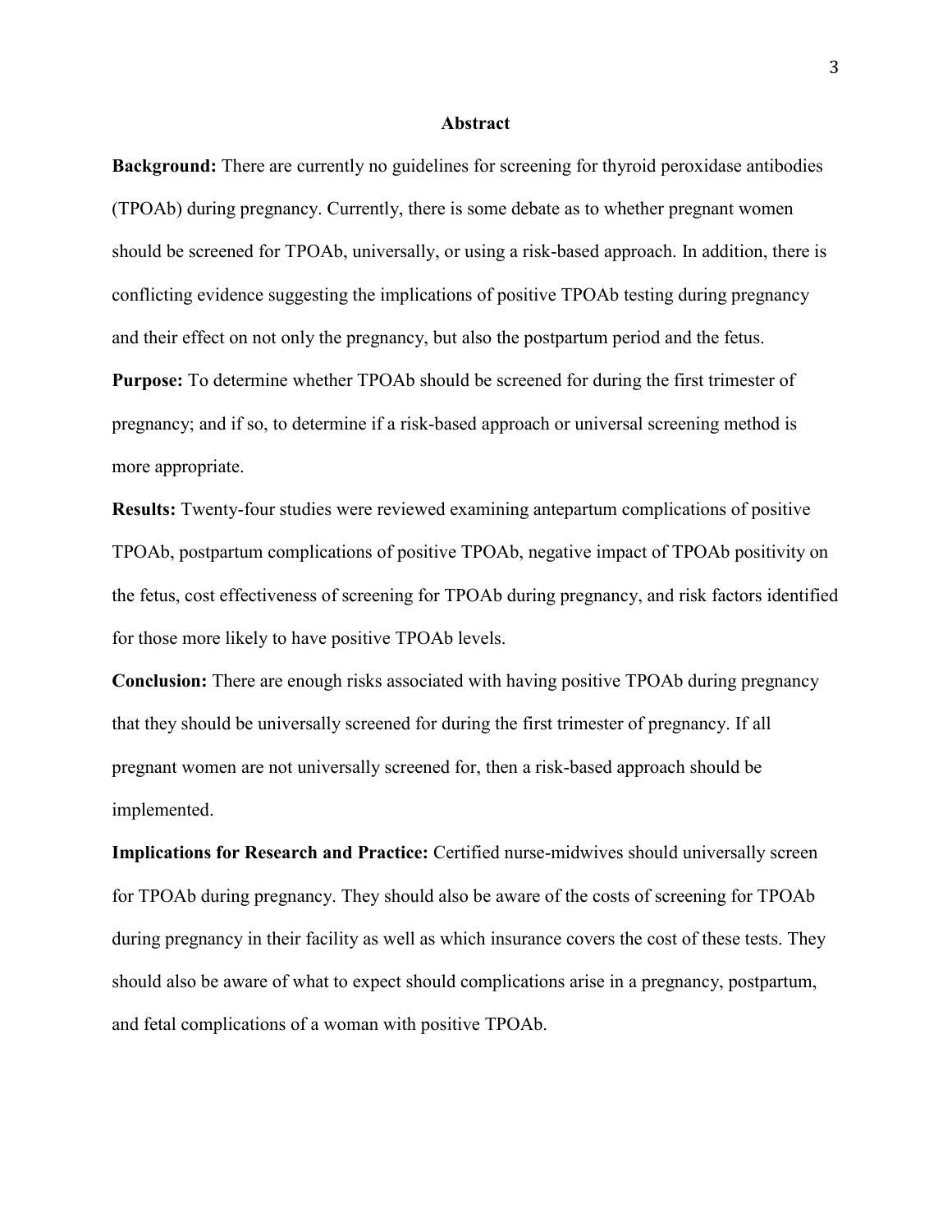## Abstract

**Background:** There are currently no guidelines for screening for thyroid peroxidase antibodies (TPOAb) during pregnancy. Currently, there is some debate as to whether pregnant women should be screened for TPOAb, universally, or using a risk-based approach. In addition, there is conflicting evidence suggesting the implications of positive TPOAb testing during pregnancy and their effect on not only the pregnancy, but also the postpartum period and the fetus.

**Purpose:** To determine whether TPOAb should be screened for during the first trimester of pregnancy; and if so, to determine if a risk-based approach or universal screening method is more appropriate.

**Results:** Twenty-four studies were reviewed examining antepartum complications of positive TPOAb, postpartum complications of positive TPOAb, negative impact of TPOAb positivity on the fetus, cost effectiveness of screening for TPOAb during pregnancy, and risk factors identified for those more likely to have positive TPOAb levels.

**Conclusion:** There are enough risks associated with having positive TPOAb during pregnancy that they should be universally screened for during the first trimester of pregnancy. If all pregnant women are not universally screened for, then a risk-based approach should be implemented.

**Implications for Research and Practice:** Certified nurse-midwives should universally screen for TPOAb during pregnancy. They should also be aware of the costs of screening for TPOAb during pregnancy in their facility as well as which insurance covers the cost of these tests. They should also be aware of what to expect should complications arise in a pregnancy, postpartum, and fetal complications of a woman with positive TPOAb.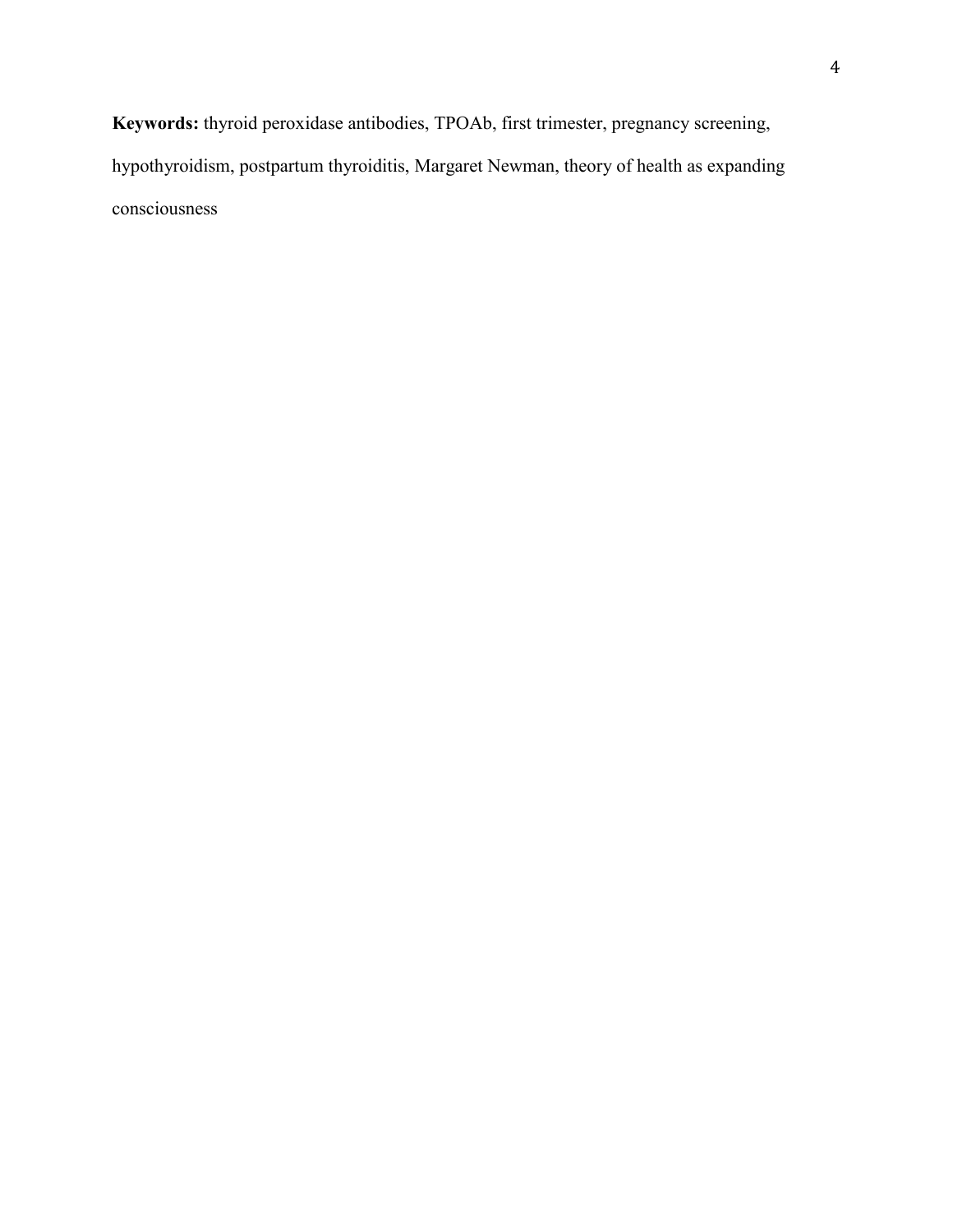**Keywords:** thyroid peroxidase antibodies, TPOAb, first trimester, pregnancy screening, hypothyroidism, postpartum thyroiditis, Margaret Newman, theory of health as expanding consciousness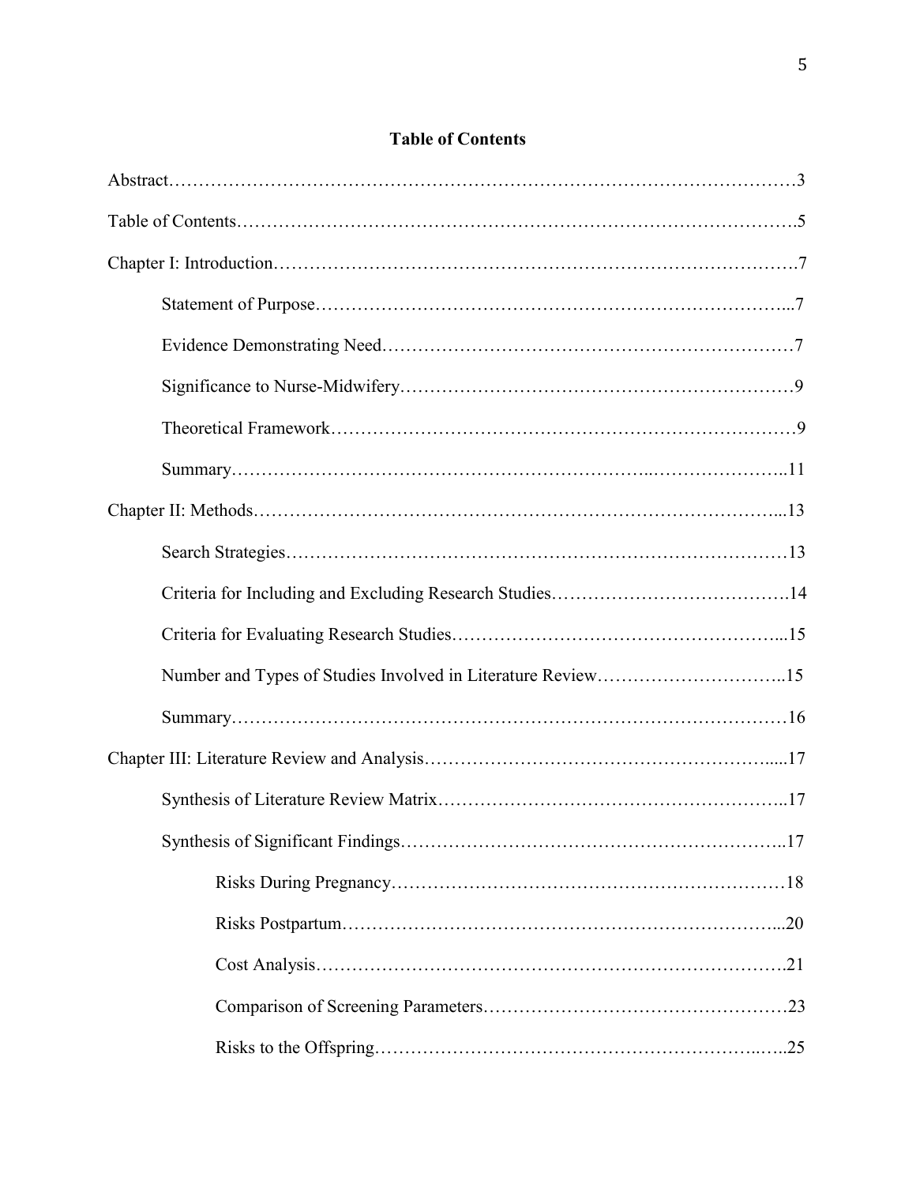**Table of Contents**

Abstract……………………………………………………………………………………3

Table of Contents……………………………………………………………………………5

Chapter I: Introduction…………………………………………………………………………7

Statement of Purpose…………………………………………………………………...7

Evidence Demonstrating Need……………………………………………………………7

Significance to Nurse-Midwifery…………………………………………………………9

Theoretical Framework……………………………………………………………………9

Summary…………………………………………………………………………………11

Chapter II: Methods…………………………………………………………………………...13

Search Strategies……………………………………………………………………………13

Criteria for Including and Excluding Research Studies…………………………………14

Criteria for Evaluating Research Studies……………………………………………...15

Number and Types of Studies Involved in Literature Review…………………………..15

Summary……………………………………………………………………………………16

Chapter III: Literature Review and Analysis………………………………………………….....17

Synthesis of Literature Review Matrix…………………………………………………..17

Synthesis of Significant Findings………………………………………………………..17

Risks During Pregnancy………………………………………………………………18

Risks Postpartum……………………………………………………………………...20

Cost Analysis…………………………………………………………………………..21

Comparison of Screening Parameters…………………………………………………23

Risks to the Offspring…………………………………………………………..…..25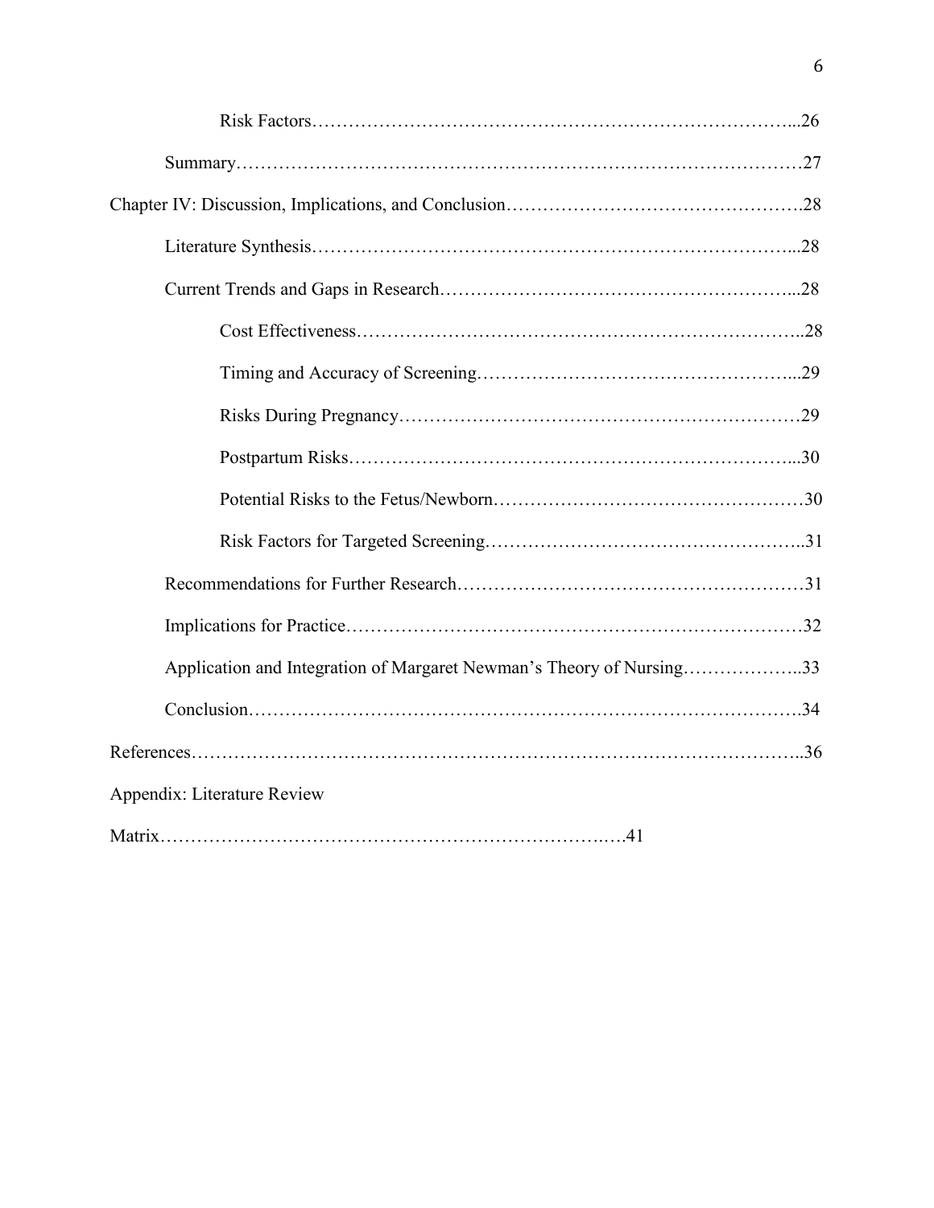Risk Factors……………………………………………………………………...26

Summary…………………………………………………………………………27

Chapter IV: Discussion, Implications, and Conclusion……………………………………….28

Literature Synthesis……………………………………………………………………...28

Current Trends and Gaps in Research………………………………………………...28

Cost Effectiveness………………………………………………………………..28

Timing and Accuracy of Screening……………………………………………...29

Risks During Pregnancy…………………………………………………………29

Postpartum Risks………………………………………………………………...30

Potential Risks to the Fetus/Newborn……………………………………………30

Risk Factors for Targeted Screening……………………………………………..31

Recommendations for Further Research…………………………………………………31

Implications for Practice…………………………………………………………………32

Application and Integration of Margaret Newman's Theory of Nursing………………..33

Conclusion……………………………………………………………………………….34

References……………………………………………………………………………………..36

Appendix: Literature Review

Matrix…………………………………………………………………….41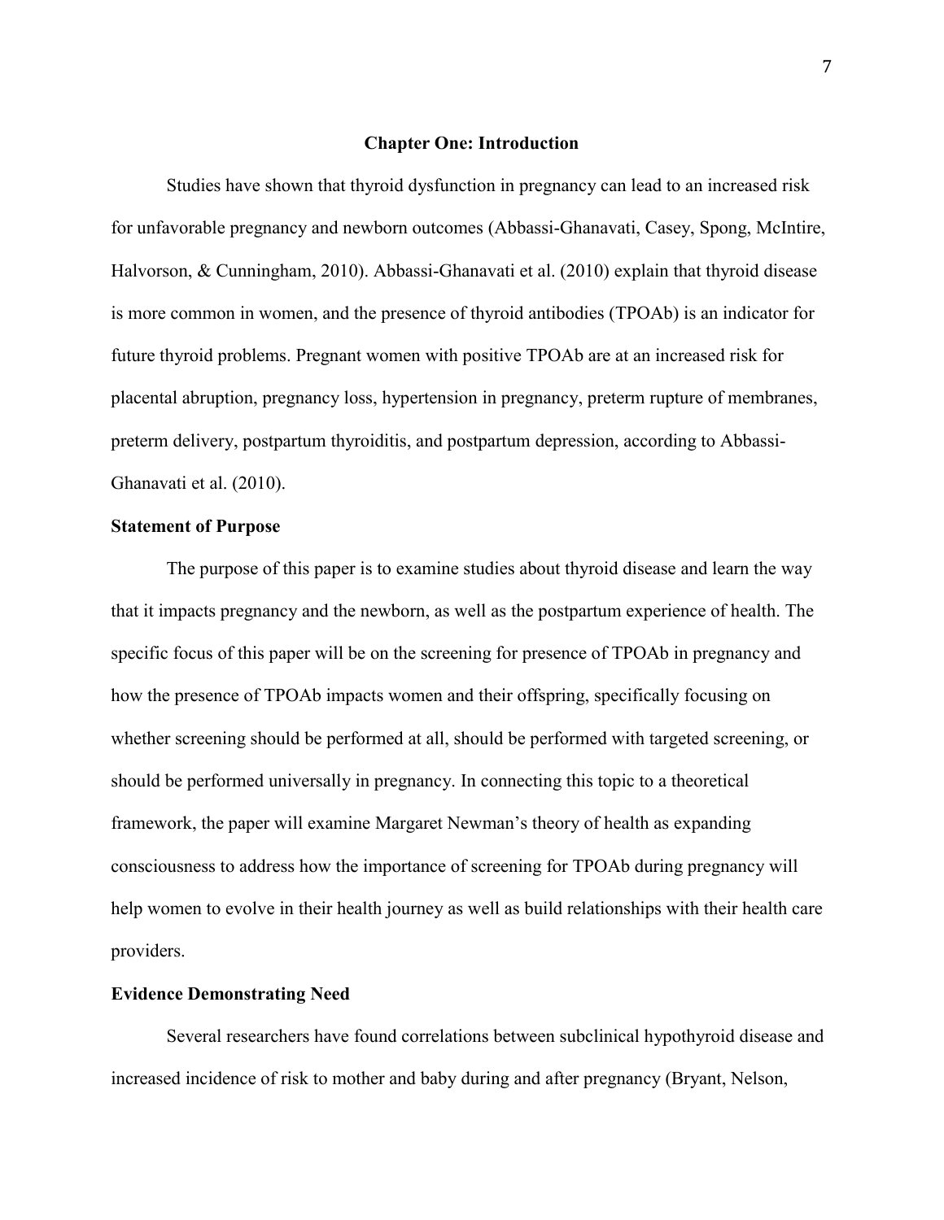# Chapter One: Introduction

Studies have shown that thyroid dysfunction in pregnancy can lead to an increased risk for unfavorable pregnancy and newborn outcomes (Abbassi-Ghanavati, Casey, Spong, McIntire, Halvorson, & Cunningham, 2010). Abbassi-Ghanavati et al. (2010) explain that thyroid disease is more common in women, and the presence of thyroid antibodies (TPOAb) is an indicator for future thyroid problems. Pregnant women with positive TPOAb are at an increased risk for placental abruption, pregnancy loss, hypertension in pregnancy, preterm rupture of membranes, preterm delivery, postpartum thyroiditis, and postpartum depression, according to Abbassi-Ghanavati et al. (2010).

## Statement of Purpose

The purpose of this paper is to examine studies about thyroid disease and learn the way that it impacts pregnancy and the newborn, as well as the postpartum experience of health. The specific focus of this paper will be on the screening for presence of TPOAb in pregnancy and how the presence of TPOAb impacts women and their offspring, specifically focusing on whether screening should be performed at all, should be performed with targeted screening, or should be performed universally in pregnancy. In connecting this topic to a theoretical framework, the paper will examine Margaret Newman's theory of health as expanding consciousness to address how the importance of screening for TPOAb during pregnancy will help women to evolve in their health journey as well as build relationships with their health care providers.

## Evidence Demonstrating Need

Several researchers have found correlations between subclinical hypothyroid disease and increased incidence of risk to mother and baby during and after pregnancy (Bryant, Nelson,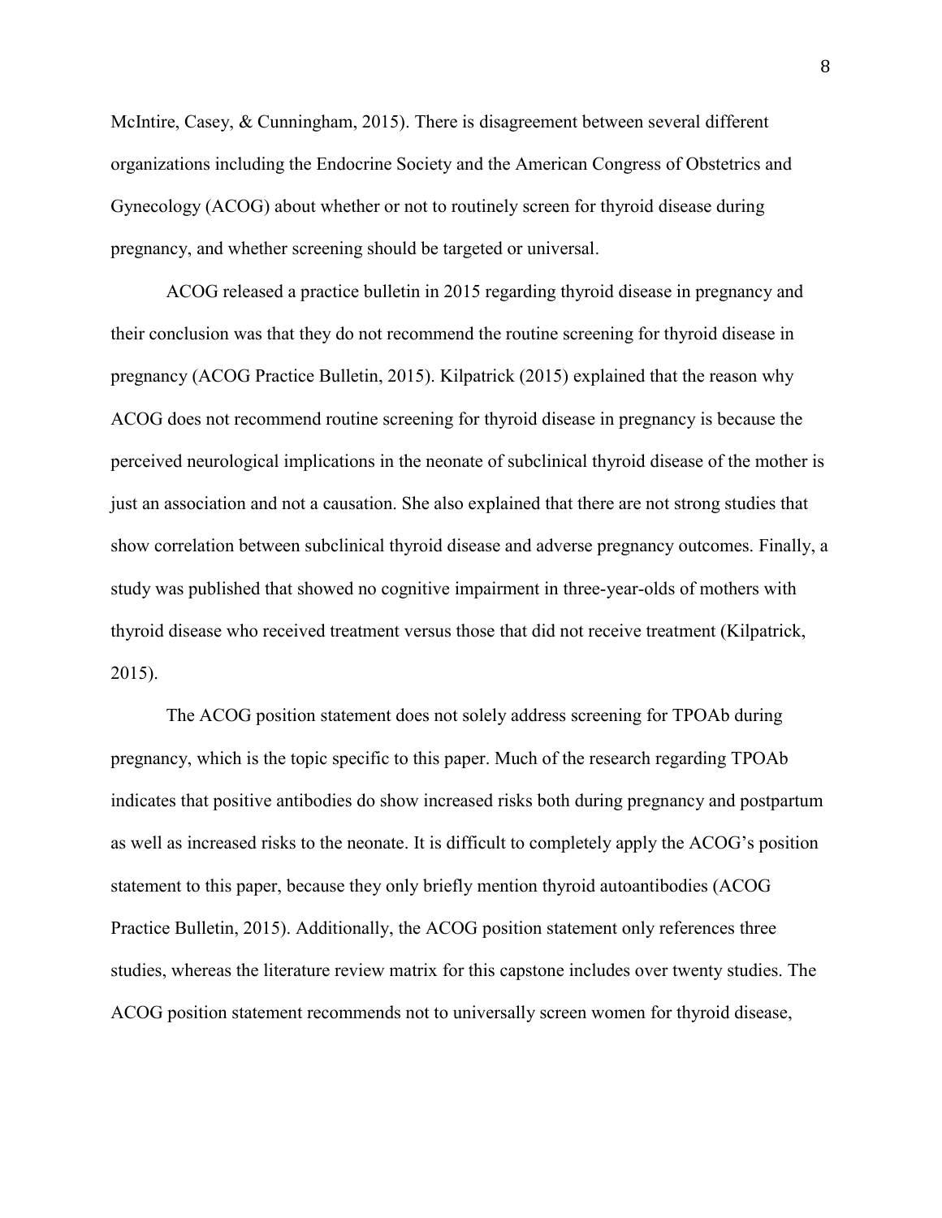McIntire, Casey, & Cunningham, 2015). There is disagreement between several different organizations including the Endocrine Society and the American Congress of Obstetrics and Gynecology (ACOG) about whether or not to routinely screen for thyroid disease during pregnancy, and whether screening should be targeted or universal.

ACOG released a practice bulletin in 2015 regarding thyroid disease in pregnancy and their conclusion was that they do not recommend the routine screening for thyroid disease in pregnancy (ACOG Practice Bulletin, 2015). Kilpatrick (2015) explained that the reason why ACOG does not recommend routine screening for thyroid disease in pregnancy is because the perceived neurological implications in the neonate of subclinical thyroid disease of the mother is just an association and not a causation. She also explained that there are not strong studies that show correlation between subclinical thyroid disease and adverse pregnancy outcomes. Finally, a study was published that showed no cognitive impairment in three-year-olds of mothers with thyroid disease who received treatment versus those that did not receive treatment (Kilpatrick, 2015).

The ACOG position statement does not solely address screening for TPOAb during pregnancy, which is the topic specific to this paper. Much of the research regarding TPOAb indicates that positive antibodies do show increased risks both during pregnancy and postpartum as well as increased risks to the neonate. It is difficult to completely apply the ACOG's position statement to this paper, because they only briefly mention thyroid autoantibodies (ACOG Practice Bulletin, 2015). Additionally, the ACOG position statement only references three studies, whereas the literature review matrix for this capstone includes over twenty studies. The ACOG position statement recommends not to universally screen women for thyroid disease,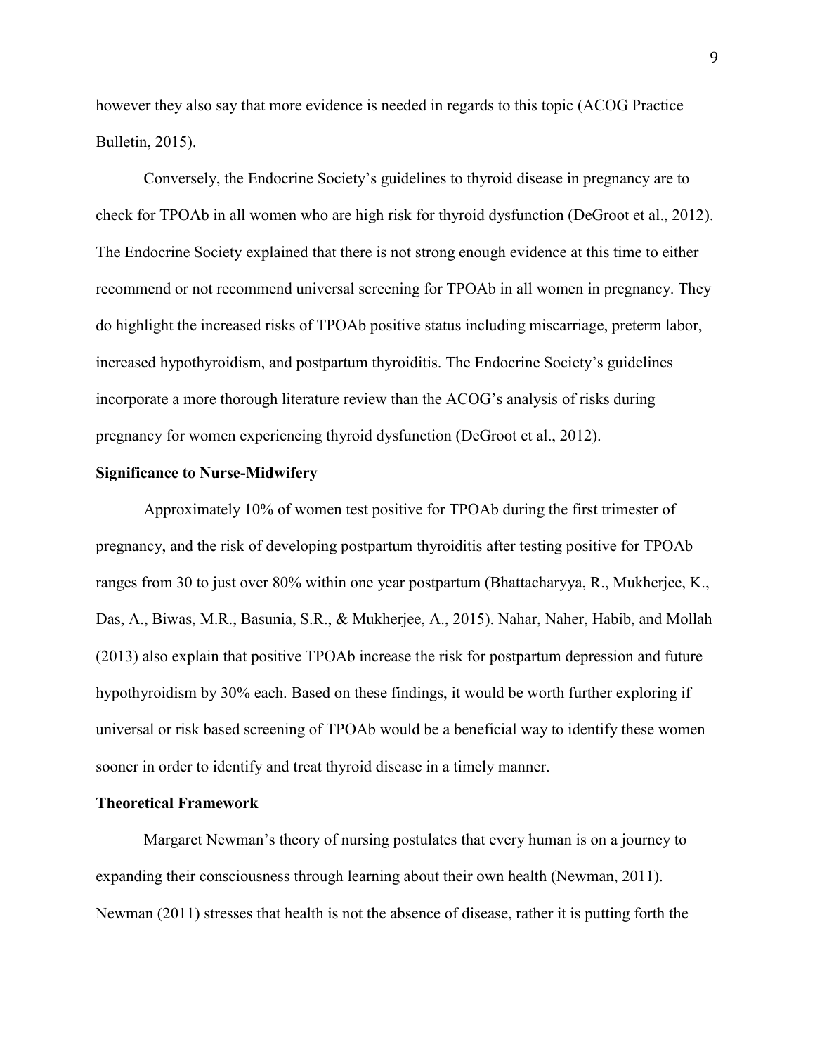however they also say that more evidence is needed in regards to this topic (ACOG Practice Bulletin, 2015).

Conversely, the Endocrine Society's guidelines to thyroid disease in pregnancy are to check for TPOAb in all women who are high risk for thyroid dysfunction (DeGroot et al., 2012). The Endocrine Society explained that there is not strong enough evidence at this time to either recommend or not recommend universal screening for TPOAb in all women in pregnancy. They do highlight the increased risks of TPOAb positive status including miscarriage, preterm labor, increased hypothyroidism, and postpartum thyroiditis. The Endocrine Society's guidelines incorporate a more thorough literature review than the ACOG's analysis of risks during pregnancy for women experiencing thyroid dysfunction (DeGroot et al., 2012).

**Significance to Nurse-Midwifery**

Approximately 10% of women test positive for TPOAb during the first trimester of pregnancy, and the risk of developing postpartum thyroiditis after testing positive for TPOAb ranges from 30 to just over 80% within one year postpartum (Bhattacharyya, R., Mukherjee, K., Das, A., Biwas, M.R., Basunia, S.R., & Mukherjee, A., 2015). Nahar, Naher, Habib, and Mollah (2013) also explain that positive TPOAb increase the risk for postpartum depression and future hypothyroidism by 30% each. Based on these findings, it would be worth further exploring if universal or risk based screening of TPOAb would be a beneficial way to identify these women sooner in order to identify and treat thyroid disease in a timely manner.

**Theoretical Framework**

Margaret Newman's theory of nursing postulates that every human is on a journey to expanding their consciousness through learning about their own health (Newman, 2011). Newman (2011) stresses that health is not the absence of disease, rather it is putting forth the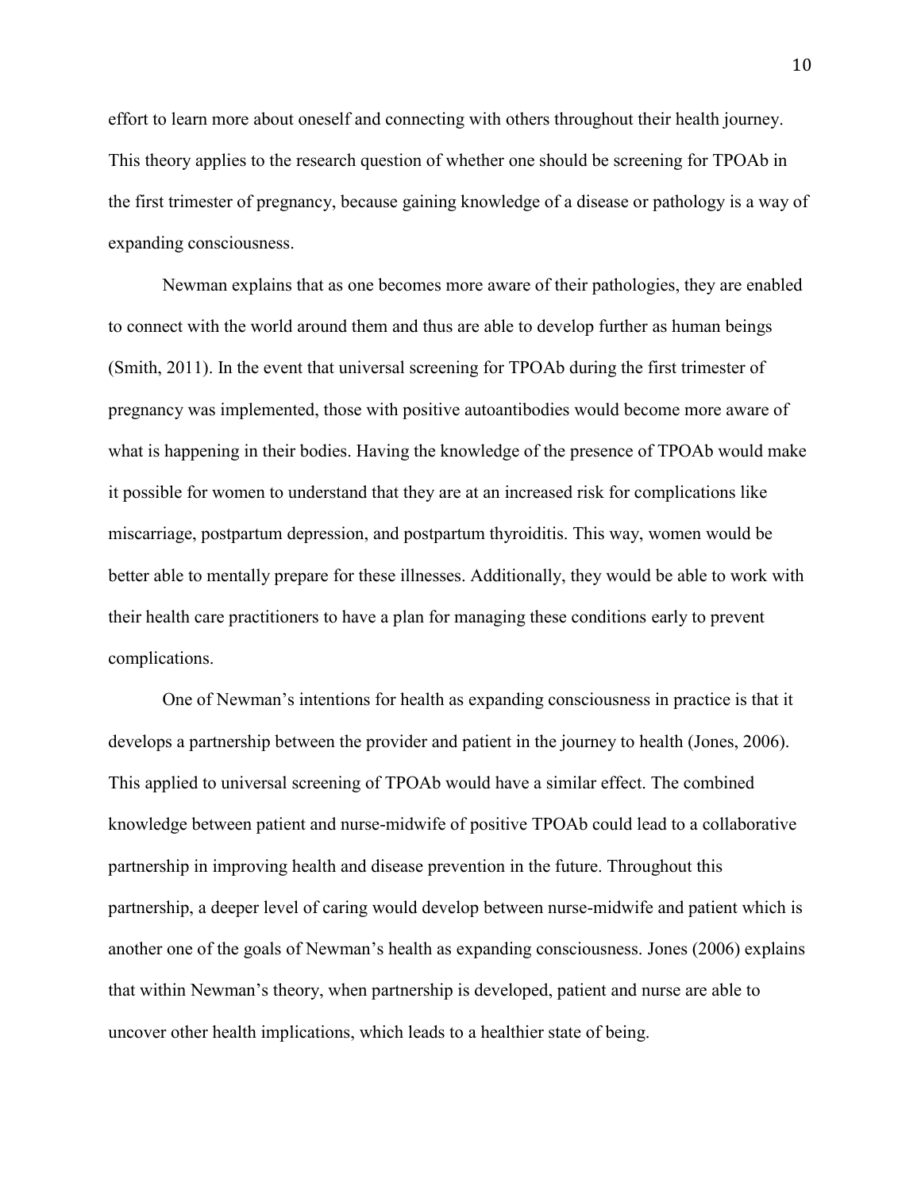effort to learn more about oneself and connecting with others throughout their health journey. This theory applies to the research question of whether one should be screening for TPOAb in the first trimester of pregnancy, because gaining knowledge of a disease or pathology is a way of expanding consciousness.

Newman explains that as one becomes more aware of their pathologies, they are enabled to connect with the world around them and thus are able to develop further as human beings (Smith, 2011). In the event that universal screening for TPOAb during the first trimester of pregnancy was implemented, those with positive autoantibodies would become more aware of what is happening in their bodies. Having the knowledge of the presence of TPOAb would make it possible for women to understand that they are at an increased risk for complications like miscarriage, postpartum depression, and postpartum thyroiditis. This way, women would be better able to mentally prepare for these illnesses. Additionally, they would be able to work with their health care practitioners to have a plan for managing these conditions early to prevent complications.

One of Newman's intentions for health as expanding consciousness in practice is that it develops a partnership between the provider and patient in the journey to health (Jones, 2006). This applied to universal screening of TPOAb would have a similar effect. The combined knowledge between patient and nurse-midwife of positive TPOAb could lead to a collaborative partnership in improving health and disease prevention in the future. Throughout this partnership, a deeper level of caring would develop between nurse-midwife and patient which is another one of the goals of Newman's health as expanding consciousness. Jones (2006) explains that within Newman's theory, when partnership is developed, patient and nurse are able to uncover other health implications, which leads to a healthier state of being.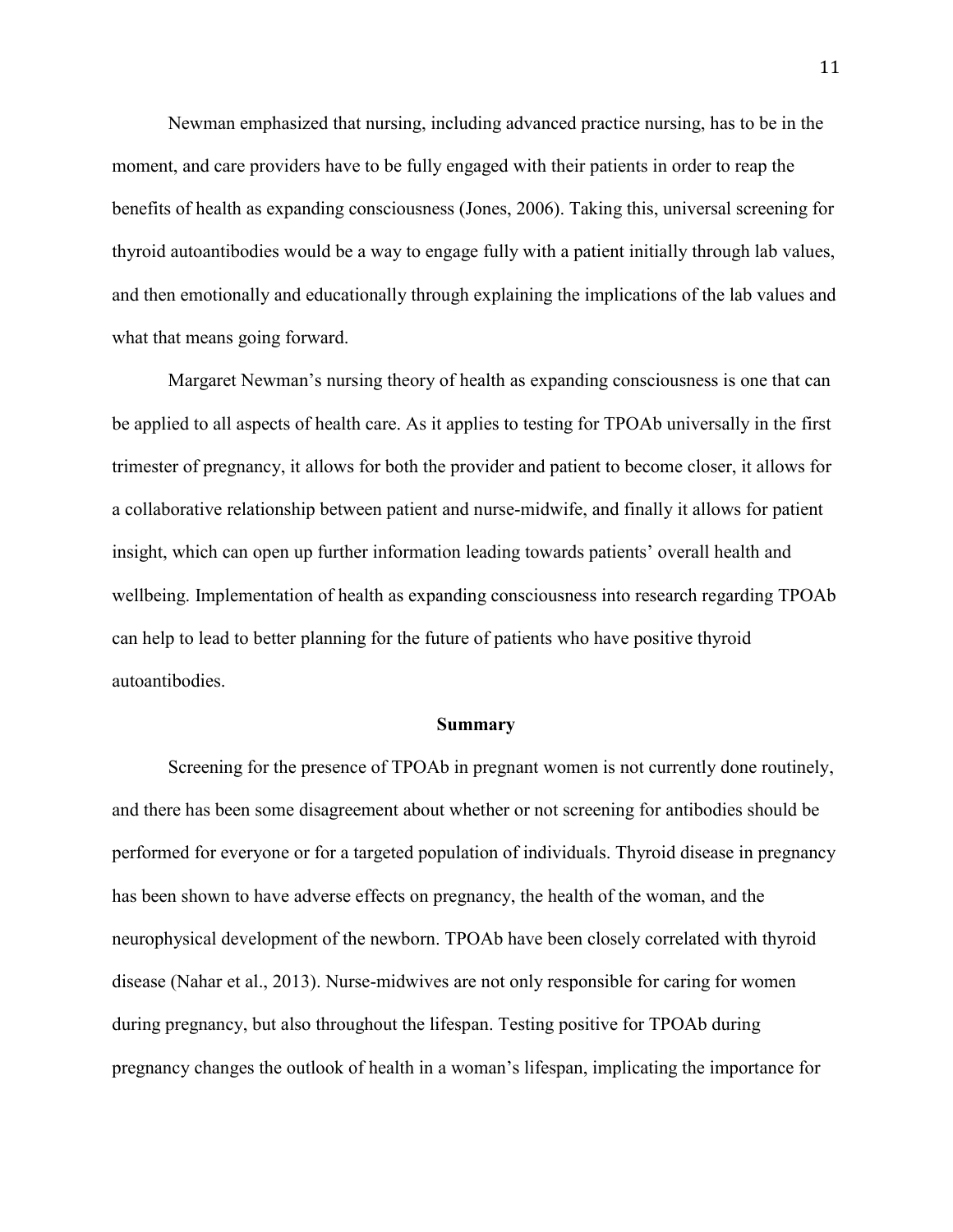Newman emphasized that nursing, including advanced practice nursing, has to be in the moment, and care providers have to be fully engaged with their patients in order to reap the benefits of health as expanding consciousness (Jones, 2006). Taking this, universal screening for thyroid autoantibodies would be a way to engage fully with a patient initially through lab values, and then emotionally and educationally through explaining the implications of the lab values and what that means going forward.

Margaret Newman's nursing theory of health as expanding consciousness is one that can be applied to all aspects of health care. As it applies to testing for TPOAb universally in the first trimester of pregnancy, it allows for both the provider and patient to become closer, it allows for a collaborative relationship between patient and nurse-midwife, and finally it allows for patient insight, which can open up further information leading towards patients' overall health and wellbeing. Implementation of health as expanding consciousness into research regarding TPOAb can help to lead to better planning for the future of patients who have positive thyroid autoantibodies.

## Summary

Screening for the presence of TPOAb in pregnant women is not currently done routinely, and there has been some disagreement about whether or not screening for antibodies should be performed for everyone or for a targeted population of individuals. Thyroid disease in pregnancy has been shown to have adverse effects on pregnancy, the health of the woman, and the neurophysical development of the newborn. TPOAb have been closely correlated with thyroid disease (Nahar et al., 2013). Nurse-midwives are not only responsible for caring for women during pregnancy, but also throughout the lifespan. Testing positive for TPOAb during pregnancy changes the outlook of health in a woman's lifespan, implicating the importance for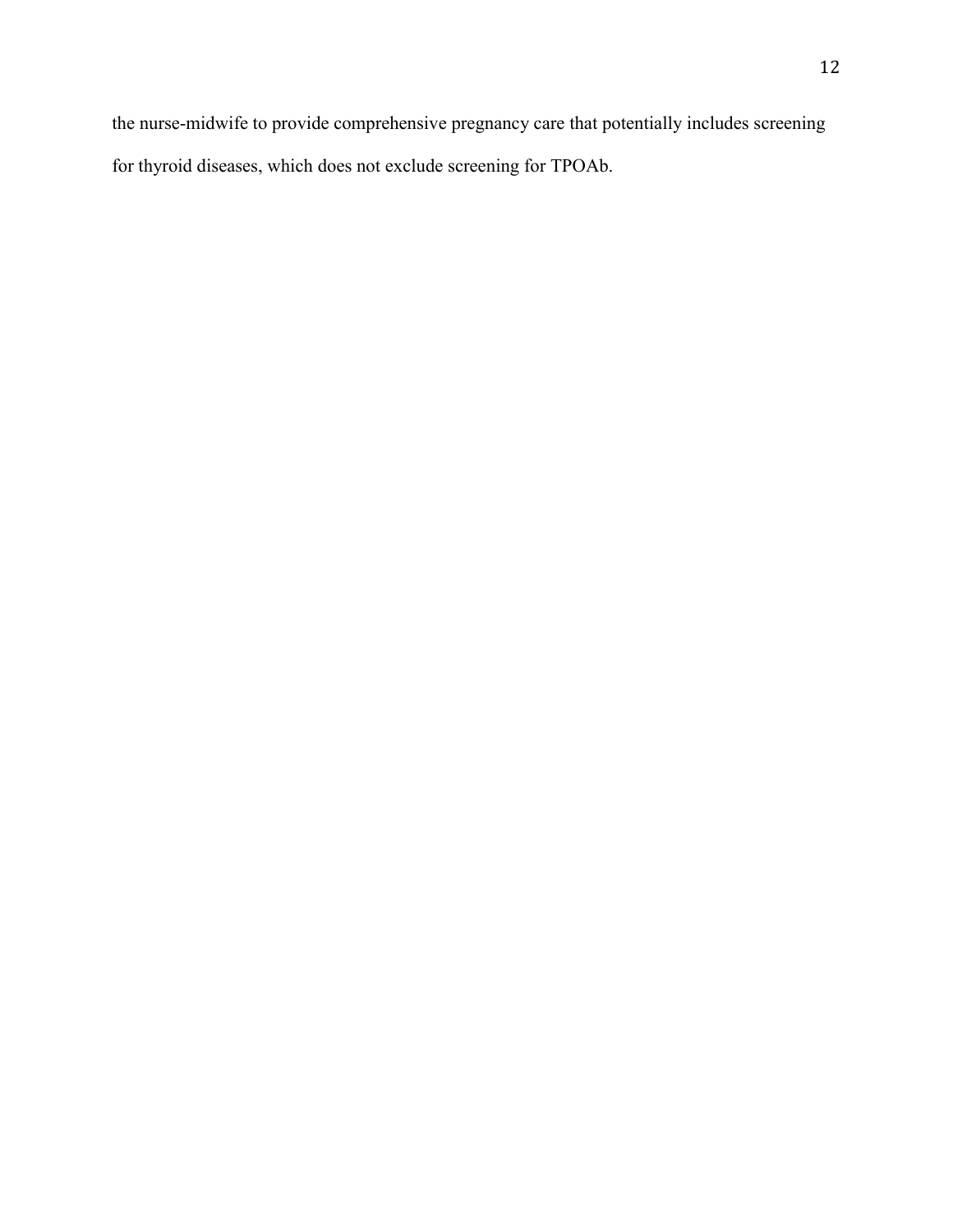the nurse-midwife to provide comprehensive pregnancy care that potentially includes screening for thyroid diseases, which does not exclude screening for TPOAb.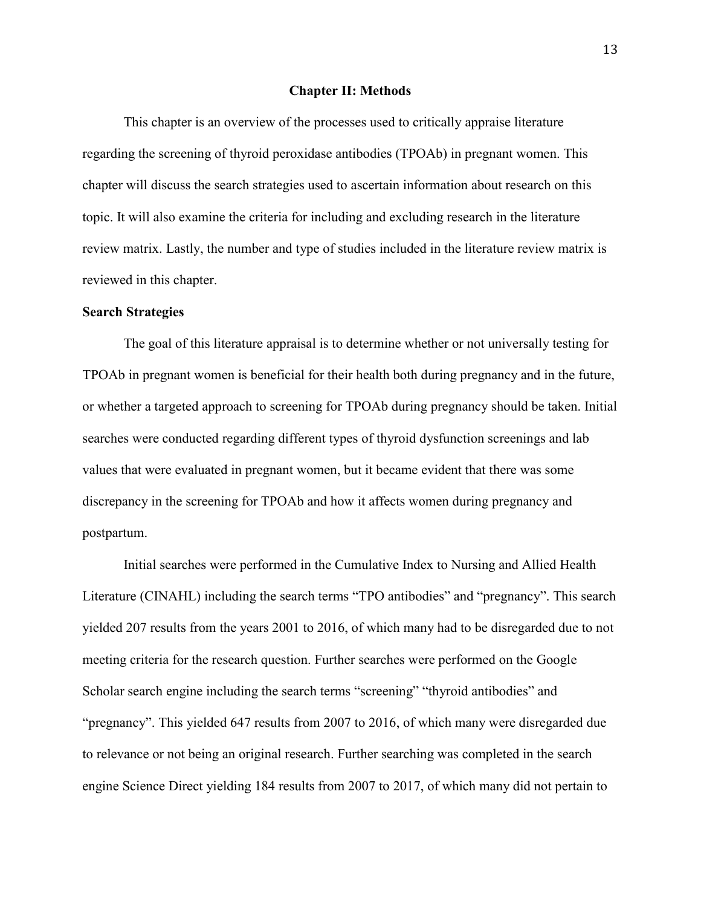## Chapter II: Methods

This chapter is an overview of the processes used to critically appraise literature regarding the screening of thyroid peroxidase antibodies (TPOAb) in pregnant women. This chapter will discuss the search strategies used to ascertain information about research on this topic. It will also examine the criteria for including and excluding research in the literature review matrix. Lastly, the number and type of studies included in the literature review matrix is reviewed in this chapter.

### Search Strategies

The goal of this literature appraisal is to determine whether or not universally testing for TPOAb in pregnant women is beneficial for their health both during pregnancy and in the future, or whether a targeted approach to screening for TPOAb during pregnancy should be taken. Initial searches were conducted regarding different types of thyroid dysfunction screenings and lab values that were evaluated in pregnant women, but it became evident that there was some discrepancy in the screening for TPOAb and how it affects women during pregnancy and postpartum.

Initial searches were performed in the Cumulative Index to Nursing and Allied Health Literature (CINAHL) including the search terms "TPO antibodies" and "pregnancy". This search yielded 207 results from the years 2001 to 2016, of which many had to be disregarded due to not meeting criteria for the research question. Further searches were performed on the Google Scholar search engine including the search terms "screening" "thyroid antibodies" and "pregnancy". This yielded 647 results from 2007 to 2016, of which many were disregarded due to relevance or not being an original research. Further searching was completed in the search engine Science Direct yielding 184 results from 2007 to 2017, of which many did not pertain to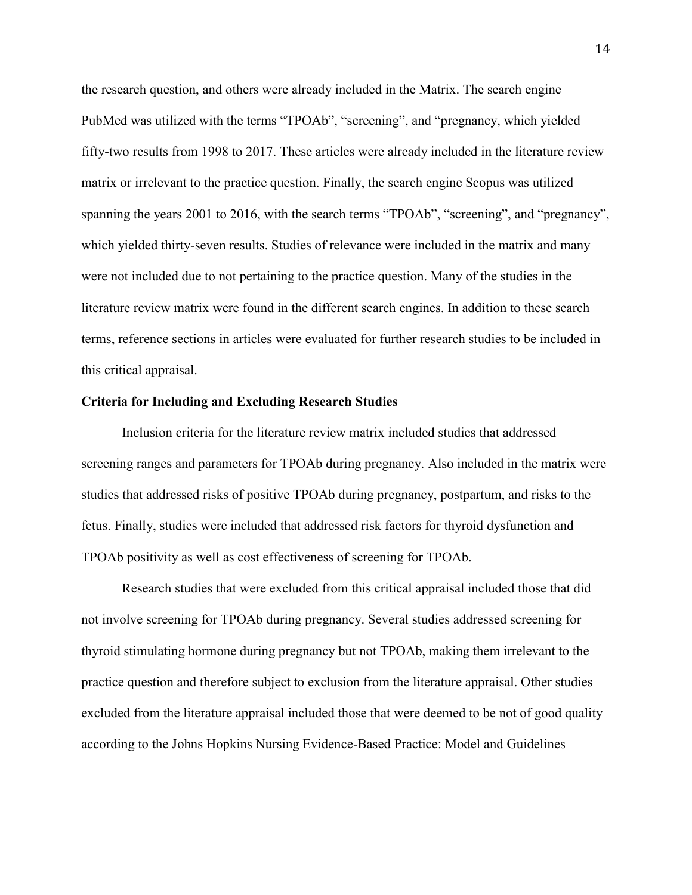the research question, and others were already included in the Matrix. The search engine PubMed was utilized with the terms "TPOAb", "screening", and "pregnancy, which yielded fifty-two results from 1998 to 2017. These articles were already included in the literature review matrix or irrelevant to the practice question. Finally, the search engine Scopus was utilized spanning the years 2001 to 2016, with the search terms "TPOAb", "screening", and "pregnancy", which yielded thirty-seven results. Studies of relevance were included in the matrix and many were not included due to not pertaining to the practice question. Many of the studies in the literature review matrix were found in the different search engines. In addition to these search terms, reference sections in articles were evaluated for further research studies to be included in this critical appraisal.

**Criteria for Including and Excluding Research Studies**

Inclusion criteria for the literature review matrix included studies that addressed screening ranges and parameters for TPOAb during pregnancy. Also included in the matrix were studies that addressed risks of positive TPOAb during pregnancy, postpartum, and risks to the fetus. Finally, studies were included that addressed risk factors for thyroid dysfunction and TPOAb positivity as well as cost effectiveness of screening for TPOAb.

Research studies that were excluded from this critical appraisal included those that did not involve screening for TPOAb during pregnancy. Several studies addressed screening for thyroid stimulating hormone during pregnancy but not TPOAb, making them irrelevant to the practice question and therefore subject to exclusion from the literature appraisal. Other studies excluded from the literature appraisal included those that were deemed to be not of good quality according to the Johns Hopkins Nursing Evidence-Based Practice: Model and Guidelines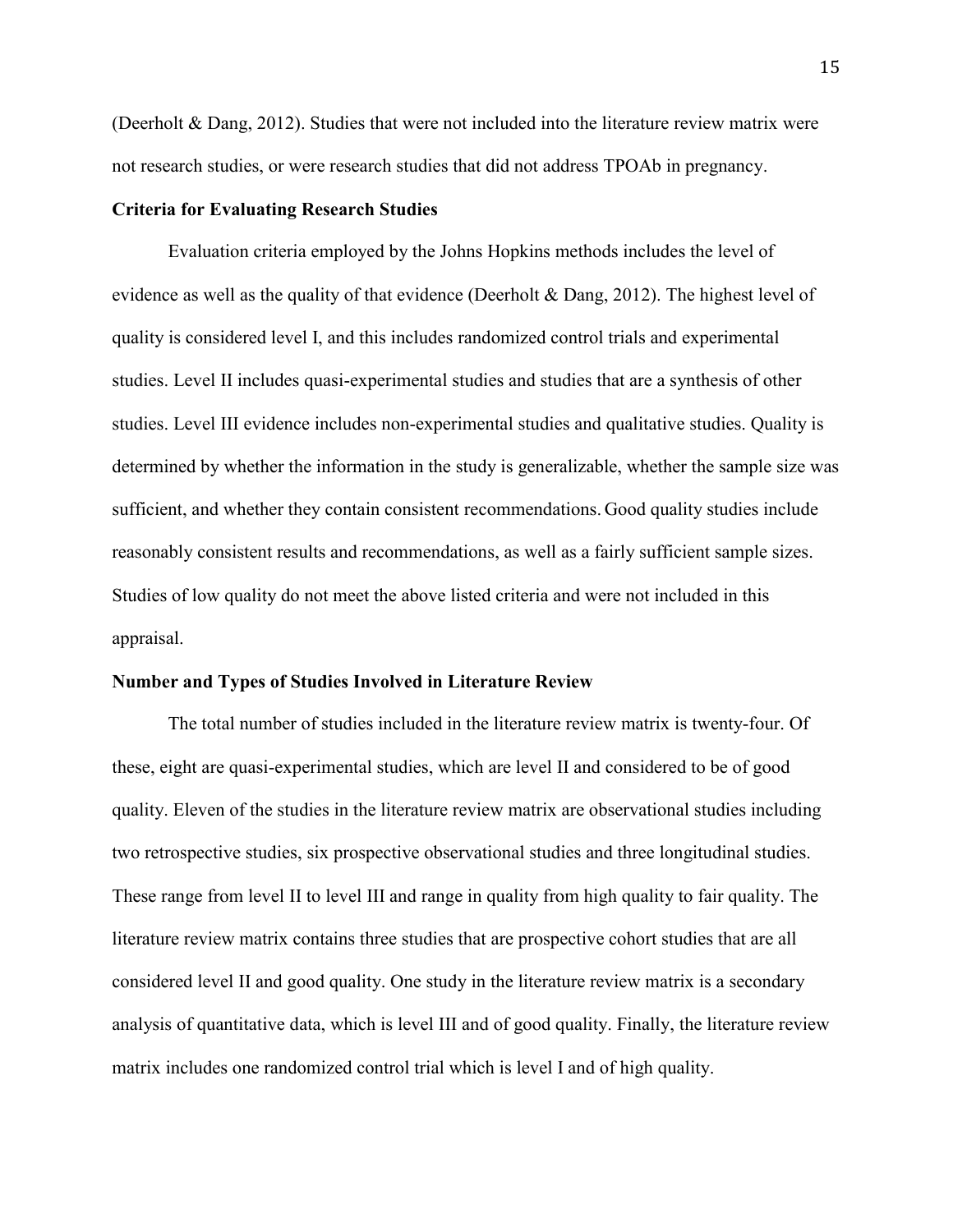(Deerholt & Dang, 2012). Studies that were not included into the literature review matrix were not research studies, or were research studies that did not address TPOAb in pregnancy.

### Criteria for Evaluating Research Studies

Evaluation criteria employed by the Johns Hopkins methods includes the level of evidence as well as the quality of that evidence (Deerholt & Dang, 2012). The highest level of quality is considered level I, and this includes randomized control trials and experimental studies. Level II includes quasi-experimental studies and studies that are a synthesis of other studies. Level III evidence includes non-experimental studies and qualitative studies. Quality is determined by whether the information in the study is generalizable, whether the sample size was sufficient, and whether they contain consistent recommendations. Good quality studies include reasonably consistent results and recommendations, as well as a fairly sufficient sample sizes. Studies of low quality do not meet the above listed criteria and were not included in this appraisal.

### Number and Types of Studies Involved in Literature Review

The total number of studies included in the literature review matrix is twenty-four. Of these, eight are quasi-experimental studies, which are level II and considered to be of good quality. Eleven of the studies in the literature review matrix are observational studies including two retrospective studies, six prospective observational studies and three longitudinal studies. These range from level II to level III and range in quality from high quality to fair quality. The literature review matrix contains three studies that are prospective cohort studies that are all considered level II and good quality. One study in the literature review matrix is a secondary analysis of quantitative data, which is level III and of good quality. Finally, the literature review matrix includes one randomized control trial which is level I and of high quality.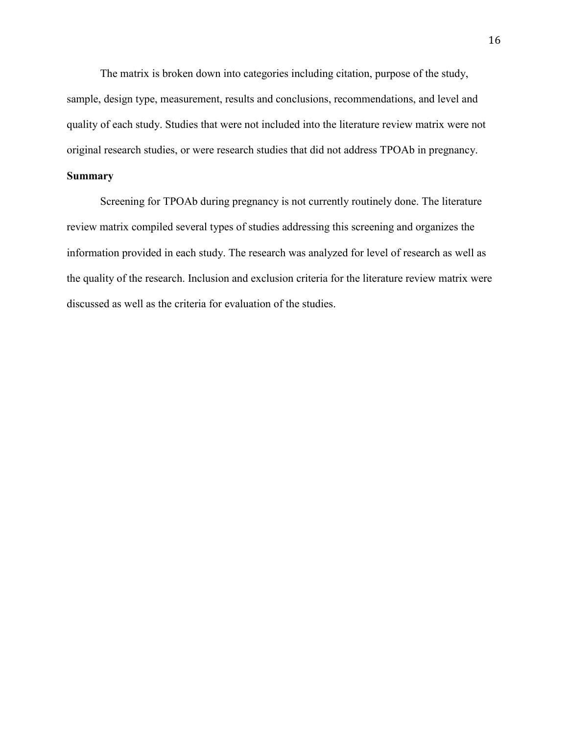The matrix is broken down into categories including citation, purpose of the study, sample, design type, measurement, results and conclusions, recommendations, and level and quality of each study. Studies that were not included into the literature review matrix were not original research studies, or were research studies that did not address TPOAb in pregnancy.

**Summary**

Screening for TPOAb during pregnancy is not currently routinely done. The literature review matrix compiled several types of studies addressing this screening and organizes the information provided in each study. The research was analyzed for level of research as well as the quality of the research. Inclusion and exclusion criteria for the literature review matrix were discussed as well as the criteria for evaluation of the studies.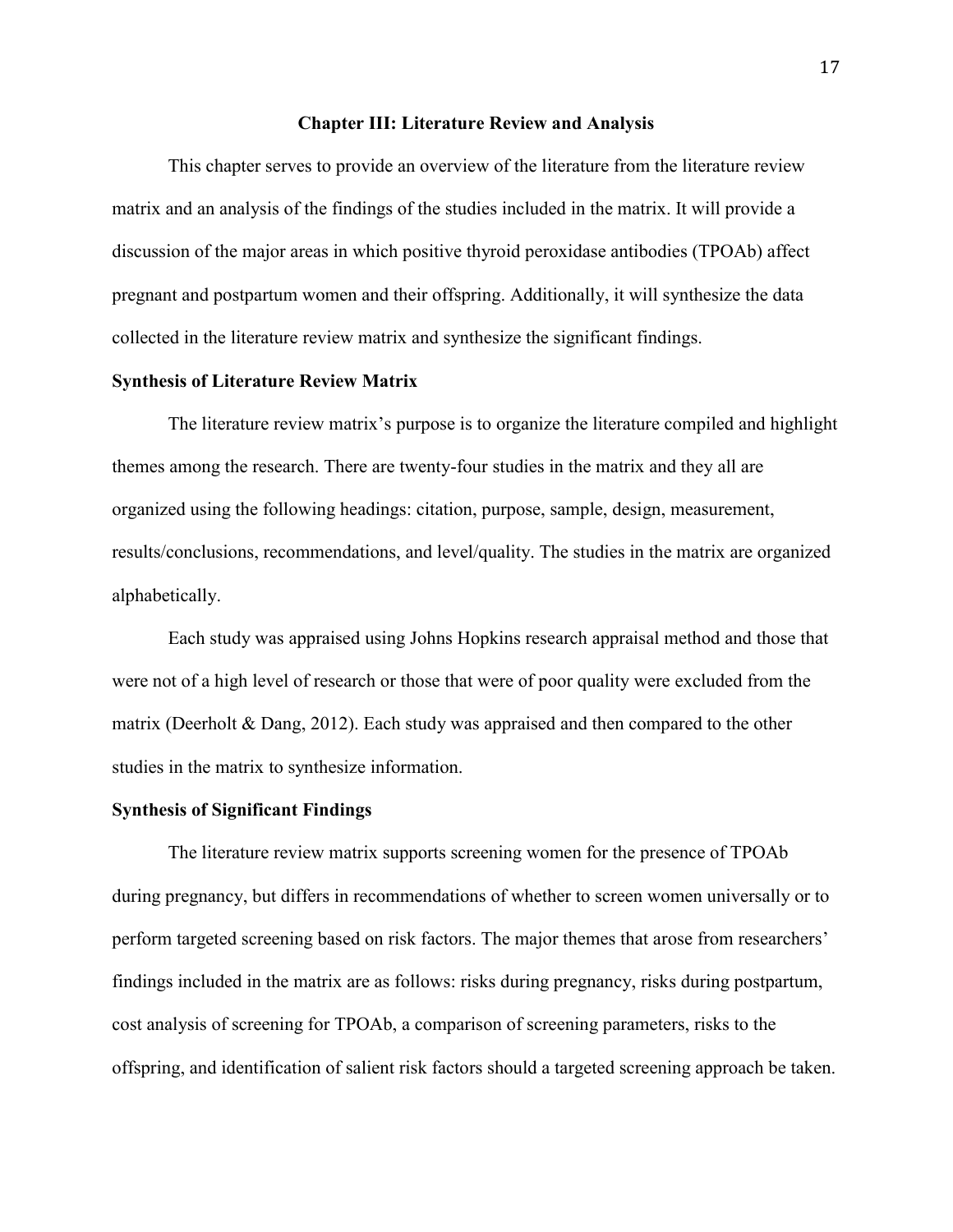# Chapter III: Literature Review and Analysis

This chapter serves to provide an overview of the literature from the literature review matrix and an analysis of the findings of the studies included in the matrix. It will provide a discussion of the major areas in which positive thyroid peroxidase antibodies (TPOAb) affect pregnant and postpartum women and their offspring. Additionally, it will synthesize the data collected in the literature review matrix and synthesize the significant findings.

## Synthesis of Literature Review Matrix

The literature review matrix's purpose is to organize the literature compiled and highlight themes among the research. There are twenty-four studies in the matrix and they all are organized using the following headings: citation, purpose, sample, design, measurement, results/conclusions, recommendations, and level/quality. The studies in the matrix are organized alphabetically.

Each study was appraised using Johns Hopkins research appraisal method and those that were not of a high level of research or those that were of poor quality were excluded from the matrix (Deerholt & Dang, 2012). Each study was appraised and then compared to the other studies in the matrix to synthesize information.

## Synthesis of Significant Findings

The literature review matrix supports screening women for the presence of TPOAb during pregnancy, but differs in recommendations of whether to screen women universally or to perform targeted screening based on risk factors. The major themes that arose from researchers' findings included in the matrix are as follows: risks during pregnancy, risks during postpartum, cost analysis of screening for TPOAb, a comparison of screening parameters, risks to the offspring, and identification of salient risk factors should a targeted screening approach be taken.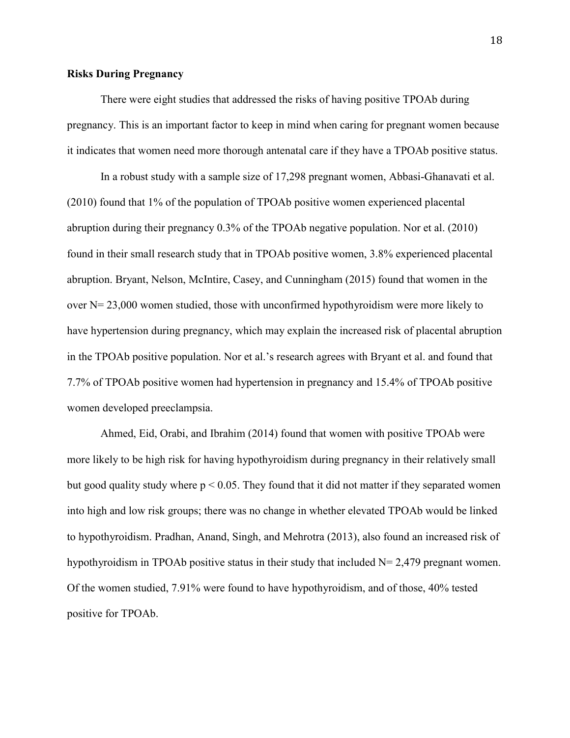**Risks During Pregnancy**

There were eight studies that addressed the risks of having positive TPOAb during pregnancy. This is an important factor to keep in mind when caring for pregnant women because it indicates that women need more thorough antenatal care if they have a TPOAb positive status.

In a robust study with a sample size of 17,298 pregnant women, Abbasi-Ghanavati et al. (2010) found that 1% of the population of TPOAb positive women experienced placental abruption during their pregnancy 0.3% of the TPOAb negative population. Nor et al. (2010) found in their small research study that in TPOAb positive women, 3.8% experienced placental abruption. Bryant, Nelson, McIntire, Casey, and Cunningham (2015) found that women in the over N= 23,000 women studied, those with unconfirmed hypothyroidism were more likely to have hypertension during pregnancy, which may explain the increased risk of placental abruption in the TPOAb positive population. Nor et al.'s research agrees with Bryant et al. and found that 7.7% of TPOAb positive women had hypertension in pregnancy and 15.4% of TPOAb positive women developed preeclampsia.

Ahmed, Eid, Orabi, and Ibrahim (2014) found that women with positive TPOAb were more likely to be high risk for having hypothyroidism during pregnancy in their relatively small but good quality study where $p < 0.05$. They found that it did not matter if they separated women into high and low risk groups; there was no change in whether elevated TPOAb would be linked to hypothyroidism. Pradhan, Anand, Singh, and Mehrotra (2013), also found an increased risk of hypothyroidism in TPOAb positive status in their study that included N= 2,479 pregnant women. Of the women studied, 7.91% were found to have hypothyroidism, and of those, 40% tested positive for TPOAb.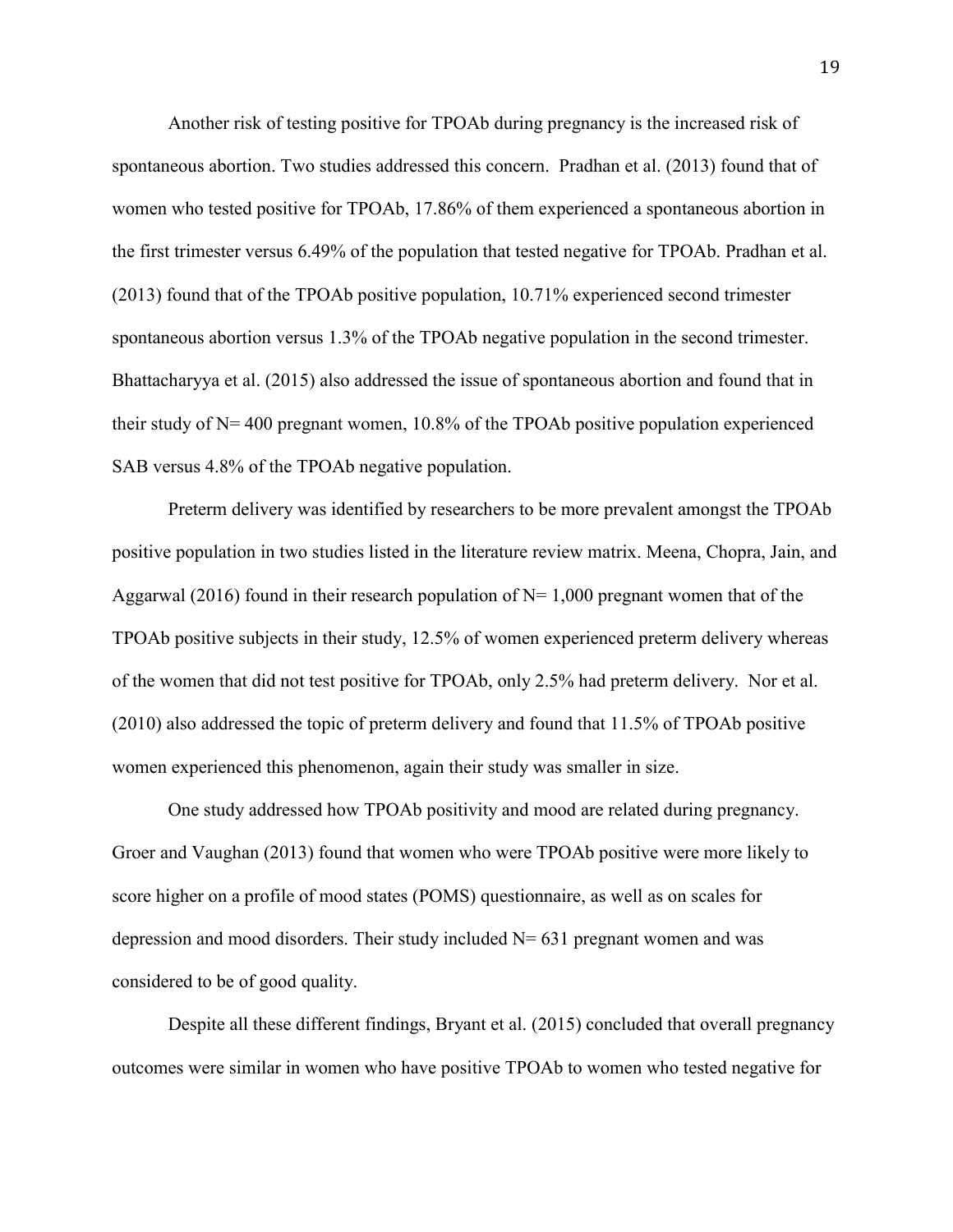Another risk of testing positive for TPOAb during pregnancy is the increased risk of spontaneous abortion. Two studies addressed this concern. Pradhan et al. (2013) found that of women who tested positive for TPOAb, 17.86% of them experienced a spontaneous abortion in the first trimester versus 6.49% of the population that tested negative for TPOAb. Pradhan et al. (2013) found that of the TPOAb positive population, 10.71% experienced second trimester spontaneous abortion versus 1.3% of the TPOAb negative population in the second trimester. Bhattacharyya et al. (2015) also addressed the issue of spontaneous abortion and found that in their study of N= 400 pregnant women, 10.8% of the TPOAb positive population experienced SAB versus 4.8% of the TPOAb negative population.

Preterm delivery was identified by researchers to be more prevalent amongst the TPOAb positive population in two studies listed in the literature review matrix. Meena, Chopra, Jain, and Aggarwal (2016) found in their research population of N= 1,000 pregnant women that of the TPOAb positive subjects in their study, 12.5% of women experienced preterm delivery whereas of the women that did not test positive for TPOAb, only 2.5% had preterm delivery. Nor et al. (2010) also addressed the topic of preterm delivery and found that 11.5% of TPOAb positive women experienced this phenomenon, again their study was smaller in size.

One study addressed how TPOAb positivity and mood are related during pregnancy. Groer and Vaughan (2013) found that women who were TPOAb positive were more likely to score higher on a profile of mood states (POMS) questionnaire, as well as on scales for depression and mood disorders. Their study included N= 631 pregnant women and was considered to be of good quality.

Despite all these different findings, Bryant et al. (2015) concluded that overall pregnancy outcomes were similar in women who have positive TPOAb to women who tested negative for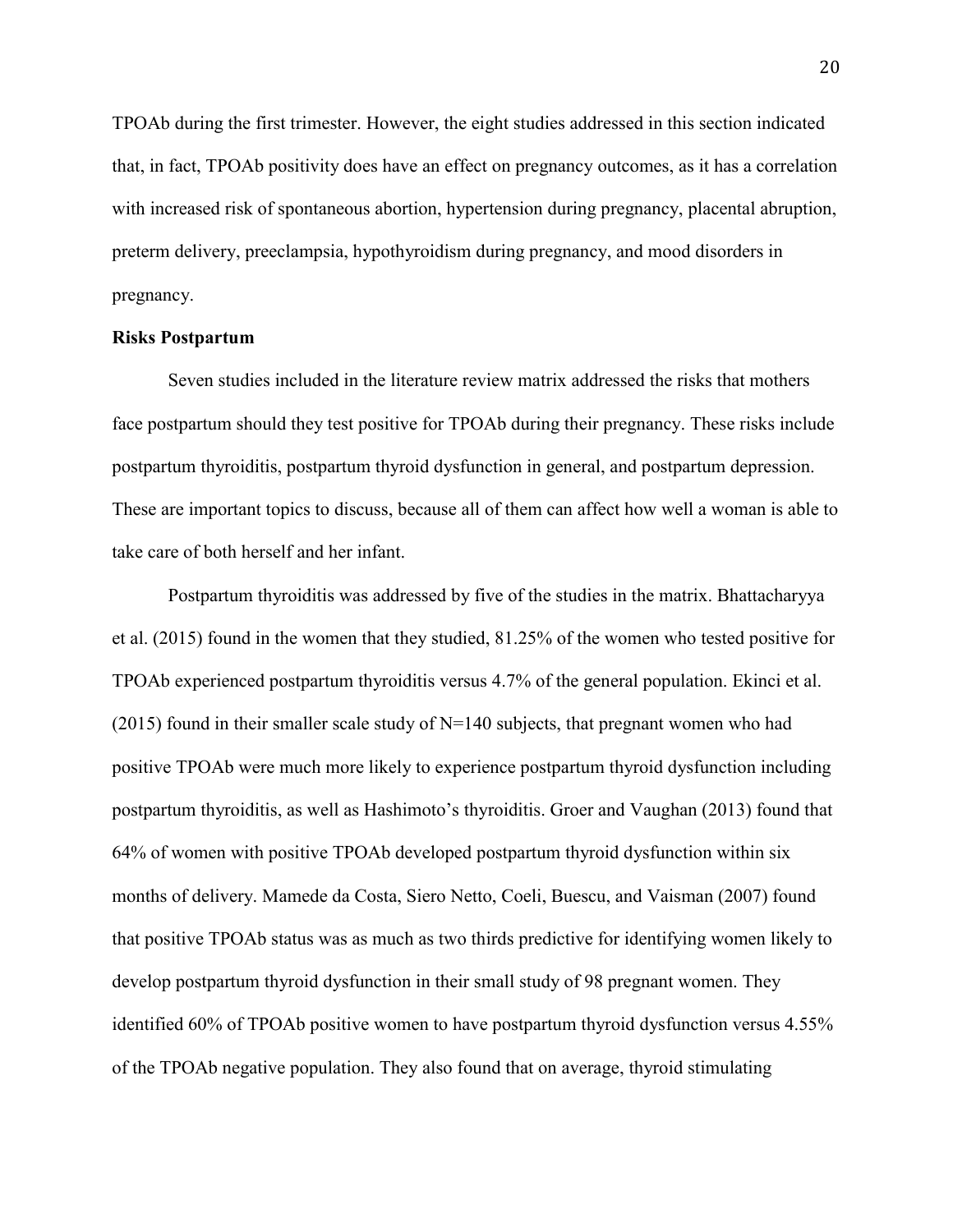TPOAb during the first trimester. However, the eight studies addressed in this section indicated that, in fact, TPOAb positivity does have an effect on pregnancy outcomes, as it has a correlation with increased risk of spontaneous abortion, hypertension during pregnancy, placental abruption, preterm delivery, preeclampsia, hypothyroidism during pregnancy, and mood disorders in pregnancy.

**Risks Postpartum**

Seven studies included in the literature review matrix addressed the risks that mothers face postpartum should they test positive for TPOAb during their pregnancy. These risks include postpartum thyroiditis, postpartum thyroid dysfunction in general, and postpartum depression. These are important topics to discuss, because all of them can affect how well a woman is able to take care of both herself and her infant.

Postpartum thyroiditis was addressed by five of the studies in the matrix. Bhattacharyya et al. (2015) found in the women that they studied, 81.25% of the women who tested positive for TPOAb experienced postpartum thyroiditis versus 4.7% of the general population. Ekinci et al. (2015) found in their smaller scale study of N=140 subjects, that pregnant women who had positive TPOAb were much more likely to experience postpartum thyroid dysfunction including postpartum thyroiditis, as well as Hashimoto's thyroiditis. Groer and Vaughan (2013) found that 64% of women with positive TPOAb developed postpartum thyroid dysfunction within six months of delivery. Mamede da Costa, Siero Netto, Coeli, Buescu, and Vaisman (2007) found that positive TPOAb status was as much as two thirds predictive for identifying women likely to develop postpartum thyroid dysfunction in their small study of 98 pregnant women. They identified 60% of TPOAb positive women to have postpartum thyroid dysfunction versus 4.55% of the TPOAb negative population. They also found that on average, thyroid stimulating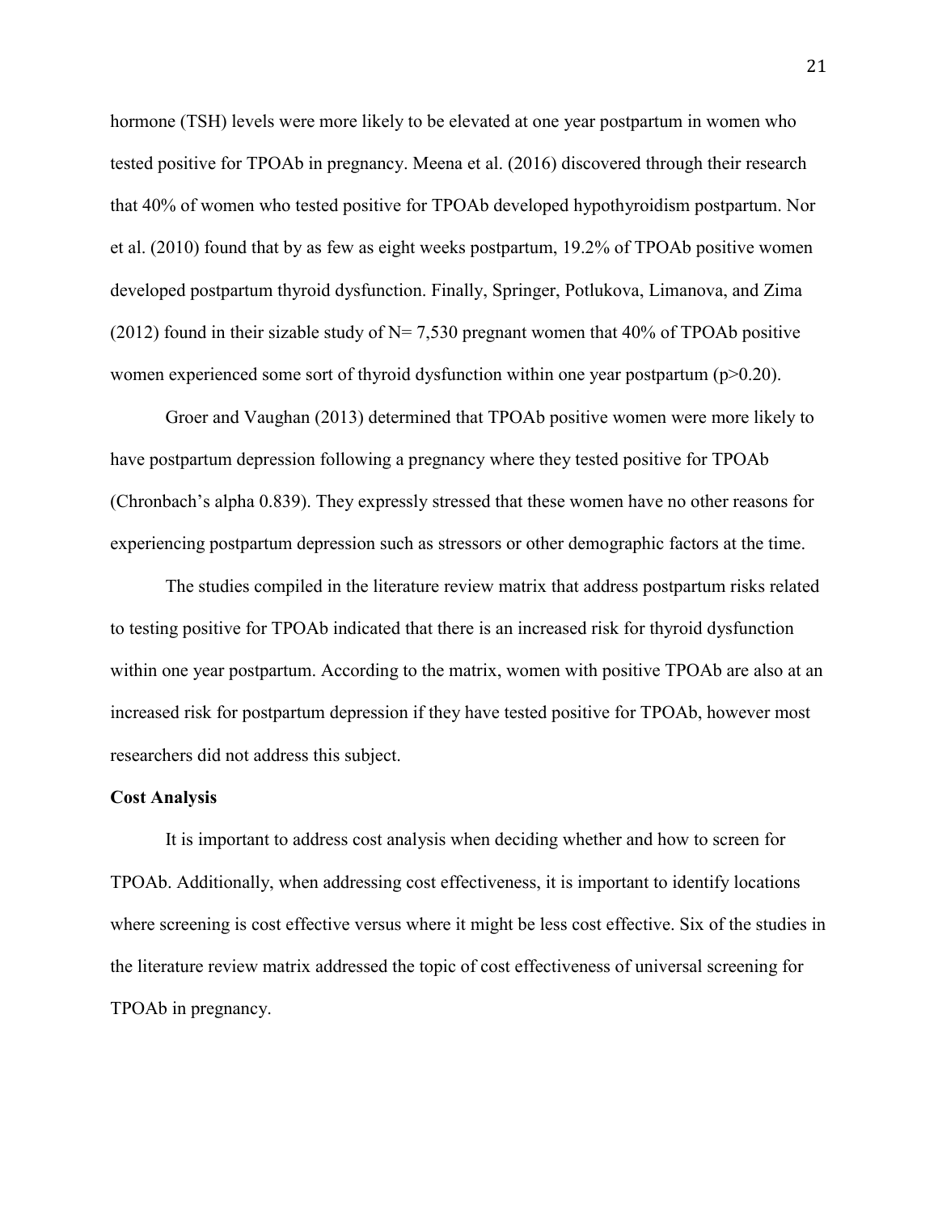hormone (TSH) levels were more likely to be elevated at one year postpartum in women who tested positive for TPOAb in pregnancy. Meena et al. (2016) discovered through their research that 40% of women who tested positive for TPOAb developed hypothyroidism postpartum. Nor et al. (2010) found that by as few as eight weeks postpartum, 19.2% of TPOAb positive women developed postpartum thyroid dysfunction. Finally, Springer, Potlukova, Limanova, and Zima (2012) found in their sizable study of $N = 7{,}530$ pregnant women that 40% of TPOAb positive women experienced some sort of thyroid dysfunction within one year postpartum ($p > 0.20$).

Groer and Vaughan (2013) determined that TPOAb positive women were more likely to have postpartum depression following a pregnancy where they tested positive for TPOAb (Chronbach's alpha 0.839). They expressly stressed that these women have no other reasons for experiencing postpartum depression such as stressors or other demographic factors at the time.

The studies compiled in the literature review matrix that address postpartum risks related to testing positive for TPOAb indicated that there is an increased risk for thyroid dysfunction within one year postpartum. According to the matrix, women with positive TPOAb are also at an increased risk for postpartum depression if they have tested positive for TPOAb, however most researchers did not address this subject.

**Cost Analysis**

It is important to address cost analysis when deciding whether and how to screen for TPOAb. Additionally, when addressing cost effectiveness, it is important to identify locations where screening is cost effective versus where it might be less cost effective. Six of the studies in the literature review matrix addressed the topic of cost effectiveness of universal screening for TPOAb in pregnancy.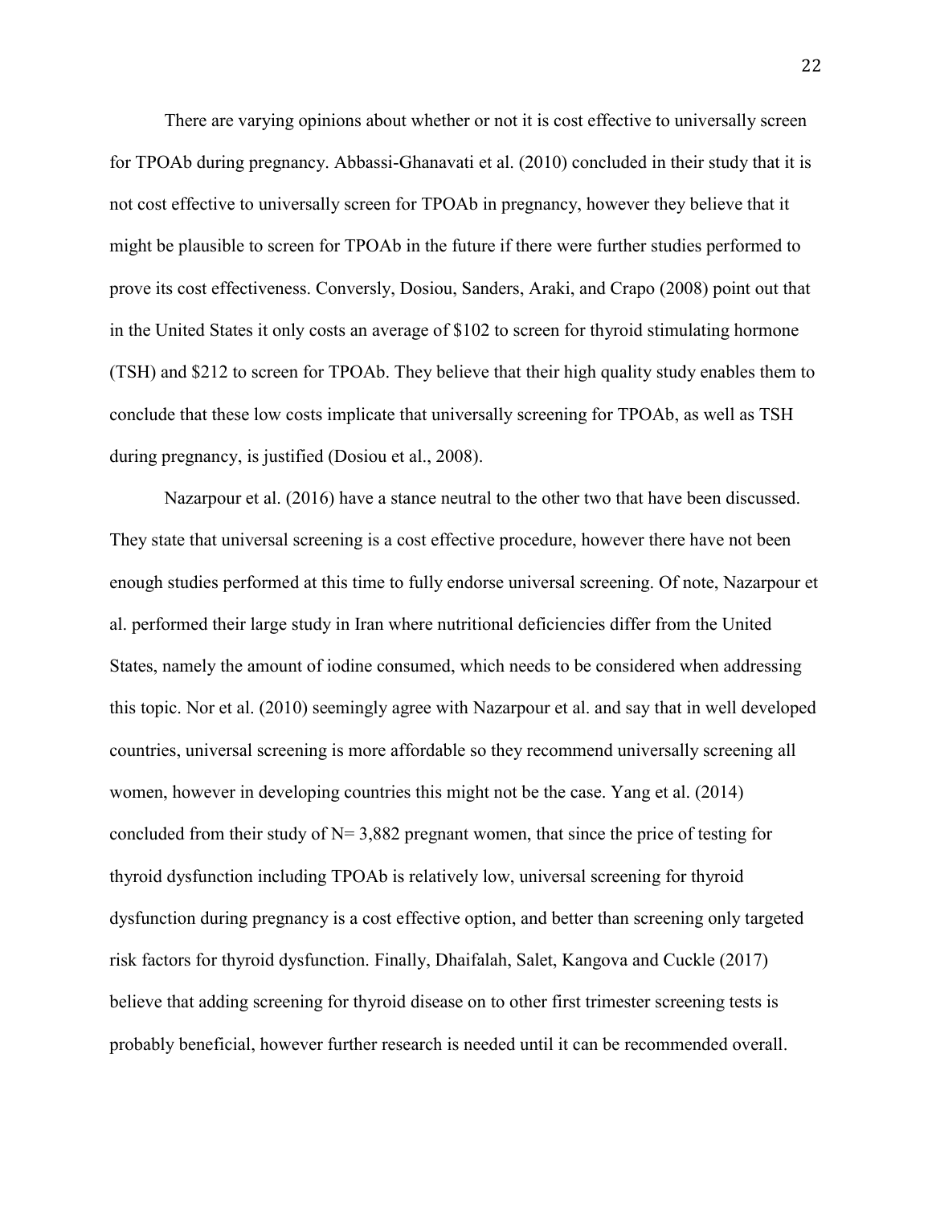There are varying opinions about whether or not it is cost effective to universally screen for TPOAb during pregnancy. Abbassi-Ghanavati et al. (2010) concluded in their study that it is not cost effective to universally screen for TPOAb in pregnancy, however they believe that it might be plausible to screen for TPOAb in the future if there were further studies performed to prove its cost effectiveness. Conversly, Dosiou, Sanders, Araki, and Crapo (2008) point out that in the United States it only costs an average of $102 to screen for thyroid stimulating hormone (TSH) and $212 to screen for TPOAb. They believe that their high quality study enables them to conclude that these low costs implicate that universally screening for TPOAb, as well as TSH during pregnancy, is justified (Dosiou et al., 2008).

Nazarpour et al. (2016) have a stance neutral to the other two that have been discussed. They state that universal screening is a cost effective procedure, however there have not been enough studies performed at this time to fully endorse universal screening. Of note, Nazarpour et al. performed their large study in Iran where nutritional deficiencies differ from the United States, namely the amount of iodine consumed, which needs to be considered when addressing this topic. Nor et al. (2010) seemingly agree with Nazarpour et al. and say that in well developed countries, universal screening is more affordable so they recommend universally screening all women, however in developing countries this might not be the case. Yang et al. (2014) concluded from their study of N= 3,882 pregnant women, that since the price of testing for thyroid dysfunction including TPOAb is relatively low, universal screening for thyroid dysfunction during pregnancy is a cost effective option, and better than screening only targeted risk factors for thyroid dysfunction. Finally, Dhaifalah, Salet, Kangova and Cuckle (2017) believe that adding screening for thyroid disease on to other first trimester screening tests is probably beneficial, however further research is needed until it can be recommended overall.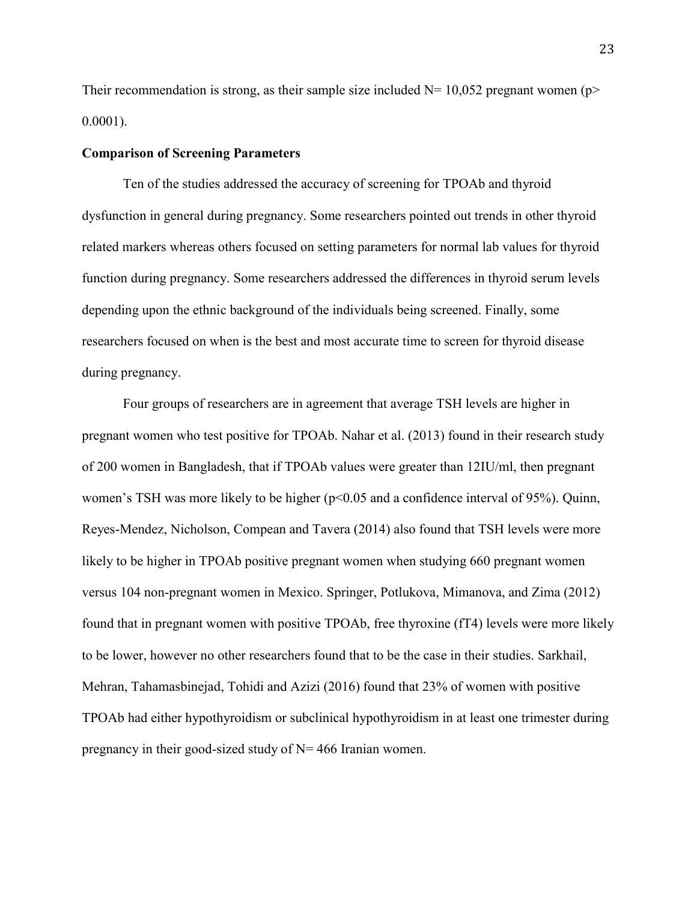Their recommendation is strong, as their sample size included N= 10,052 pregnant women ($p > 0.0001$).

**Comparison of Screening Parameters**

Ten of the studies addressed the accuracy of screening for TPOAb and thyroid dysfunction in general during pregnancy. Some researchers pointed out trends in other thyroid related markers whereas others focused on setting parameters for normal lab values for thyroid function during pregnancy. Some researchers addressed the differences in thyroid serum levels depending upon the ethnic background of the individuals being screened. Finally, some researchers focused on when is the best and most accurate time to screen for thyroid disease during pregnancy.

Four groups of researchers are in agreement that average TSH levels are higher in pregnant women who test positive for TPOAb. Nahar et al. (2013) found in their research study of 200 women in Bangladesh, that if TPOAb values were greater than 12IU/ml, then pregnant women's TSH was more likely to be higher ($p<0.05$ and a confidence interval of 95%). Quinn, Reyes-Mendez, Nicholson, Compean and Tavera (2014) also found that TSH levels were more likely to be higher in TPOAb positive pregnant women when studying 660 pregnant women versus 104 non-pregnant women in Mexico. Springer, Potlukova, Mimanova, and Zima (2012) found that in pregnant women with positive TPOAb, free thyroxine (fT4) levels were more likely to be lower, however no other researchers found that to be the case in their studies. Sarkhail, Mehran, Tahamasbinejad, Tohidi and Azizi (2016) found that 23% of women with positive TPOAb had either hypothyroidism or subclinical hypothyroidism in at least one trimester during pregnancy in their good-sized study of N= 466 Iranian women.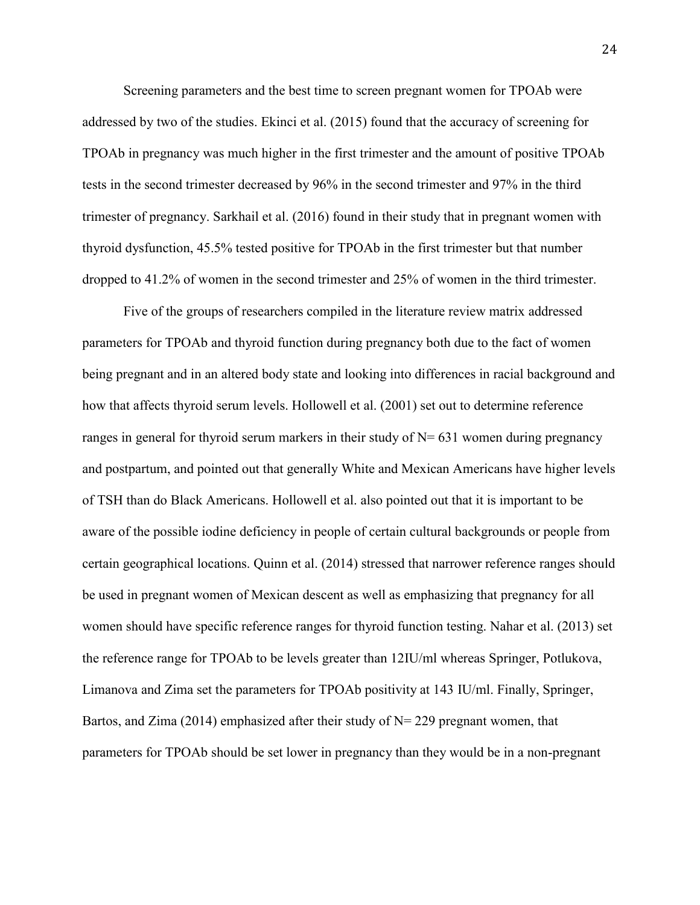Screening parameters and the best time to screen pregnant women for TPOAb were addressed by two of the studies. Ekinci et al. (2015) found that the accuracy of screening for TPOAb in pregnancy was much higher in the first trimester and the amount of positive TPOAb tests in the second trimester decreased by 96% in the second trimester and 97% in the third trimester of pregnancy. Sarkhail et al. (2016) found in their study that in pregnant women with thyroid dysfunction, 45.5% tested positive for TPOAb in the first trimester but that number dropped to 41.2% of women in the second trimester and 25% of women in the third trimester.

Five of the groups of researchers compiled in the literature review matrix addressed parameters for TPOAb and thyroid function during pregnancy both due to the fact of women being pregnant and in an altered body state and looking into differences in racial background and how that affects thyroid serum levels. Hollowell et al. (2001) set out to determine reference ranges in general for thyroid serum markers in their study of N= 631 women during pregnancy and postpartum, and pointed out that generally White and Mexican Americans have higher levels of TSH than do Black Americans. Hollowell et al. also pointed out that it is important to be aware of the possible iodine deficiency in people of certain cultural backgrounds or people from certain geographical locations. Quinn et al. (2014) stressed that narrower reference ranges should be used in pregnant women of Mexican descent as well as emphasizing that pregnancy for all women should have specific reference ranges for thyroid function testing. Nahar et al. (2013) set the reference range for TPOAb to be levels greater than 12IU/ml whereas Springer, Potlukova, Limanova and Zima set the parameters for TPOAb positivity at 143 IU/ml. Finally, Springer, Bartos, and Zima (2014) emphasized after their study of N= 229 pregnant women, that parameters for TPOAb should be set lower in pregnancy than they would be in a non-pregnant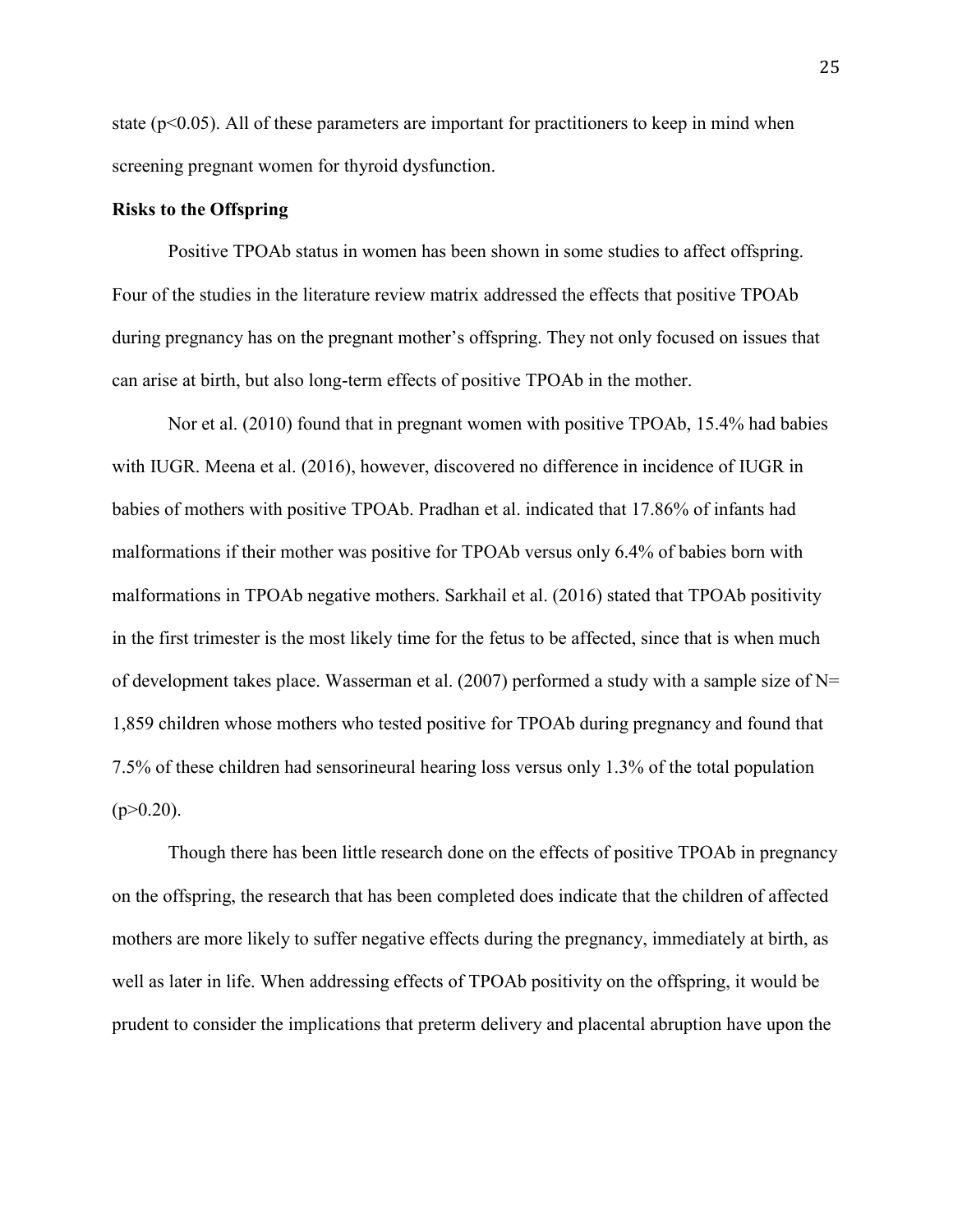state ($p<0.05$). All of these parameters are important for practitioners to keep in mind when screening pregnant women for thyroid dysfunction.

**Risks to the Offspring**

Positive TPOAb status in women has been shown in some studies to affect offspring. Four of the studies in the literature review matrix addressed the effects that positive TPOAb during pregnancy has on the pregnant mother's offspring. They not only focused on issues that can arise at birth, but also long-term effects of positive TPOAb in the mother.

Nor et al. (2010) found that in pregnant women with positive TPOAb, 15.4% had babies with IUGR. Meena et al. (2016), however, discovered no difference in incidence of IUGR in babies of mothers with positive TPOAb. Pradhan et al. indicated that 17.86% of infants had malformations if their mother was positive for TPOAb versus only 6.4% of babies born with malformations in TPOAb negative mothers. Sarkhail et al. (2016) stated that TPOAb positivity in the first trimester is the most likely time for the fetus to be affected, since that is when much of development takes place. Wasserman et al. (2007) performed a study with a sample size of N= 1,859 children whose mothers who tested positive for TPOAb during pregnancy and found that 7.5% of these children had sensorineural hearing loss versus only 1.3% of the total population ($p>0.20$).

Though there has been little research done on the effects of positive TPOAb in pregnancy on the offspring, the research that has been completed does indicate that the children of affected mothers are more likely to suffer negative effects during the pregnancy, immediately at birth, as well as later in life. When addressing effects of TPOAb positivity on the offspring, it would be prudent to consider the implications that preterm delivery and placental abruption have upon the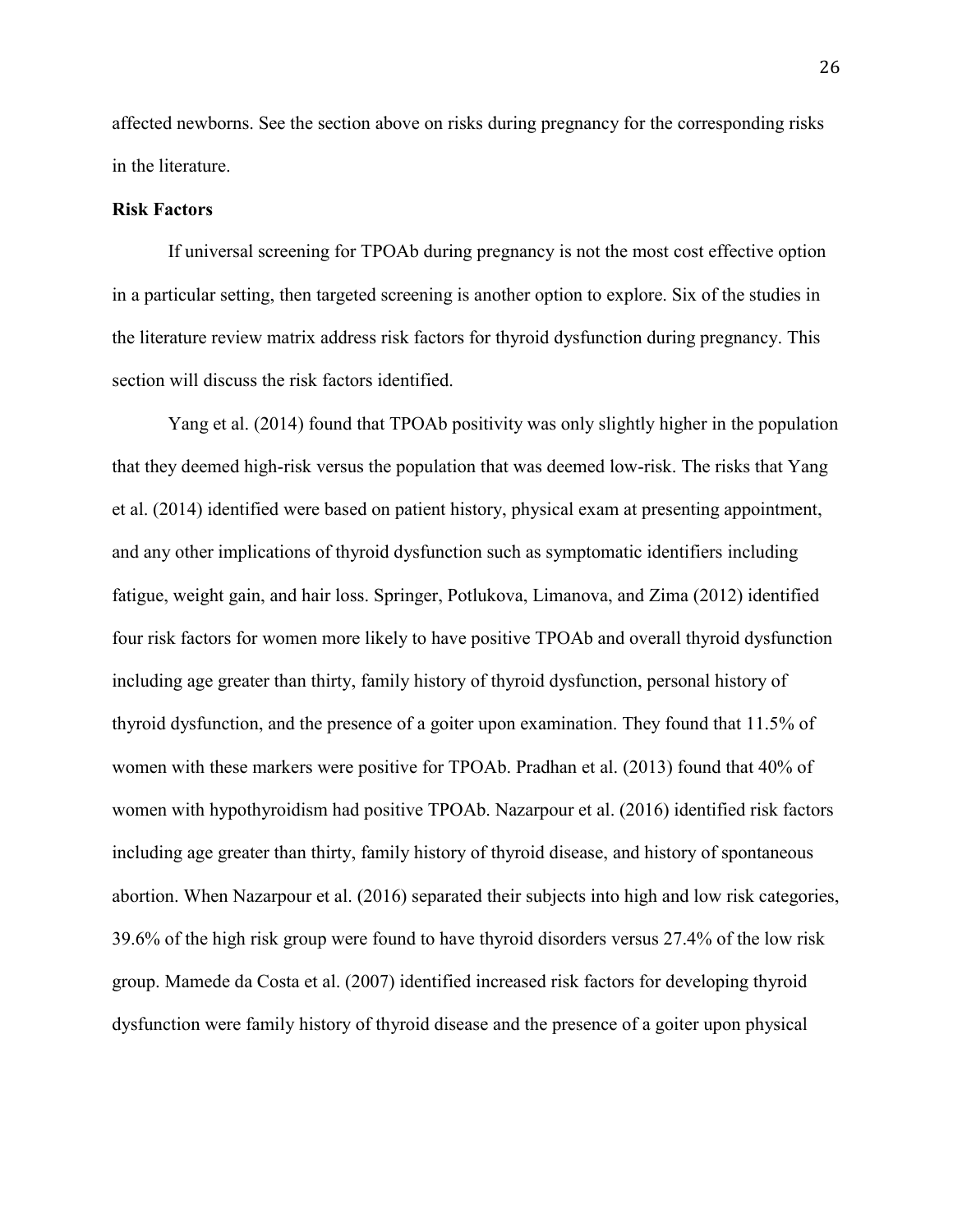affected newborns. See the section above on risks during pregnancy for the corresponding risks in the literature.

**Risk Factors**

If universal screening for TPOAb during pregnancy is not the most cost effective option in a particular setting, then targeted screening is another option to explore. Six of the studies in the literature review matrix address risk factors for thyroid dysfunction during pregnancy. This section will discuss the risk factors identified.

Yang et al. (2014) found that TPOAb positivity was only slightly higher in the population that they deemed high-risk versus the population that was deemed low-risk. The risks that Yang et al. (2014) identified were based on patient history, physical exam at presenting appointment, and any other implications of thyroid dysfunction such as symptomatic identifiers including fatigue, weight gain, and hair loss. Springer, Potlukova, Limanova, and Zima (2012) identified four risk factors for women more likely to have positive TPOAb and overall thyroid dysfunction including age greater than thirty, family history of thyroid dysfunction, personal history of thyroid dysfunction, and the presence of a goiter upon examination. They found that 11.5% of women with these markers were positive for TPOAb. Pradhan et al. (2013) found that 40% of women with hypothyroidism had positive TPOAb. Nazarpour et al. (2016) identified risk factors including age greater than thirty, family history of thyroid disease, and history of spontaneous abortion. When Nazarpour et al. (2016) separated their subjects into high and low risk categories, 39.6% of the high risk group were found to have thyroid disorders versus 27.4% of the low risk group. Mamede da Costa et al. (2007) identified increased risk factors for developing thyroid dysfunction were family history of thyroid disease and the presence of a goiter upon physical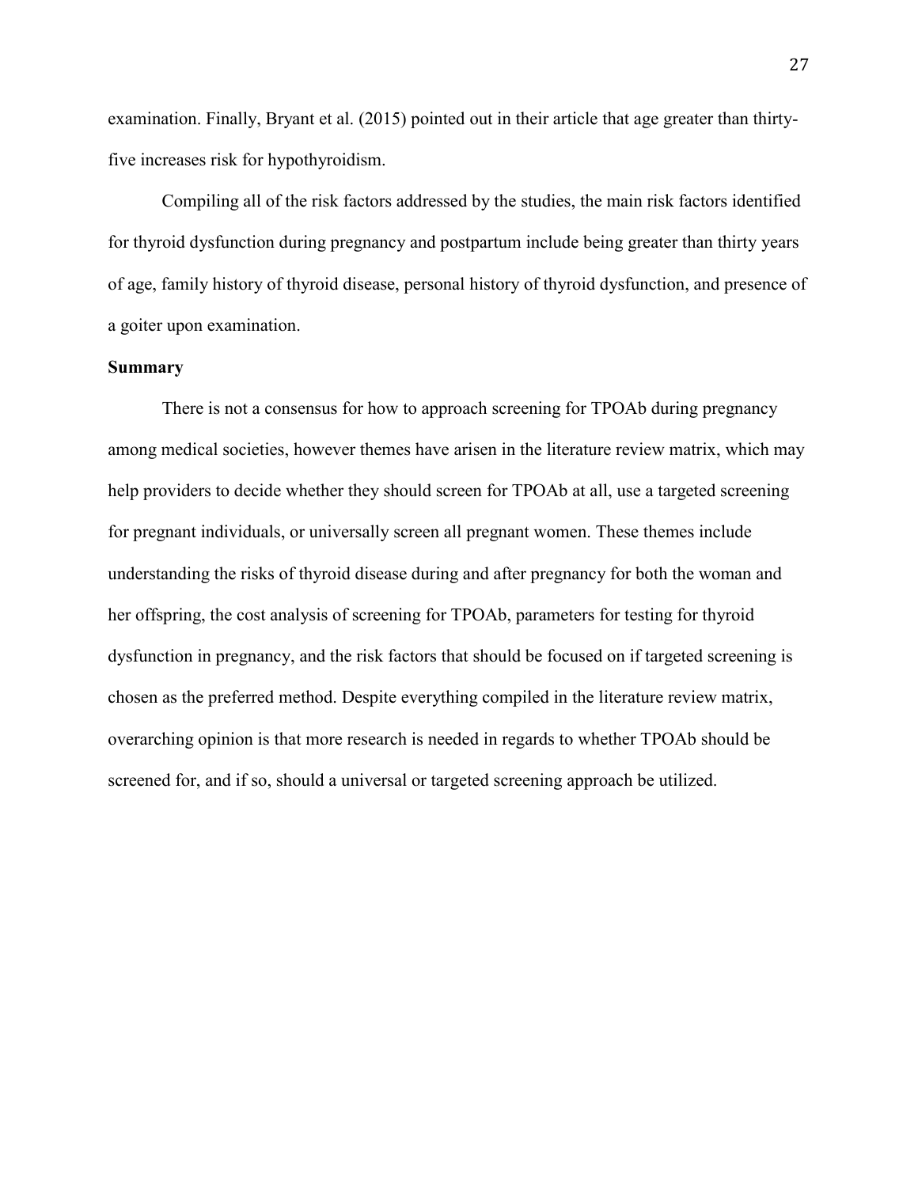examination. Finally, Bryant et al. (2015) pointed out in their article that age greater than thirty-five increases risk for hypothyroidism.

Compiling all of the risk factors addressed by the studies, the main risk factors identified for thyroid dysfunction during pregnancy and postpartum include being greater than thirty years of age, family history of thyroid disease, personal history of thyroid dysfunction, and presence of a goiter upon examination.

**Summary**

There is not a consensus for how to approach screening for TPOAb during pregnancy among medical societies, however themes have arisen in the literature review matrix, which may help providers to decide whether they should screen for TPOAb at all, use a targeted screening for pregnant individuals, or universally screen all pregnant women. These themes include understanding the risks of thyroid disease during and after pregnancy for both the woman and her offspring, the cost analysis of screening for TPOAb, parameters for testing for thyroid dysfunction in pregnancy, and the risk factors that should be focused on if targeted screening is chosen as the preferred method. Despite everything compiled in the literature review matrix, overarching opinion is that more research is needed in regards to whether TPOAb should be screened for, and if so, should a universal or targeted screening approach be utilized.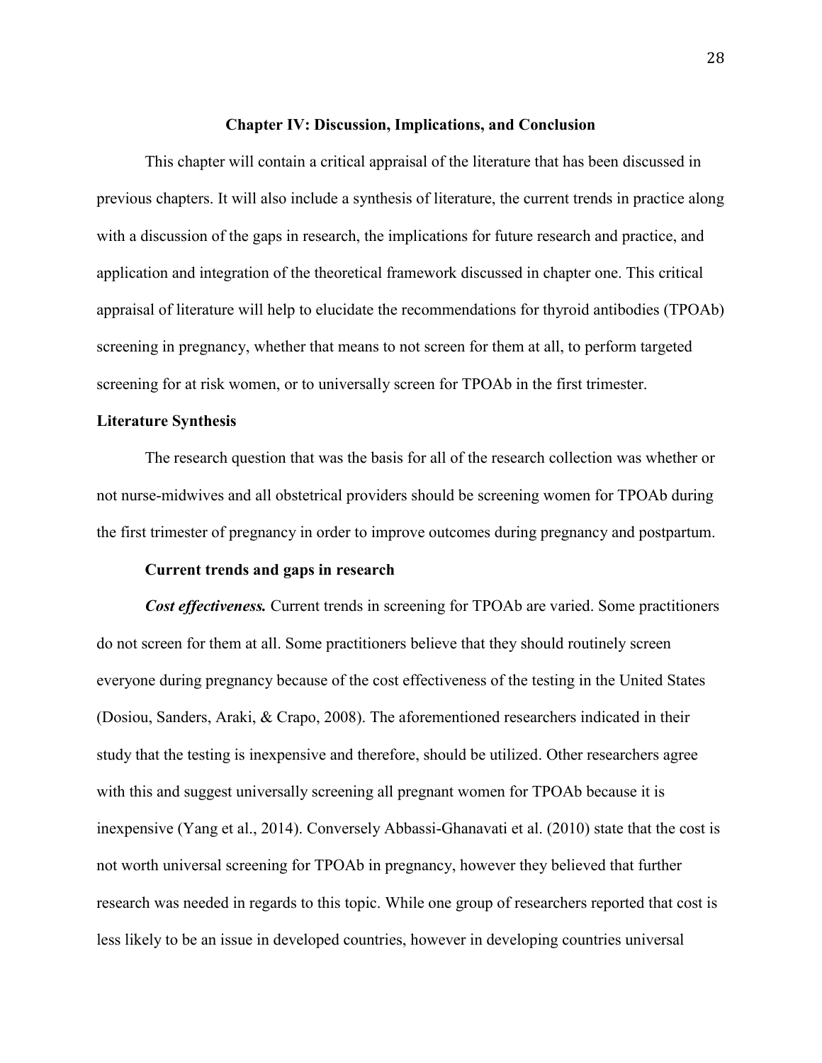# Chapter IV: Discussion, Implications, and Conclusion

This chapter will contain a critical appraisal of the literature that has been discussed in previous chapters. It will also include a synthesis of literature, the current trends in practice along with a discussion of the gaps in research, the implications for future research and practice, and application and integration of the theoretical framework discussed in chapter one. This critical appraisal of literature will help to elucidate the recommendations for thyroid antibodies (TPOAb) screening in pregnancy, whether that means to not screen for them at all, to perform targeted screening for at risk women, or to universally screen for TPOAb in the first trimester.

## Literature Synthesis

The research question that was the basis for all of the research collection was whether or not nurse-midwives and all obstetrical providers should be screening women for TPOAb during the first trimester of pregnancy in order to improve outcomes during pregnancy and postpartum.

### Current trends and gaps in research

***Cost effectiveness.*** Current trends in screening for TPOAb are varied. Some practitioners do not screen for them at all. Some practitioners believe that they should routinely screen everyone during pregnancy because of the cost effectiveness of the testing in the United States (Dosiou, Sanders, Araki, & Crapo, 2008). The aforementioned researchers indicated in their study that the testing is inexpensive and therefore, should be utilized. Other researchers agree with this and suggest universally screening all pregnant women for TPOAb because it is inexpensive (Yang et al., 2014). Conversely Abbassi-Ghanavati et al. (2010) state that the cost is not worth universal screening for TPOAb in pregnancy, however they believed that further research was needed in regards to this topic. While one group of researchers reported that cost is less likely to be an issue in developed countries, however in developing countries universal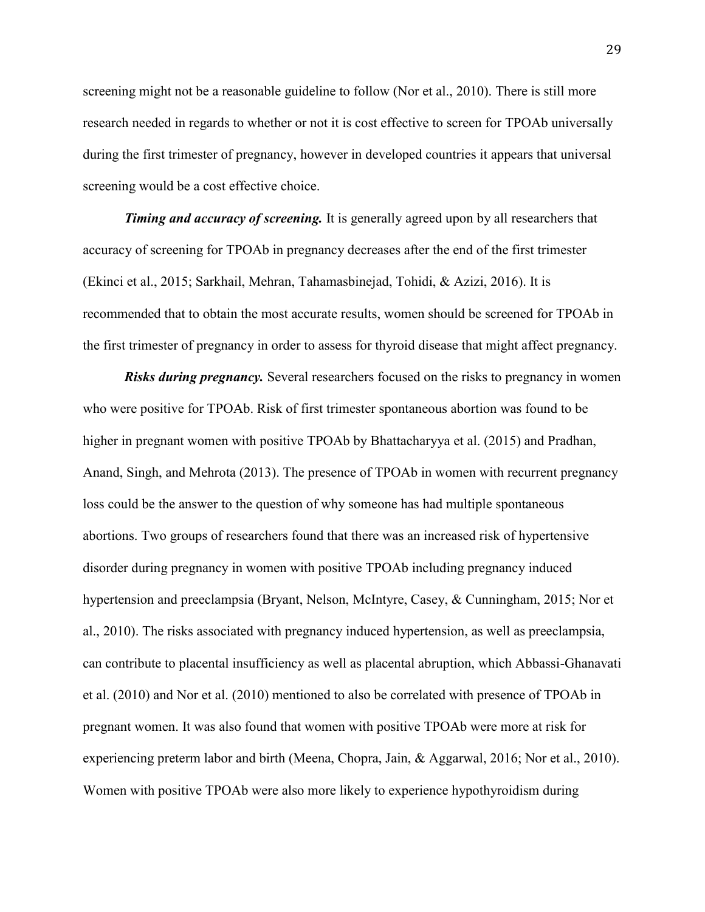screening might not be a reasonable guideline to follow (Nor et al., 2010). There is still more research needed in regards to whether or not it is cost effective to screen for TPOAb universally during the first trimester of pregnancy, however in developed countries it appears that universal screening would be a cost effective choice.

***Timing and accuracy of screening.*** It is generally agreed upon by all researchers that accuracy of screening for TPOAb in pregnancy decreases after the end of the first trimester (Ekinci et al., 2015; Sarkhail, Mehran, Tahamasbinejad, Tohidi, & Azizi, 2016). It is recommended that to obtain the most accurate results, women should be screened for TPOAb in the first trimester of pregnancy in order to assess for thyroid disease that might affect pregnancy.

***Risks during pregnancy.*** Several researchers focused on the risks to pregnancy in women who were positive for TPOAb. Risk of first trimester spontaneous abortion was found to be higher in pregnant women with positive TPOAb by Bhattacharyya et al. (2015) and Pradhan, Anand, Singh, and Mehrota (2013). The presence of TPOAb in women with recurrent pregnancy loss could be the answer to the question of why someone has had multiple spontaneous abortions. Two groups of researchers found that there was an increased risk of hypertensive disorder during pregnancy in women with positive TPOAb including pregnancy induced hypertension and preeclampsia (Bryant, Nelson, McIntyre, Casey, & Cunningham, 2015; Nor et al., 2010). The risks associated with pregnancy induced hypertension, as well as preeclampsia, can contribute to placental insufficiency as well as placental abruption, which Abbassi-Ghanavati et al. (2010) and Nor et al. (2010) mentioned to also be correlated with presence of TPOAb in pregnant women. It was also found that women with positive TPOAb were more at risk for experiencing preterm labor and birth (Meena, Chopra, Jain, & Aggarwal, 2016; Nor et al., 2010). Women with positive TPOAb were also more likely to experience hypothyroidism during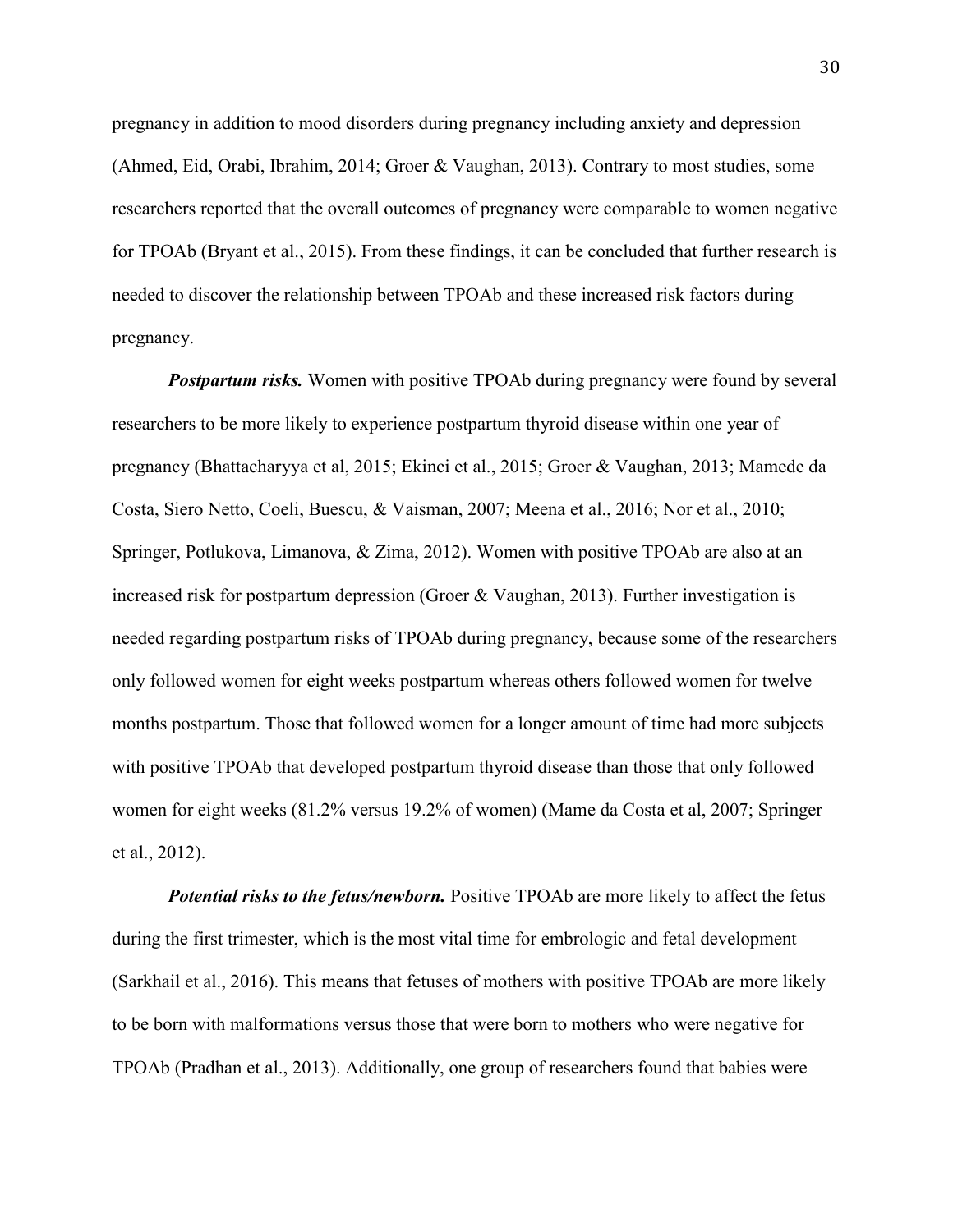pregnancy in addition to mood disorders during pregnancy including anxiety and depression (Ahmed, Eid, Orabi, Ibrahim, 2014; Groer & Vaughan, 2013). Contrary to most studies, some researchers reported that the overall outcomes of pregnancy were comparable to women negative for TPOAb (Bryant et al., 2015). From these findings, it can be concluded that further research is needed to discover the relationship between TPOAb and these increased risk factors during pregnancy.

***Postpartum risks.*** Women with positive TPOAb during pregnancy were found by several researchers to be more likely to experience postpartum thyroid disease within one year of pregnancy (Bhattacharyya et al, 2015; Ekinci et al., 2015; Groer & Vaughan, 2013; Mamede da Costa, Siero Netto, Coeli, Buescu, & Vaisman, 2007; Meena et al., 2016; Nor et al., 2010; Springer, Potlukova, Limanova, & Zima, 2012). Women with positive TPOAb are also at an increased risk for postpartum depression (Groer & Vaughan, 2013). Further investigation is needed regarding postpartum risks of TPOAb during pregnancy, because some of the researchers only followed women for eight weeks postpartum whereas others followed women for twelve months postpartum. Those that followed women for a longer amount of time had more subjects with positive TPOAb that developed postpartum thyroid disease than those that only followed women for eight weeks (81.2% versus 19.2% of women) (Mame da Costa et al, 2007; Springer et al., 2012).

***Potential risks to the fetus/newborn.*** Positive TPOAb are more likely to affect the fetus during the first trimester, which is the most vital time for embrologic and fetal development (Sarkhail et al., 2016). This means that fetuses of mothers with positive TPOAb are more likely to be born with malformations versus those that were born to mothers who were negative for TPOAb (Pradhan et al., 2013). Additionally, one group of researchers found that babies were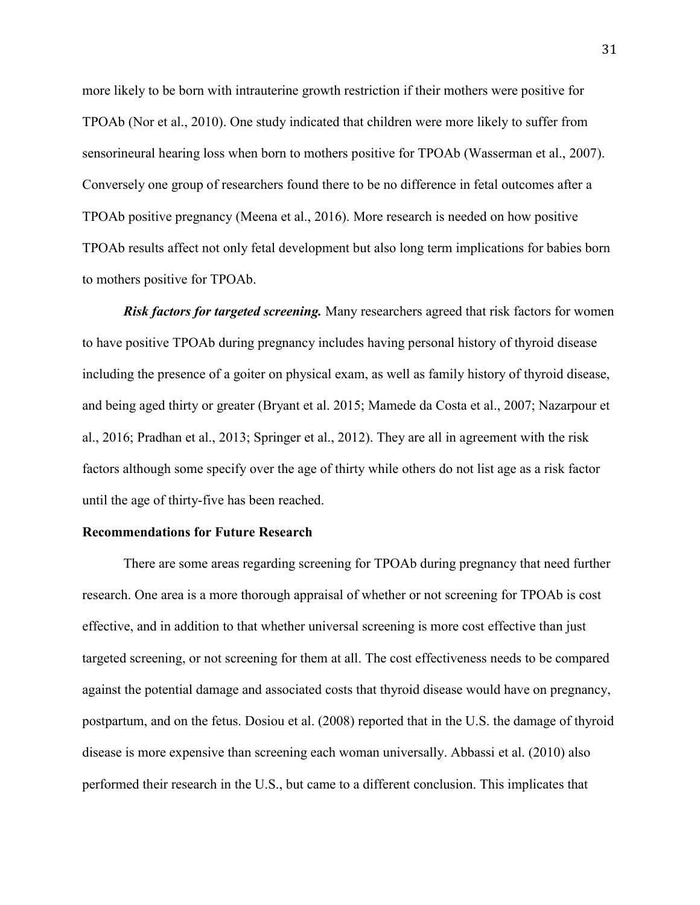more likely to be born with intrauterine growth restriction if their mothers were positive for TPOAb (Nor et al., 2010). One study indicated that children were more likely to suffer from sensorineural hearing loss when born to mothers positive for TPOAb (Wasserman et al., 2007). Conversely one group of researchers found there to be no difference in fetal outcomes after a TPOAb positive pregnancy (Meena et al., 2016). More research is needed on how positive TPOAb results affect not only fetal development but also long term implications for babies born to mothers positive for TPOAb.

***Risk factors for targeted screening.*** Many researchers agreed that risk factors for women to have positive TPOAb during pregnancy includes having personal history of thyroid disease including the presence of a goiter on physical exam, as well as family history of thyroid disease, and being aged thirty or greater (Bryant et al. 2015; Mamede da Costa et al., 2007; Nazarpour et al., 2016; Pradhan et al., 2013; Springer et al., 2012). They are all in agreement with the risk factors although some specify over the age of thirty while others do not list age as a risk factor until the age of thirty-five has been reached.

**Recommendations for Future Research**

There are some areas regarding screening for TPOAb during pregnancy that need further research. One area is a more thorough appraisal of whether or not screening for TPOAb is cost effective, and in addition to that whether universal screening is more cost effective than just targeted screening, or not screening for them at all. The cost effectiveness needs to be compared against the potential damage and associated costs that thyroid disease would have on pregnancy, postpartum, and on the fetus. Dosiou et al. (2008) reported that in the U.S. the damage of thyroid disease is more expensive than screening each woman universally. Abbassi et al. (2010) also performed their research in the U.S., but came to a different conclusion. This implicates that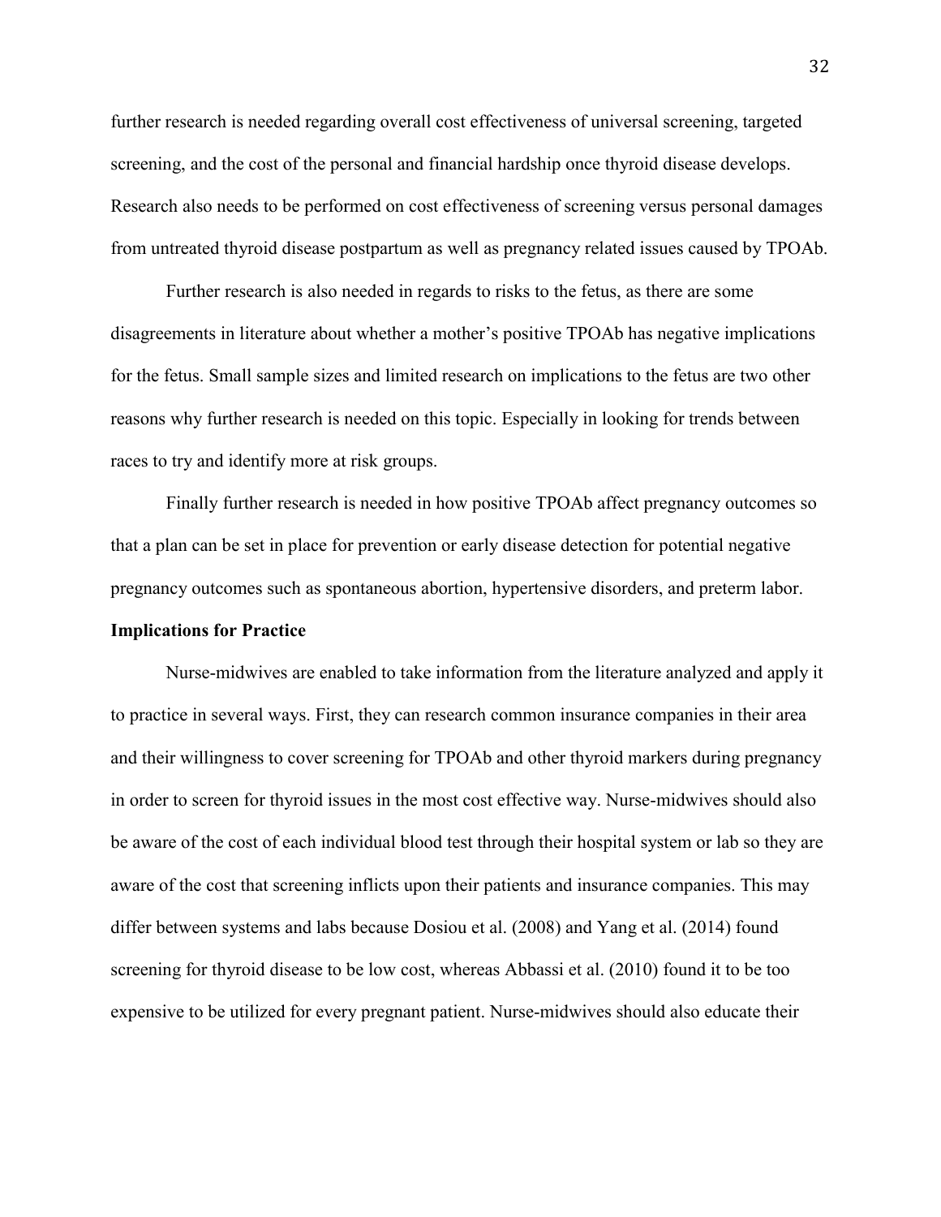further research is needed regarding overall cost effectiveness of universal screening, targeted screening, and the cost of the personal and financial hardship once thyroid disease develops. Research also needs to be performed on cost effectiveness of screening versus personal damages from untreated thyroid disease postpartum as well as pregnancy related issues caused by TPOAb.

Further research is also needed in regards to risks to the fetus, as there are some disagreements in literature about whether a mother's positive TPOAb has negative implications for the fetus. Small sample sizes and limited research on implications to the fetus are two other reasons why further research is needed on this topic. Especially in looking for trends between races to try and identify more at risk groups.

Finally further research is needed in how positive TPOAb affect pregnancy outcomes so that a plan can be set in place for prevention or early disease detection for potential negative pregnancy outcomes such as spontaneous abortion, hypertensive disorders, and preterm labor.

**Implications for Practice**

Nurse-midwives are enabled to take information from the literature analyzed and apply it to practice in several ways. First, they can research common insurance companies in their area and their willingness to cover screening for TPOAb and other thyroid markers during pregnancy in order to screen for thyroid issues in the most cost effective way. Nurse-midwives should also be aware of the cost of each individual blood test through their hospital system or lab so they are aware of the cost that screening inflicts upon their patients and insurance companies. This may differ between systems and labs because Dosiou et al. (2008) and Yang et al. (2014) found screening for thyroid disease to be low cost, whereas Abbassi et al. (2010) found it to be too expensive to be utilized for every pregnant patient. Nurse-midwives should also educate their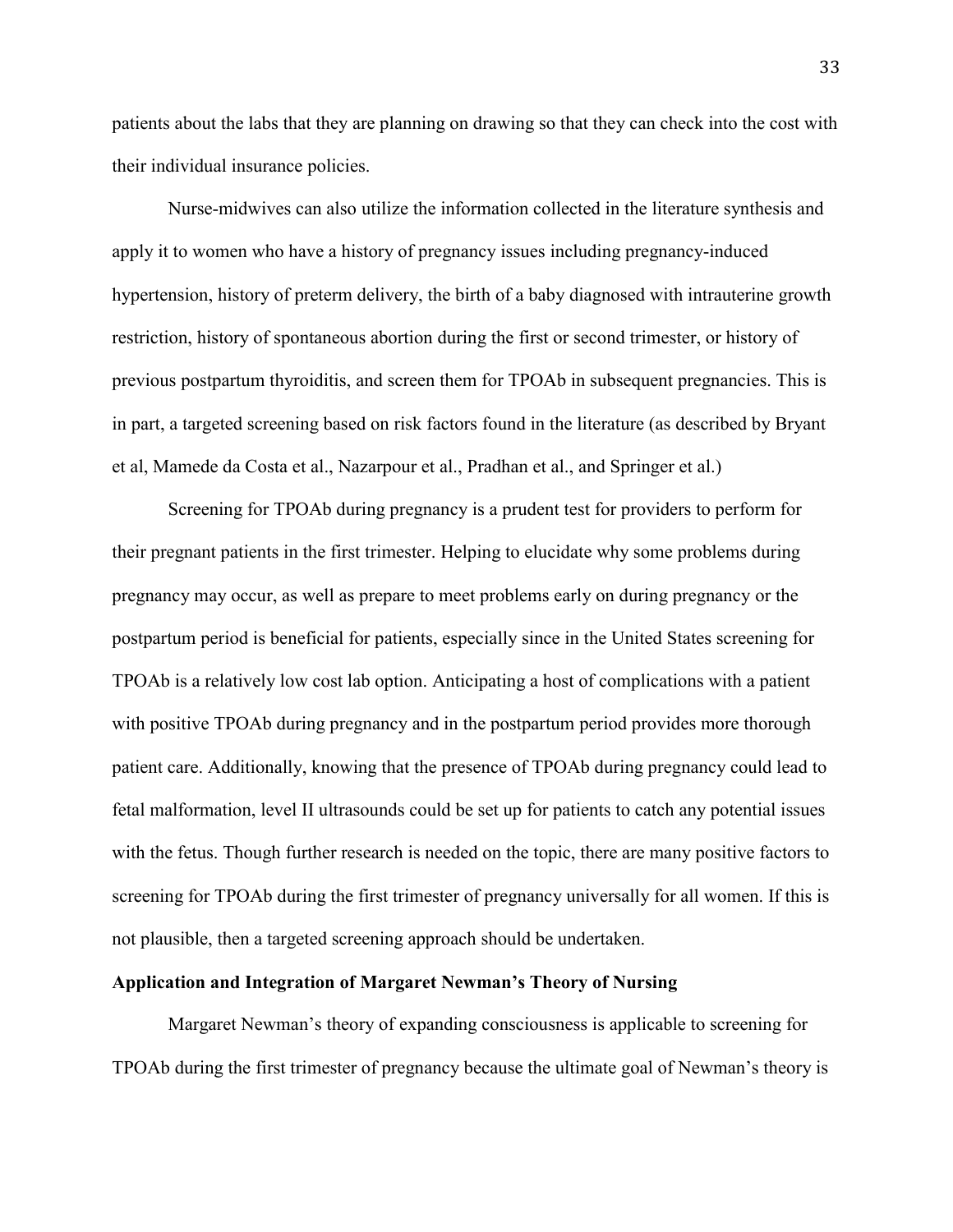patients about the labs that they are planning on drawing so that they can check into the cost with their individual insurance policies.

Nurse-midwives can also utilize the information collected in the literature synthesis and apply it to women who have a history of pregnancy issues including pregnancy-induced hypertension, history of preterm delivery, the birth of a baby diagnosed with intrauterine growth restriction, history of spontaneous abortion during the first or second trimester, or history of previous postpartum thyroiditis, and screen them for TPOAb in subsequent pregnancies. This is in part, a targeted screening based on risk factors found in the literature (as described by Bryant et al, Mamede da Costa et al., Nazarpour et al., Pradhan et al., and Springer et al.)

Screening for TPOAb during pregnancy is a prudent test for providers to perform for their pregnant patients in the first trimester. Helping to elucidate why some problems during pregnancy may occur, as well as prepare to meet problems early on during pregnancy or the postpartum period is beneficial for patients, especially since in the United States screening for TPOAb is a relatively low cost lab option. Anticipating a host of complications with a patient with positive TPOAb during pregnancy and in the postpartum period provides more thorough patient care. Additionally, knowing that the presence of TPOAb during pregnancy could lead to fetal malformation, level II ultrasounds could be set up for patients to catch any potential issues with the fetus. Though further research is needed on the topic, there are many positive factors to screening for TPOAb during the first trimester of pregnancy universally for all women. If this is not plausible, then a targeted screening approach should be undertaken.

**Application and Integration of Margaret Newman's Theory of Nursing**

Margaret Newman's theory of expanding consciousness is applicable to screening for TPOAb during the first trimester of pregnancy because the ultimate goal of Newman's theory is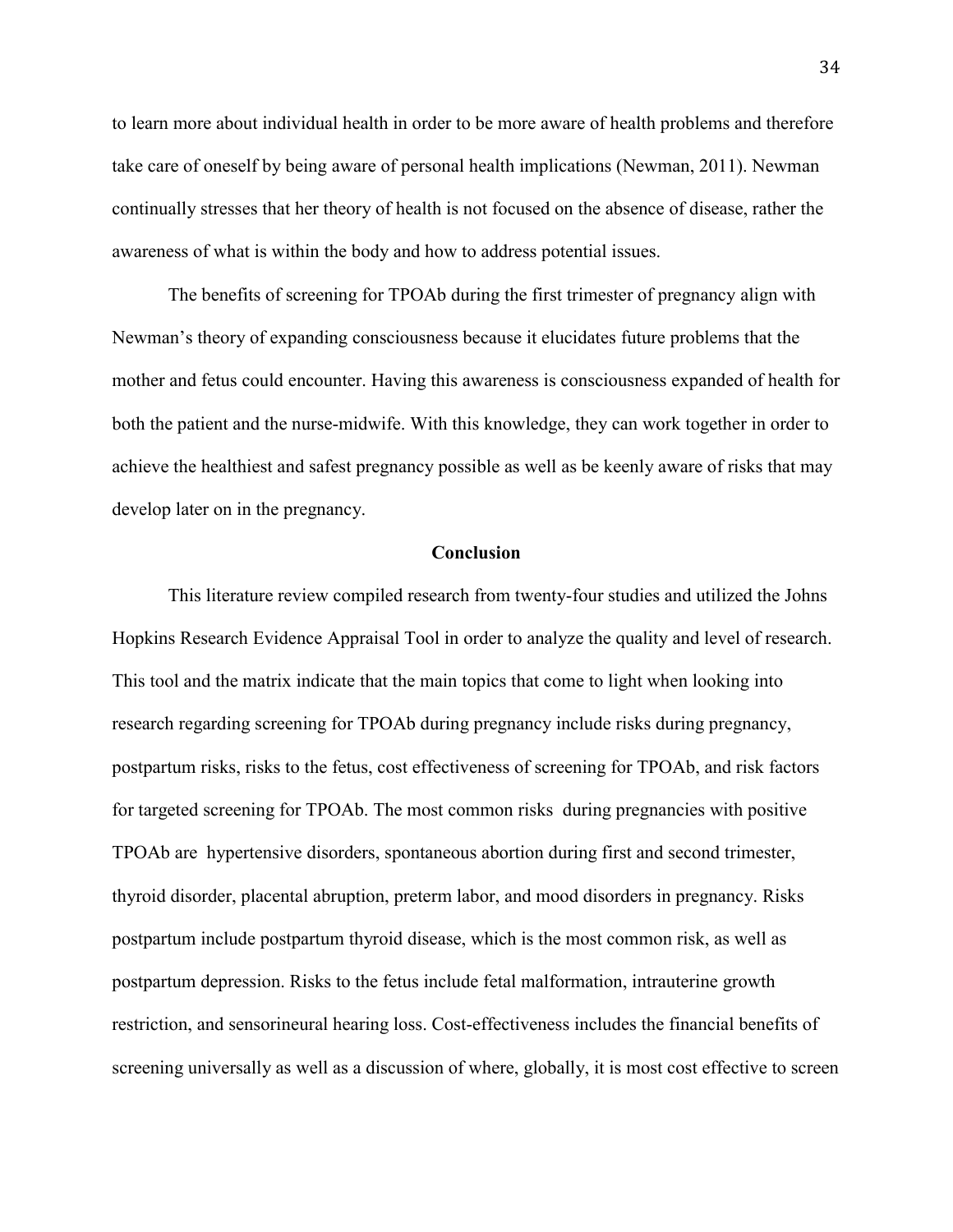to learn more about individual health in order to be more aware of health problems and therefore take care of oneself by being aware of personal health implications (Newman, 2011). Newman continually stresses that her theory of health is not focused on the absence of disease, rather the awareness of what is within the body and how to address potential issues.

The benefits of screening for TPOAb during the first trimester of pregnancy align with Newman's theory of expanding consciousness because it elucidates future problems that the mother and fetus could encounter. Having this awareness is consciousness expanded of health for both the patient and the nurse-midwife. With this knowledge, they can work together in order to achieve the healthiest and safest pregnancy possible as well as be keenly aware of risks that may develop later on in the pregnancy.

## Conclusion

This literature review compiled research from twenty-four studies and utilized the Johns Hopkins Research Evidence Appraisal Tool in order to analyze the quality and level of research. This tool and the matrix indicate that the main topics that come to light when looking into research regarding screening for TPOAb during pregnancy include risks during pregnancy, postpartum risks, risks to the fetus, cost effectiveness of screening for TPOAb, and risk factors for targeted screening for TPOAb. The most common risks during pregnancies with positive TPOAb are hypertensive disorders, spontaneous abortion during first and second trimester, thyroid disorder, placental abruption, preterm labor, and mood disorders in pregnancy. Risks postpartum include postpartum thyroid disease, which is the most common risk, as well as postpartum depression. Risks to the fetus include fetal malformation, intrauterine growth restriction, and sensorineural hearing loss. Cost-effectiveness includes the financial benefits of screening universally as well as a discussion of where, globally, it is most cost effective to screen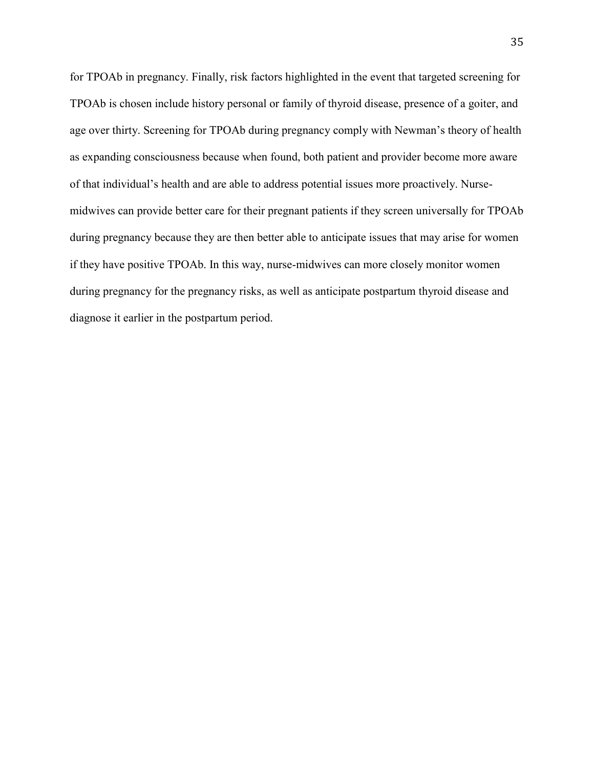for TPOAb in pregnancy. Finally, risk factors highlighted in the event that targeted screening for TPOAb is chosen include history personal or family of thyroid disease, presence of a goiter, and age over thirty. Screening for TPOAb during pregnancy comply with Newman's theory of health as expanding consciousness because when found, both patient and provider become more aware of that individual's health and are able to address potential issues more proactively. Nurse-midwives can provide better care for their pregnant patients if they screen universally for TPOAb during pregnancy because they are then better able to anticipate issues that may arise for women if they have positive TPOAb. In this way, nurse-midwives can more closely monitor women during pregnancy for the pregnancy risks, as well as anticipate postpartum thyroid disease and diagnose it earlier in the postpartum period.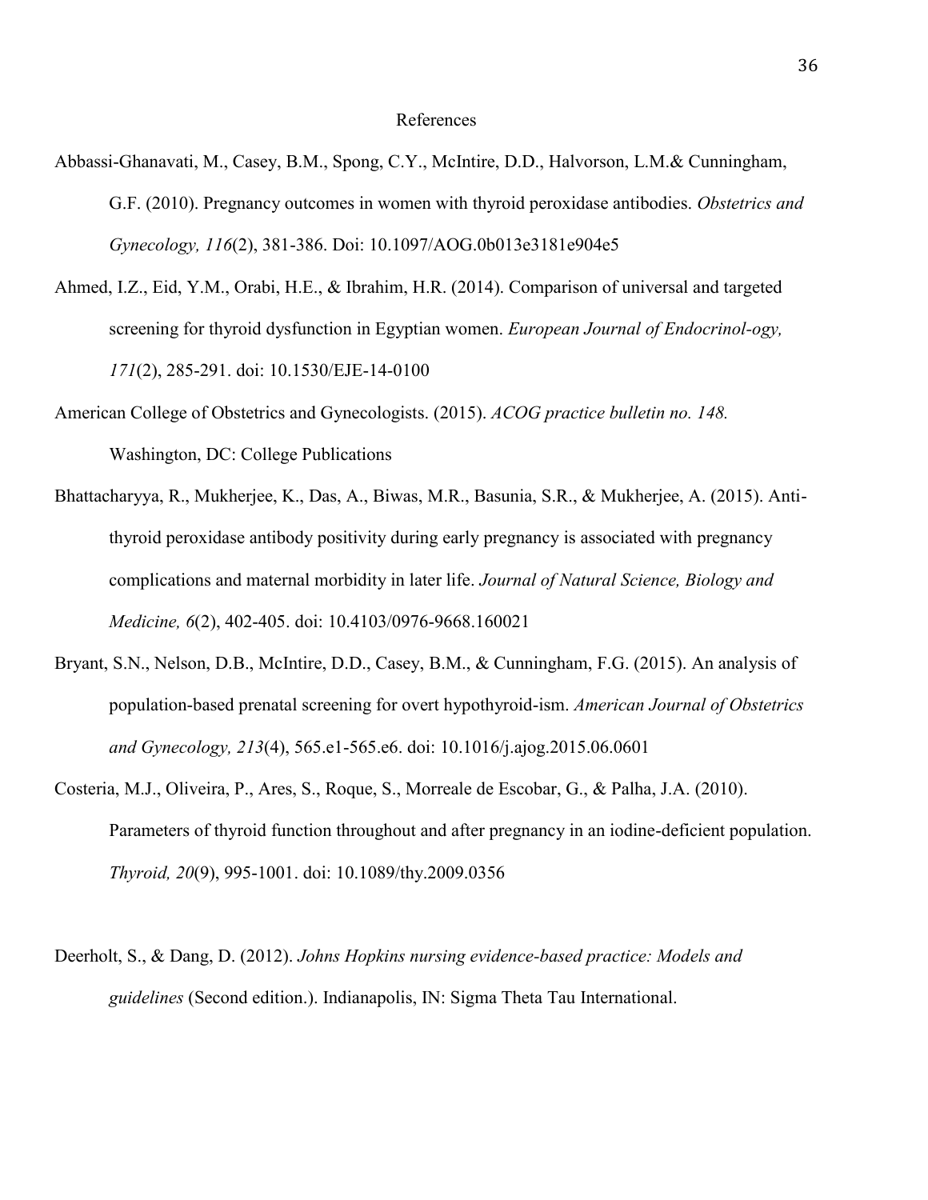# References

Abbassi-Ghanavati, M., Casey, B.M., Spong, C.Y., McIntire, D.D., Halvorson, L.M.& Cunningham, G.F. (2010). Pregnancy outcomes in women with thyroid peroxidase antibodies. *Obstetrics and Gynecology, 116*(2), 381-386. Doi: 10.1097/AOG.0b013e3181e904e5

Ahmed, I.Z., Eid, Y.M., Orabi, H.E., & Ibrahim, H.R. (2014). Comparison of universal and targeted screening for thyroid dysfunction in Egyptian women. *European Journal of Endocrinol-ogy, 171*(2), 285-291. doi: 10.1530/EJE-14-0100

American College of Obstetrics and Gynecologists. (2015). *ACOG practice bulletin no. 148.* Washington, DC: College Publications

Bhattacharyya, R., Mukherjee, K., Das, A., Biwas, M.R., Basunia, S.R., & Mukherjee, A. (2015). Anti-thyroid peroxidase antibody positivity during early pregnancy is associated with pregnancy complications and maternal morbidity in later life. *Journal of Natural Science, Biology and Medicine, 6*(2), 402-405. doi: 10.4103/0976-9668.160021

Bryant, S.N., Nelson, D.B., McIntire, D.D., Casey, B.M., & Cunningham, F.G. (2015). An analysis of population-based prenatal screening for overt hypothyroid-ism. *American Journal of Obstetrics and Gynecology, 213*(4), 565.e1-565.e6. doi: 10.1016/j.ajog.2015.06.0601

Costeria, M.J., Oliveira, P., Ares, S., Roque, S., Morreale de Escobar, G., & Palha, J.A. (2010). Parameters of thyroid function throughout and after pregnancy in an iodine-deficient population. *Thyroid, 20*(9), 995-1001. doi: 10.1089/thy.2009.0356

Deerholt, S., & Dang, D. (2012). *Johns Hopkins nursing evidence-based practice: Models and guidelines* (Second edition.). Indianapolis, IN: Sigma Theta Tau International.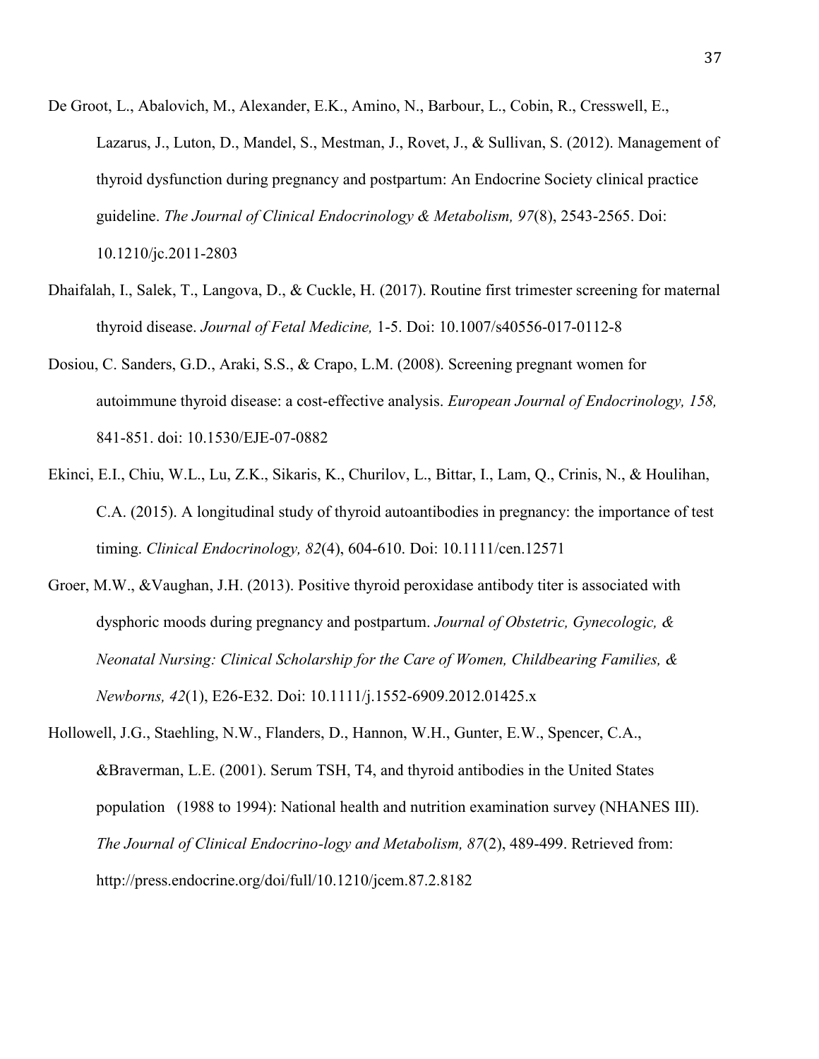De Groot, L., Abalovich, M., Alexander, E.K., Amino, N., Barbour, L., Cobin, R., Cresswell, E., Lazarus, J., Luton, D., Mandel, S., Mestman, J., Rovet, J., & Sullivan, S. (2012). Management of thyroid dysfunction during pregnancy and postpartum: An Endocrine Society clinical practice guideline. *The Journal of Clinical Endocrinology & Metabolism, 97*(8), 2543-2565. Doi: 10.1210/jc.2011-2803

Dhaifalah, I., Salek, T., Langova, D., & Cuckle, H. (2017). Routine first trimester screening for maternal thyroid disease. *Journal of Fetal Medicine,* 1-5. Doi: 10.1007/s40556-017-0112-8

Dosiou, C. Sanders, G.D., Araki, S.S., & Crapo, L.M. (2008). Screening pregnant women for autoimmune thyroid disease: a cost-effective analysis. *European Journal of Endocrinology, 158,* 841-851. doi: 10.1530/EJE-07-0882

Ekinci, E.I., Chiu, W.L., Lu, Z.K., Sikaris, K., Churilov, L., Bittar, I., Lam, Q., Crinis, N., & Houlihan, C.A. (2015). A longitudinal study of thyroid autoantibodies in pregnancy: the importance of test timing. *Clinical Endocrinology, 82*(4), 604-610. Doi: 10.1111/cen.12571

Groer, M.W., &Vaughan, J.H. (2013). Positive thyroid peroxidase antibody titer is associated with dysphoric moods during pregnancy and postpartum. *Journal of Obstetric, Gynecologic, & Neonatal Nursing: Clinical Scholarship for the Care of Women, Childbearing Families, & Newborns, 42*(1), E26-E32. Doi: 10.1111/j.1552-6909.2012.01425.x

Hollowell, J.G., Staehling, N.W., Flanders, D., Hannon, W.H., Gunter, E.W., Spencer, C.A., &Braverman, L.E. (2001). Serum TSH, T4, and thyroid antibodies in the United States population (1988 to 1994): National health and nutrition examination survey (NHANES III). *The Journal of Clinical Endocrino-logy and Metabolism, 87*(2), 489-499. Retrieved from: http://press.endocrine.org/doi/full/10.1210/jcem.87.2.8182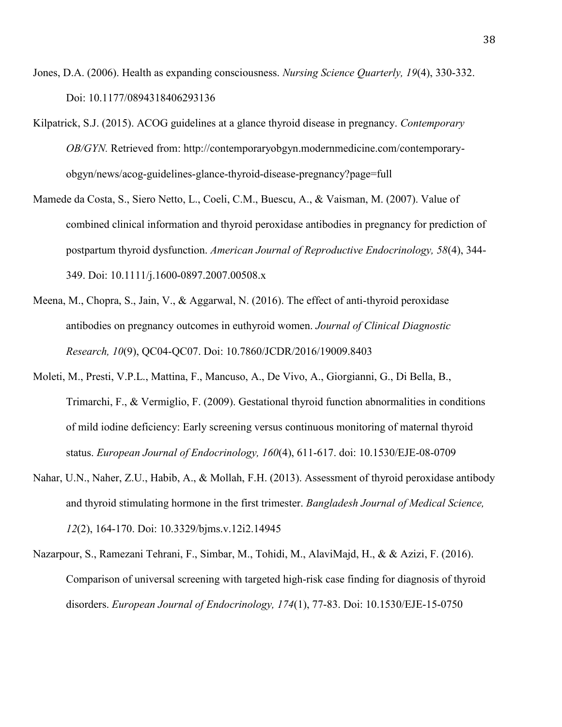Jones, D.A. (2006). Health as expanding consciousness. *Nursing Science Quarterly, 19*(4), 330-332. Doi: 10.1177/0894318406293136

Kilpatrick, S.J. (2015). ACOG guidelines at a glance thyroid disease in pregnancy. *Contemporary OB/GYN.* Retrieved from: http://contemporaryobgyn.modernmedicine.com/contemporary-obgyn/news/acog-guidelines-glance-thyroid-disease-pregnancy?page=full

Mamede da Costa, S., Siero Netto, L., Coeli, C.M., Buescu, A., & Vaisman, M. (2007). Value of combined clinical information and thyroid peroxidase antibodies in pregnancy for prediction of postpartum thyroid dysfunction. *American Journal of Reproductive Endocrinology, 58*(4), 344-349. Doi: 10.1111/j.1600-0897.2007.00508.x

Meena, M., Chopra, S., Jain, V., & Aggarwal, N. (2016). The effect of anti-thyroid peroxidase antibodies on pregnancy outcomes in euthyroid women. *Journal of Clinical Diagnostic Research, 10*(9), QC04-QC07. Doi: 10.7860/JCDR/2016/19009.8403

Moleti, M., Presti, V.P.L., Mattina, F., Mancuso, A., De Vivo, A., Giorgianni, G., Di Bella, B., Trimarchi, F., & Vermiglio, F. (2009). Gestational thyroid function abnormalities in conditions of mild iodine deficiency: Early screening versus continuous monitoring of maternal thyroid status. *European Journal of Endocrinology, 160*(4), 611-617. doi: 10.1530/EJE-08-0709

Nahar, U.N., Naher, Z.U., Habib, A., & Mollah, F.H. (2013). Assessment of thyroid peroxidase antibody and thyroid stimulating hormone in the first trimester. *Bangladesh Journal of Medical Science, 12*(2), 164-170. Doi: 10.3329/bjms.v.12i2.14945

Nazarpour, S., Ramezani Tehrani, F., Simbar, M., Tohidi, M., AlaviMajd, H., & & Azizi, F. (2016). Comparison of universal screening with targeted high-risk case finding for diagnosis of thyroid disorders. *European Journal of Endocrinology, 174*(1), 77-83. Doi: 10.1530/EJE-15-0750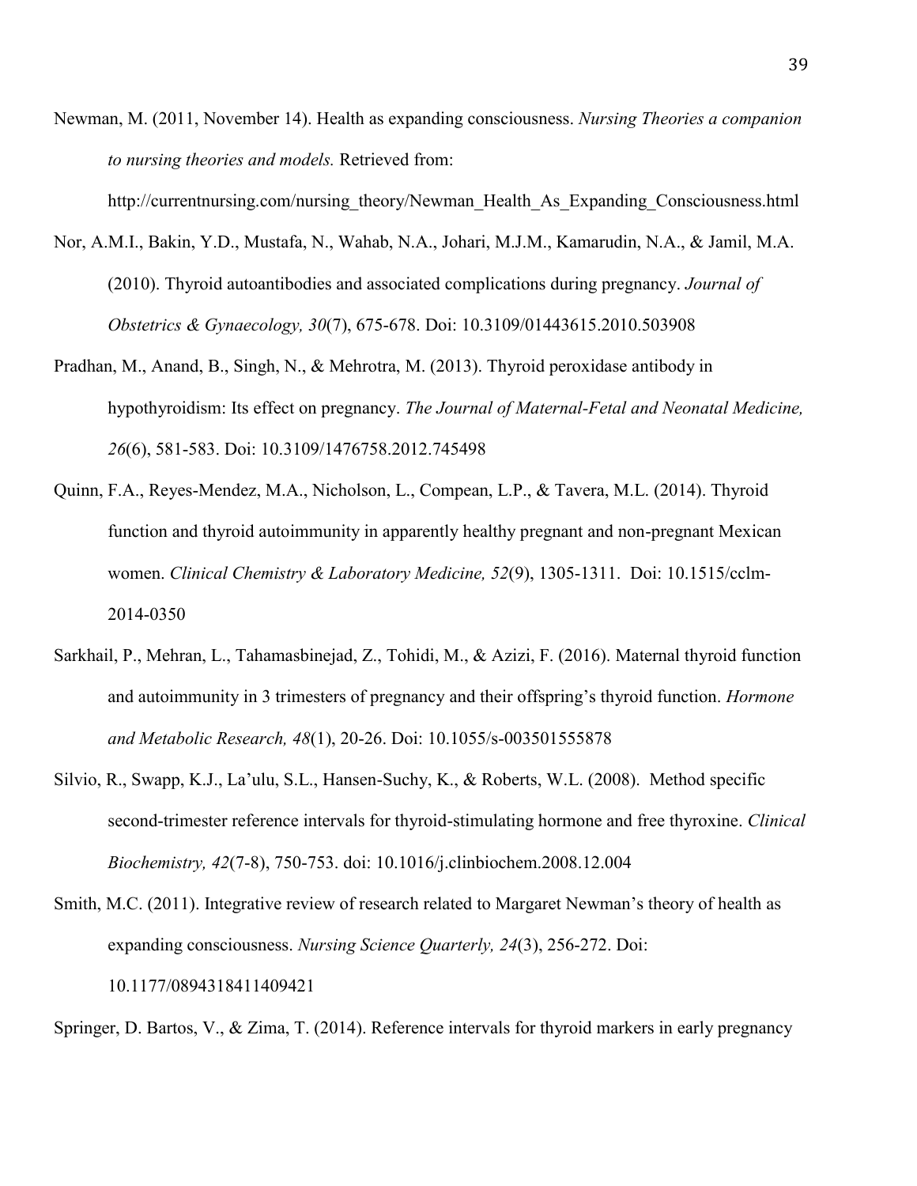Newman, M. (2011, November 14). Health as expanding consciousness. *Nursing Theories a companion to nursing theories and models.* Retrieved from: http://currentnursing.com/nursing_theory/Newman_Health_As_Expanding_Consciousness.html

Nor, A.M.I., Bakin, Y.D., Mustafa, N., Wahab, N.A., Johari, M.J.M., Kamarudin, N.A., & Jamil, M.A. (2010). Thyroid autoantibodies and associated complications during pregnancy. *Journal of Obstetrics & Gynaecology, 30*(7), 675-678. Doi: 10.3109/01443615.2010.503908

Pradhan, M., Anand, B., Singh, N., & Mehrotra, M. (2013). Thyroid peroxidase antibody in hypothyroidism: Its effect on pregnancy. *The Journal of Maternal-Fetal and Neonatal Medicine, 26*(6), 581-583. Doi: 10.3109/1476758.2012.745498

Quinn, F.A., Reyes-Mendez, M.A., Nicholson, L., Compean, L.P., & Tavera, M.L. (2014). Thyroid function and thyroid autoimmunity in apparently healthy pregnant and non-pregnant Mexican women. *Clinical Chemistry & Laboratory Medicine, 52*(9), 1305-1311. Doi: 10.1515/cclm-2014-0350

Sarkhail, P., Mehran, L., Tahamasbinejad, Z., Tohidi, M., & Azizi, F. (2016). Maternal thyroid function and autoimmunity in 3 trimesters of pregnancy and their offspring's thyroid function. *Hormone and Metabolic Research, 48*(1), 20-26. Doi: 10.1055/s-003501555878

Silvio, R., Swapp, K.J., La'ulu, S.L., Hansen-Suchy, K., & Roberts, W.L. (2008). Method specific second-trimester reference intervals for thyroid-stimulating hormone and free thyroxine. *Clinical Biochemistry, 42*(7-8), 750-753. doi: 10.1016/j.clinbiochem.2008.12.004

Smith, M.C. (2011). Integrative review of research related to Margaret Newman's theory of health as expanding consciousness. *Nursing Science Quarterly, 24*(3), 256-272. Doi: 10.1177/0894318411409421

Springer, D. Bartos, V., & Zima, T. (2014). Reference intervals for thyroid markers in early pregnancy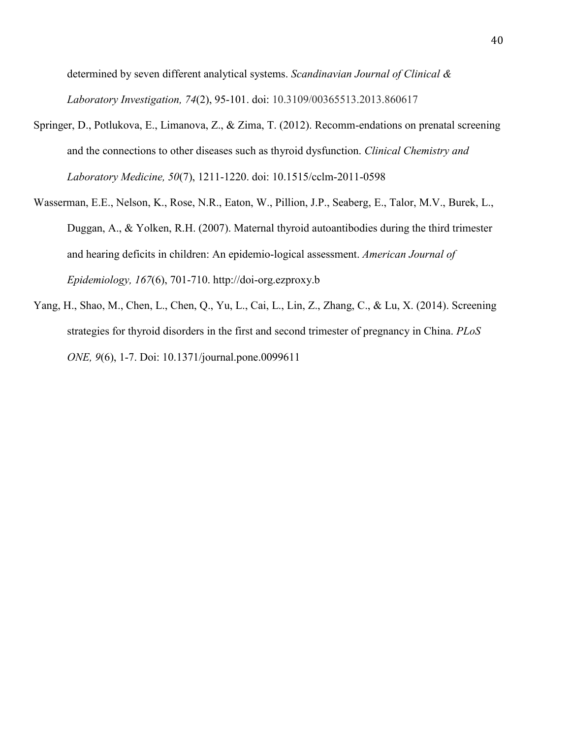determined by seven different analytical systems. *Scandinavian Journal of Clinical & Laboratory Investigation, 74*(2), 95-101. doi: 10.3109/00365513.2013.860617

Springer, D., Potlukova, E., Limanova, Z., & Zima, T. (2012). Recomm-endations on prenatal screening and the connections to other diseases such as thyroid dysfunction. *Clinical Chemistry and Laboratory Medicine, 50*(7), 1211-1220. doi: 10.1515/cclm-2011-0598

Wasserman, E.E., Nelson, K., Rose, N.R., Eaton, W., Pillion, J.P., Seaberg, E., Talor, M.V., Burek, L., Duggan, A., & Yolken, R.H. (2007). Maternal thyroid autoantibodies during the third trimester and hearing deficits in children: An epidemio-logical assessment. *American Journal of Epidemiology, 167*(6), 701-710. http://doi-org.ezproxy.b

Yang, H., Shao, M., Chen, L., Chen, Q., Yu, L., Cai, L., Lin, Z., Zhang, C., & Lu, X. (2014). Screening strategies for thyroid disorders in the first and second trimester of pregnancy in China. *PLoS ONE, 9*(6), 1-7. Doi: 10.1371/journal.pone.0099611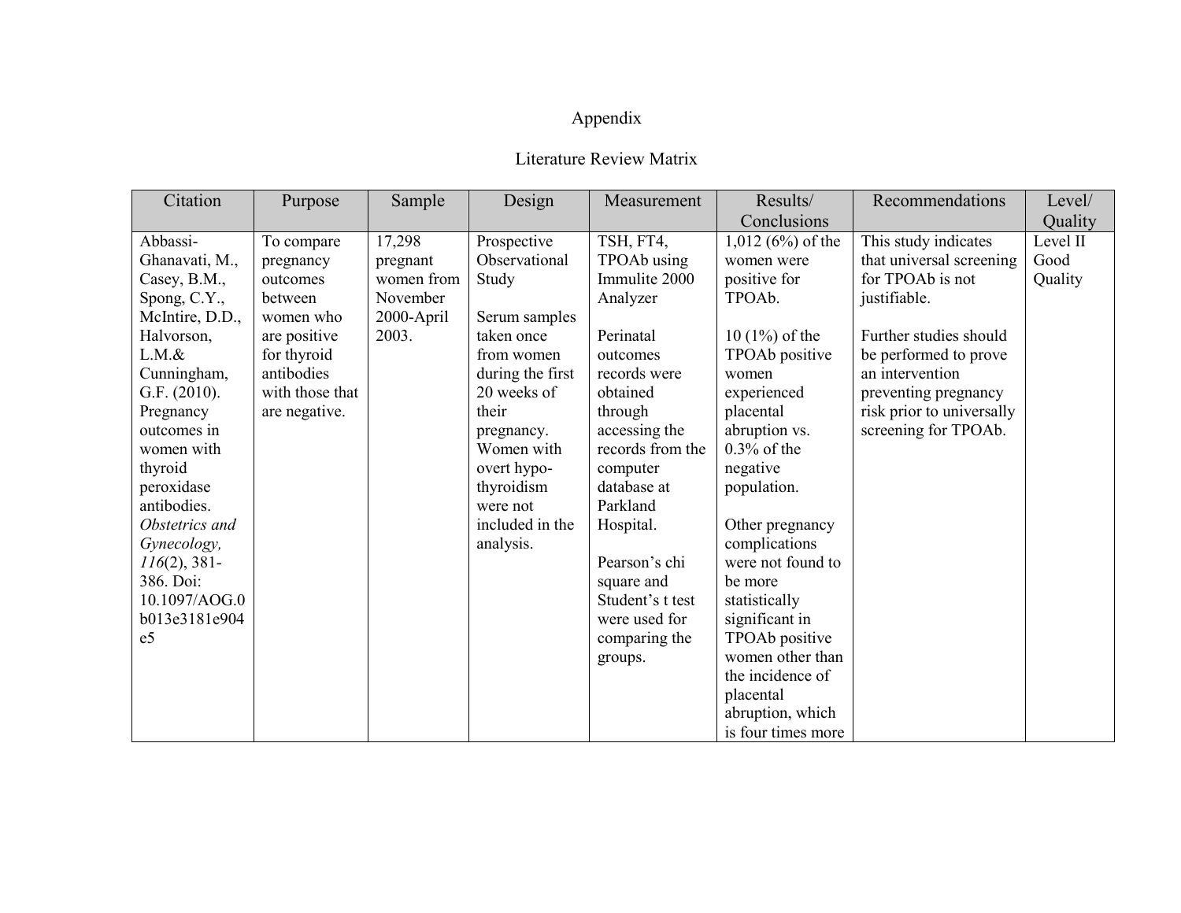# Appendix

## Literature Review Matrix

| Citation | Purpose | Sample | Design | Measurement | Results/ Conclusions | Recommendations | Level/ Quality |
|---|---|---|---|---|---|---|---|
| Abbassi-Ghanavati, M., Casey, B.M., Spong, C.Y., McIntire, D.D., Halvorson, L.M.& Cunningham, G.F. (2010). Pregnancy outcomes in women with thyroid peroxidase antibodies. *Obstetrics and Gynecology, 116*(2), 381-386. Doi: 10.1097/AOG.0b013e3181e904e5 | To compare pregnancy outcomes between women who are positive for thyroid antibodies with those that are negative. | 17,298 pregnant women from November 2000-April 2003. | Prospective Observational Study<br><br>Serum samples taken once from women during the first 20 weeks of their pregnancy. Women with overt hypo-thyroidism were not included in the analysis. | TSH, FT4, TPOAb using Immulite 2000 Analyzer<br><br>Perinatal outcomes records were obtained through accessing the records from the computer database at Parkland Hospital.<br><br>Pearson's chi square and Student's t test were used for comparing the groups. | 1,012 (6%) of the women were positive for TPOAb.<br><br>10 (1%) of the TPOAb positive women experienced placental abruption vs. 0.3% of the negative population.<br><br>Other pregnancy complications were not found to be more statistically significant in TPOAb positive women other than the incidence of placental abruption, which is four times more | This study indicates that universal screening for TPOAb is not justifiable.<br><br>Further studies should be performed to prove an intervention preventing pregnancy risk prior to universally screening for TPOAb. | Level II Good Quality |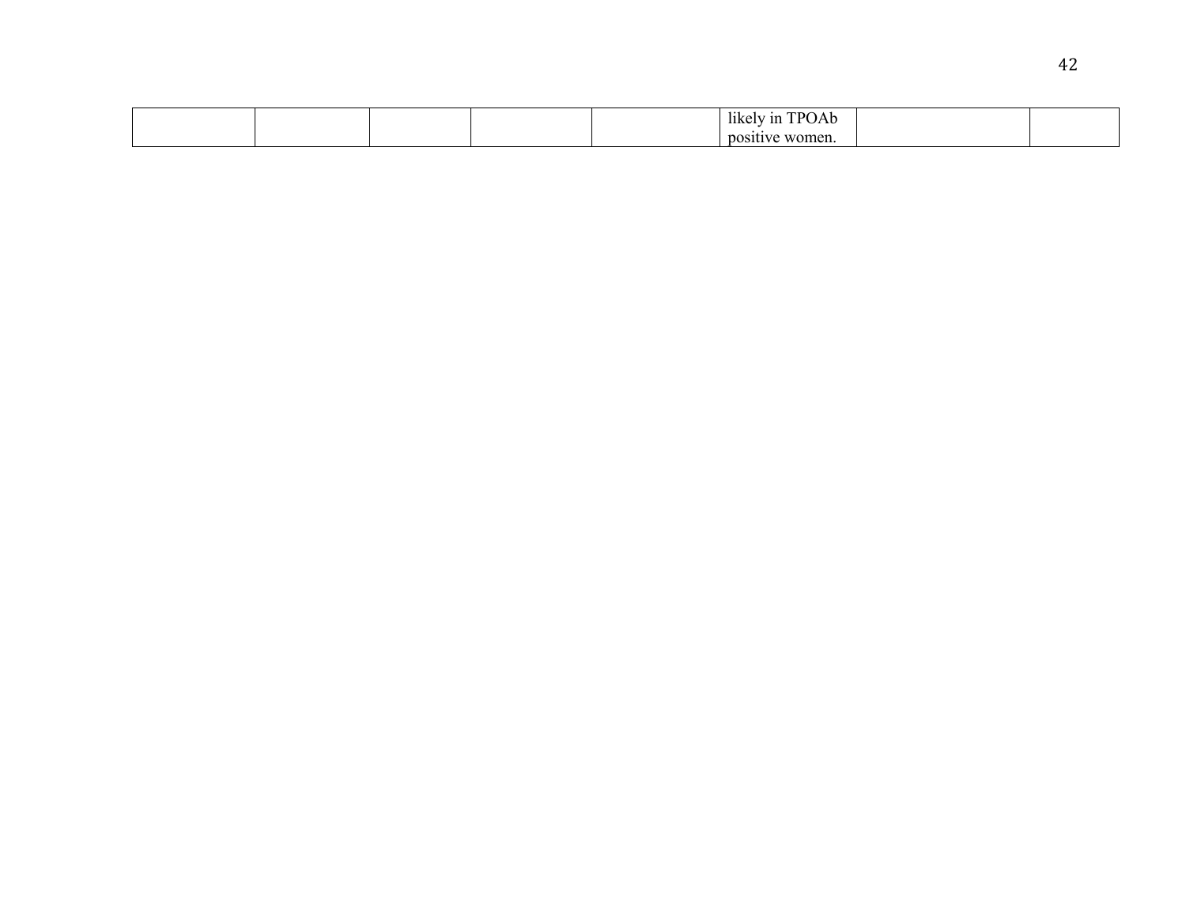| | | | | | | | |
|---|---|---|---|---|---|---|---|
| | | | | | likely in TPOAb positive women. | | |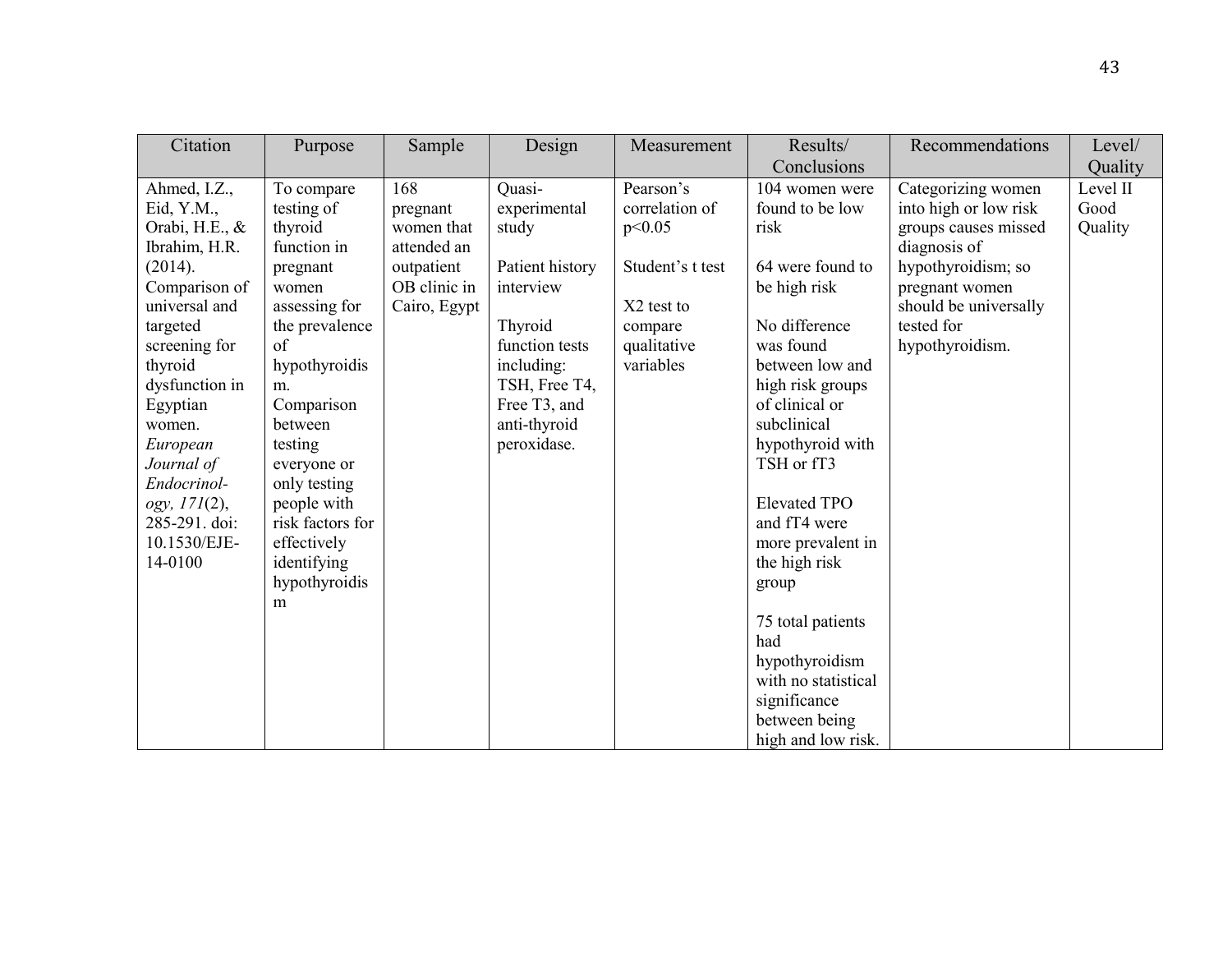| Citation | Purpose | Sample | Design | Measurement | Results/ Conclusions | Recommendations | Level/ Quality |
|---|---|---|---|---|---|---|---|
| Ahmed, I.Z., Eid, Y.M., Orabi, H.E., & Ibrahim, H.R. (2014). Comparison of universal and targeted screening for thyroid dysfunction in Egyptian women. *European Journal of Endocrinol-ogy, 171*(2), 285-291. doi: 10.1530/EJE-14-0100 | To compare testing of thyroid function in pregnant women assessing for the prevalence of hypothyroidism. Comparison between testing everyone or only testing people with risk factors for effectively identifying hypothyroidism | 168 pregnant women that attended an outpatient OB clinic in Cairo, Egypt | Quasi-experimental study<br><br>Patient history interview<br><br>Thyroid function tests including: TSH, Free T4, Free T3, and anti-thyroid peroxidase. | Pearson's correlation of $p<0.05$<br><br>Student's t test<br><br>X2 test to compare qualitative variables | 104 women were found to be low risk<br><br>64 were found to be high risk<br><br>No difference was found between low and high risk groups of clinical or subclinical hypothyroid with TSH or fT3<br><br>Elevated TPO and fT4 were more prevalent in the high risk group<br><br>75 total patients had hypothyroidism with no statistical significance between being high and low risk. | Categorizing women into high or low risk groups causes missed diagnosis of hypothyroidism; so pregnant women should be universally tested for hypothyroidism. | Level II Good Quality |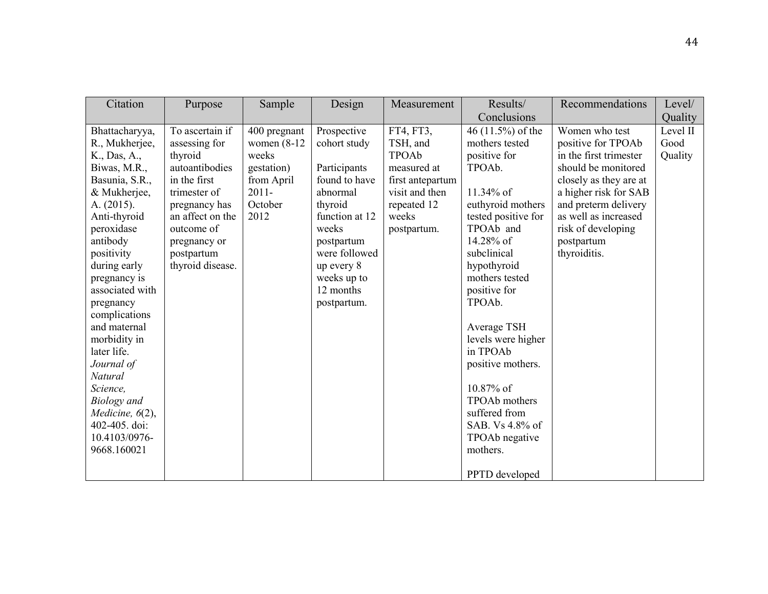| Citation | Purpose | Sample | Design | Measurement | Results/ Conclusions | Recommendations | Level/ Quality |
|---|---|---|---|---|---|---|---|
| Bhattacharyya, R., Mukherjee, K., Das, A., Biwas, M.R., Basunia, S.R., & Mukherjee, A. (2015). Anti-thyroid peroxidase antibody positivity during early pregnancy is associated with pregnancy complications and maternal morbidity in later life. *Journal of Natural Science, Biology and Medicine, 6*(2), 402-405. doi: 10.4103/0976-9668.160021 | To ascertain if assessing for thyroid autoantibodies in the first trimester of pregnancy has an affect on the outcome of pregnancy or postpartum thyroid disease. | 400 pregnant women (8-12 weeks gestation) from April 2011- October 2012 | Prospective cohort study<br><br>Participants found to have abnormal thyroid function at 12 weeks postpartum were followed up every 8 weeks up to 12 months postpartum. | FT4, FT3, TSH, and TPOAb measured at first antepartum visit and then repeated 12 weeks postpartum. | 46 (11.5%) of the mothers tested positive for TPOAb.<br><br>11.34% of euthyroid mothers tested positive for TPOAb and 14.28% of subclinical hypothyroid mothers tested positive for TPOAb.<br><br>Average TSH levels were higher in TPOAb positive mothers.<br><br>10.87% of TPOAb mothers suffered from SAB. Vs 4.8% of TPOAb negative mothers.<br><br>PPTD developed | Women who test positive for TPOAb in the first trimester should be monitored closely as they are at a higher risk for SAB and preterm delivery as well as increased risk of developing postpartum thyroiditis. | Level II Good Quality |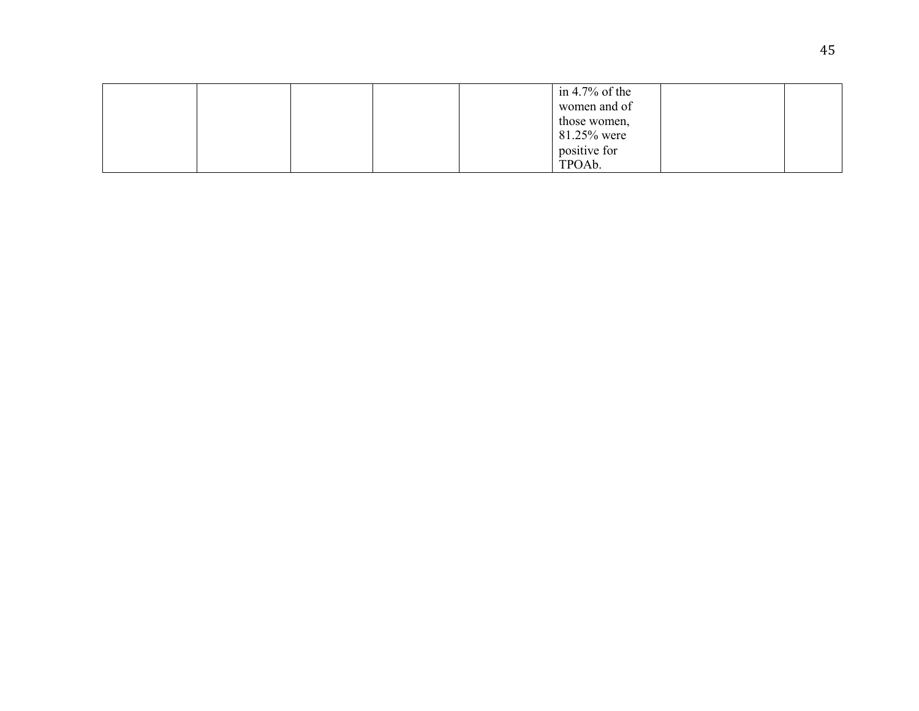| | | | | | | | |
|---|---|---|---|---|---|---|---|
| | | | | | in 4.7% of the women and of those women, 81.25% were positive for TPOAb. | | |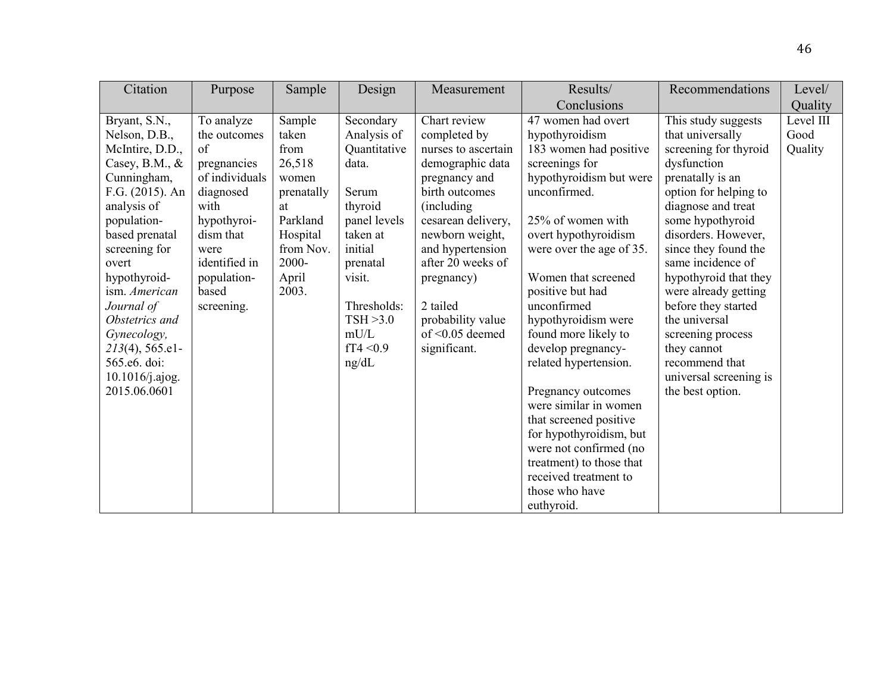| Citation | Purpose | Sample | Design | Measurement | Results/ Conclusions | Recommendations | Level/ Quality |
|---|---|---|---|---|---|---|---|
| Bryant, S.N., Nelson, D.B., McIntire, D.D., Casey, B.M., & Cunningham, F.G. (2015). An analysis of population-based prenatal screening for overt hypothyroidism. *American Journal of Obstetrics and Gynecology, 213*(4), 565.e1-565.e6. doi: 10.1016/j.ajog. 2015.06.0601 | To analyze the outcomes of pregnancies of individuals diagnosed with hypothyroidism that were identified in population-based screening. | Sample taken from 26,518 women prenatally at Parkland Hospital from Nov. 2000-April 2003. | Secondary Analysis of Quantitative data.<br><br>Serum thyroid panel levels taken at initial prenatal visit.<br><br>Thresholds: TSH >3.0 mU/L fT4 <0.9 ng/dL | Chart review completed by nurses to ascertain demographic data pregnancy and birth outcomes (including cesarean delivery, newborn weight, and hypertension after 20 weeks of pregnancy)<br><br>2 tailed probability value of <0.05 deemed significant. | 47 women had overt hypothyroidism<br>183 women had positive screenings for hypothyroidism but were unconfirmed.<br><br>25% of women with overt hypothyroidism were over the age of 35.<br><br>Women that screened positive but had unconfirmed hypothyroidism were found more likely to develop pregnancy-related hypertension.<br><br>Pregnancy outcomes were similar in women that screened positive for hypothyroidism, but were not confirmed (no treatment) to those that received treatment to those who have euthyroid. | This study suggests that universally screening for thyroid dysfunction prenatally is an option for helping to diagnose and treat some hypothyroid disorders. However, since they found the same incidence of hypothyroid that they were already getting before they started the universal screening process they cannot recommend that universal screening is the best option. | Level III Good Quality |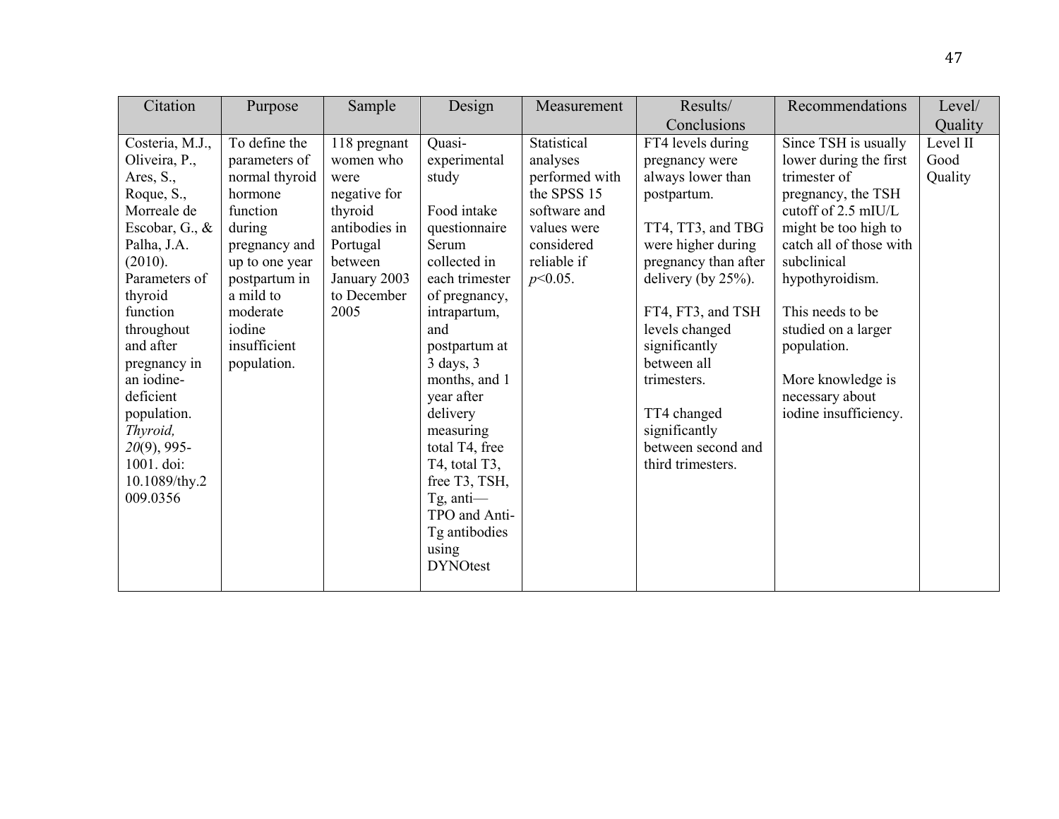| Citation | Purpose | Sample | Design | Measurement | Results/ Conclusions | Recommendations | Level/ Quality |
|---|---|---|---|---|---|---|---|
| Costeria, M.J., Oliveira, P., Ares, S., Roque, S., Morreale de Escobar, G., & Palha, J.A. (2010). Parameters of thyroid function throughout and after pregnancy in an iodine-deficient population. *Thyroid, 20*(9), 995-1001. doi: 10.1089/thy.2009.0356 | To define the parameters of normal thyroid hormone function during pregnancy and up to one year postpartum in a mild to moderate iodine insufficient population. | 118 pregnant women who were negative for thyroid antibodies in Portugal between January 2003 to December 2005 | Quasi-experimental study<br><br>Food intake questionnaire Serum collected in each trimester of pregnancy, intrapartum, and postpartum at 3 days, 3 months, and 1 year after delivery measuring total T4, free T4, total T3, free T3, TSH, Tg, anti—TPO and Anti-Tg antibodies using DYNOtest | Statistical analyses performed with the SPSS 15 software and values were considered reliable if *p*<0.05. | FT4 levels during pregnancy were always lower than postpartum.<br><br>TT4, TT3, and TBG were higher during pregnancy than after delivery (by 25%).<br><br>FT4, FT3, and TSH levels changed significantly between all trimesters.<br><br>TT4 changed significantly between second and third trimesters. | Since TSH is usually lower during the first trimester of pregnancy, the TSH cutoff of 2.5 mIU/L might be too high to catch all of those with subclinical hypothyroidism.<br><br>This needs to be studied on a larger population.<br><br>More knowledge is necessary about iodine insufficiency. | Level II Good Quality |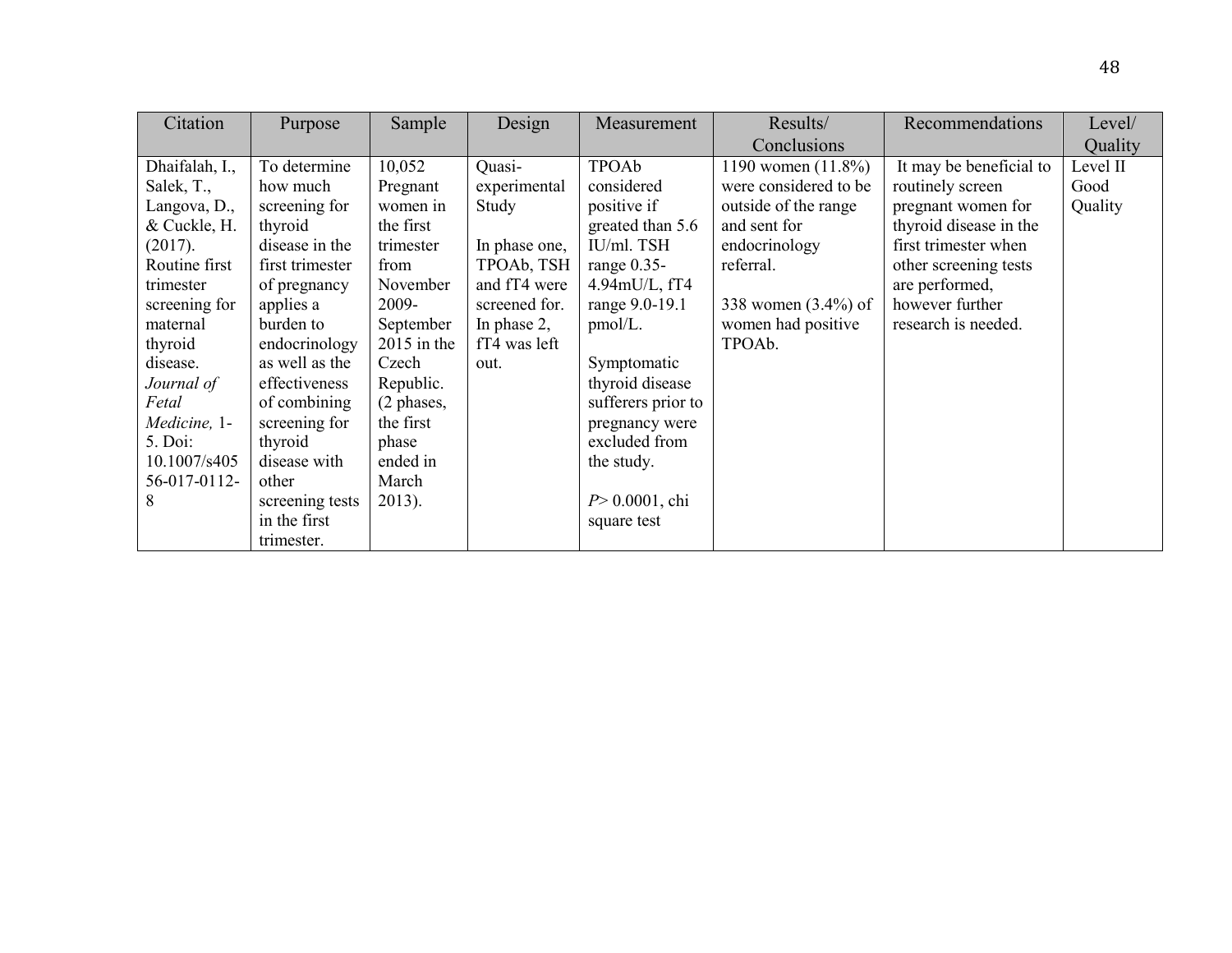| Citation | Purpose | Sample | Design | Measurement | Results/ Conclusions | Recommendations | Level/ Quality |
|---|---|---|---|---|---|---|---|
| Dhaifalah, I., Salek, T., Langova, D., & Cuckle, H. (2017). Routine first trimester screening for maternal thyroid disease. *Journal of Fetal Medicine,* 1-5. Doi: 10.1007/s40556-017-0112-8 | To determine how much screening for thyroid disease in the first trimester of pregnancy applies a burden to endocrinology as well as the effectiveness of combining screening for thyroid disease with other screening tests in the first trimester. | 10,052 Pregnant women in the first trimester from November 2009-September 2015 in the Czech Republic. (2 phases, the first phase ended in March 2013). | Quasi-experimental Study<br><br>In phase one, TPOAb, TSH and fT4 were screened for. In phase 2, fT4 was left out. | TPOAb considered positive if greated than 5.6 IU/ml. TSH range 0.35-4.94mU/L, fT4 range 9.0-19.1 pmol/L.<br><br>Symptomatic thyroid disease sufferers prior to pregnancy were excluded from the study.<br><br>$P > 0.0001$, chi square test | 1190 women (11.8%) were considered to be outside of the range and sent for endocrinology referral.<br><br>338 women (3.4%) of women had positive TPOAb. | It may be beneficial to routinely screen pregnant women for thyroid disease in the first trimester when other screening tests are performed, however further research is needed. | Level II Good Quality |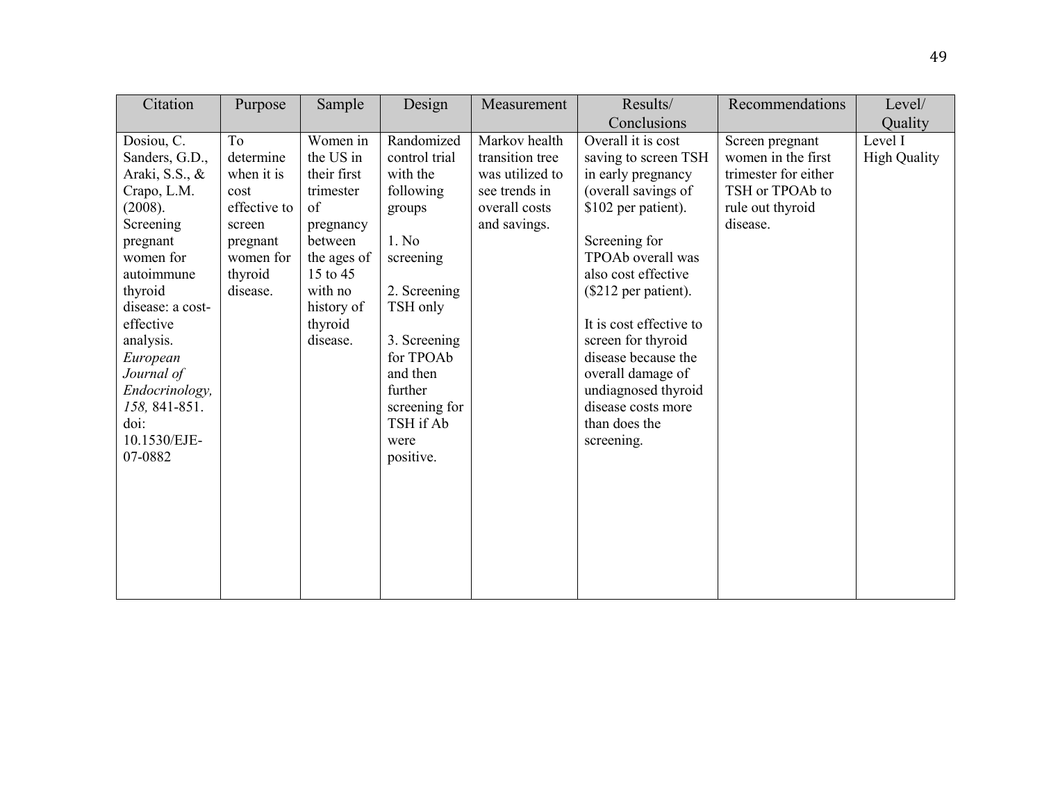| Citation | Purpose | Sample | Design | Measurement | Results/ Conclusions | Recommendations | Level/ Quality |
|---|---|---|---|---|---|---|---|
| Dosiou, C. Sanders, G.D., Araki, S.S., & Crapo, L.M. (2008). Screening pregnant women for autoimmune thyroid disease: a cost-effective analysis. *European Journal of Endocrinology, 158,* 841-851. doi: 10.1530/EJE-07-0882 | To determine when it is cost effective to screen pregnant women for thyroid disease. | Women in the US in their first trimester of pregnancy between the ages of 15 to 45 with no history of thyroid disease. | Randomized control trial with the following groups<br><br>1. No screening<br><br>2. Screening TSH only<br><br>3. Screening for TPOAb and then further screening for TSH if Ab were positive. | Markov health transition tree was utilized to see trends in overall costs and savings. | Overall it is cost saving to screen TSH in early pregnancy (overall savings of $102 per patient).<br><br>Screening for TPOAb overall was also cost effective ($212 per patient).<br><br>It is cost effective to screen for thyroid disease because the overall damage of undiagnosed thyroid disease costs more than does the screening. | Screen pregnant women in the first trimester for either TSH or TPOAb to rule out thyroid disease. | Level I High Quality |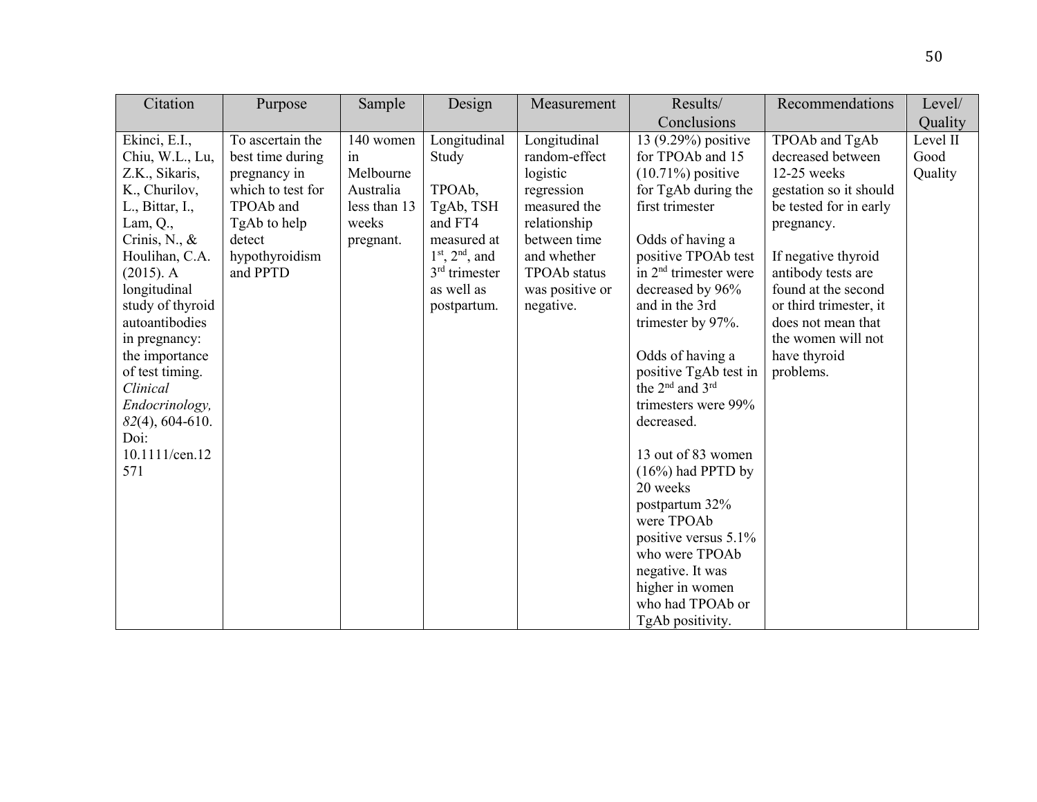| Citation | Purpose | Sample | Design | Measurement | Results/ Conclusions | Recommendations | Level/ Quality |
|---|---|---|---|---|---|---|---|
| Ekinci, E.I., Chiu, W.L., Lu, Z.K., Sikaris, K., Churilov, L., Bittar, I., Lam, Q., Crinis, N., & Houlihan, C.A. (2015). A longitudinal study of thyroid autoantibodies in pregnancy: the importance of test timing. *Clinical Endocrinology, 82*(4), 604-610. Doi: 10.1111/cen.12571 | To ascertain the best time during pregnancy in which to test for TPOAb and TgAb to help detect hypothyroidism and PPTD | 140 women in Melbourne Australia less than 13 weeks pregnant. | Longitudinal Study<br><br>TPOAb, TgAb, TSH and FT4 measured at 1st, 2nd, and 3rd trimester as well as postpartum. | Longitudinal random-effect logistic regression measured the relationship between time and whether TPOAb status was positive or negative. | 13 (9.29%) positive for TPOAb and 15 (10.71%) positive for TgAb during the first trimester<br><br>Odds of having a positive TPOAb test in 2nd trimester were decreased by 96% and in the 3rd trimester by 97%.<br><br>Odds of having a positive TgAb test in the 2nd and 3rd trimesters were 99% decreased.<br><br>13 out of 83 women (16%) had PPTD by 20 weeks postpartum 32% were TPOAb positive versus 5.1% who were TPOAb negative. It was higher in women who had TPOAb or TgAb positivity. | TPOAb and TgAb decreased between 12-25 weeks gestation so it should be tested for in early pregnancy.<br><br>If negative thyroid antibody tests are found at the second or third trimester, it does not mean that the women will not have thyroid problems. | Level II Good Quality |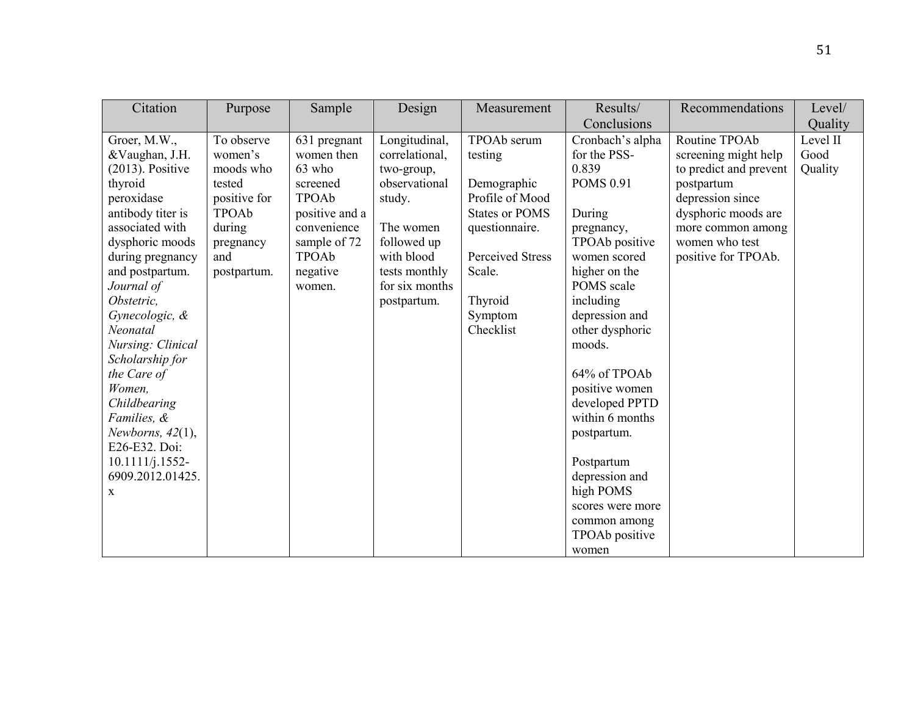| Citation | Purpose | Sample | Design | Measurement | Results/ Conclusions | Recommendations | Level/ Quality |
|---|---|---|---|---|---|---|---|
| Groer, M.W., &Vaughan, J.H. (2013). Positive thyroid peroxidase antibody titer is associated with dysphoric moods during pregnancy and postpartum. *Journal of Obstetric, Gynecologic, & Neonatal Nursing: Clinical Scholarship for the Care of Women, Childbearing Families, & Newborns, 42*(1), E26-E32. Doi: 10.1111/j.1552-6909.2012.01425.x | To observe women's moods who tested positive for TPOAb during pregnancy and postpartum. | 631 pregnant women then 63 who screened TPOAb positive and a convenience sample of 72 TPOAb negative women. | Longitudinal, correlational, two-group, observational study.<br><br>The women followed up with blood tests monthly for six months postpartum. | TPOAb serum testing<br><br>Demographic Profile of Mood States or POMS questionnaire.<br><br>Perceived Stress Scale.<br><br>Thyroid Symptom Checklist | Cronbach's alpha for the PSS- 0.839<br>POMS 0.91<br><br>During pregnancy, TPOAb positive women scored higher on the POMS scale including depression and other dysphoric moods.<br><br>64% of TPOAb positive women developed PPTD within 6 months postpartum.<br><br>Postpartum depression and high POMS scores were more common among TPOAb positive women | Routine TPOAb screening might help to predict and prevent postpartum depression since dysphoric moods are more common among women who test positive for TPOAb. | Level II Good Quality |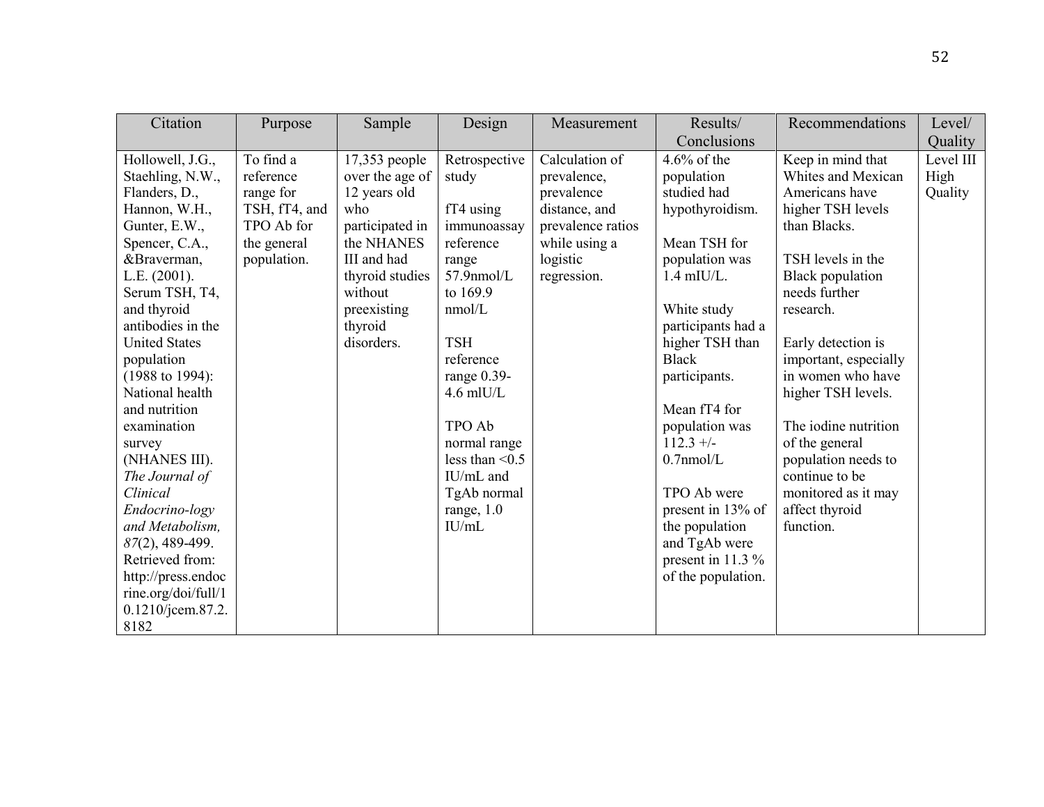| Citation | Purpose | Sample | Design | Measurement | Results/ Conclusions | Recommendations | Level/ Quality |
|---|---|---|---|---|---|---|---|
| Hollowell, J.G., Staehling, N.W., Flanders, D., Hannon, W.H., Gunter, E.W., Spencer, C.A., &Braverman, L.E. (2001). Serum TSH, T4, and thyroid antibodies in the United States population (1988 to 1994): National health and nutrition examination survey (NHANES III). *The Journal of Clinical Endocrino-logy and Metabolism, 87*(2), 489-499. Retrieved from: http://press.endocrine.org/doi/full/10.1210/jcem.87.2.8182 | To find a reference range for TSH, fT4, and TPO Ab for the general population. | 17,353 people over the age of 12 years old who participated in the NHANES III and had thyroid studies without preexisting thyroid disorders. | Retrospective study<br><br>fT4 using immunoassay reference range 57.9nmol/L to 169.9 nmol/L<br><br>TSH reference range 0.39-4.6 mlU/L<br><br>TPO Ab normal range less than <0.5 IU/mL and TgAb normal range, 1.0 IU/mL | Calculation of prevalence, prevalence distance, and prevalence ratios while using a logistic regression. | 4.6% of the population studied had hypothyroidism.<br><br>Mean TSH for population was 1.4 mIU/L.<br><br>White study participants had a higher TSH than Black participants.<br><br>Mean fT4 for population was 112.3 +/- 0.7nmol/L<br><br>TPO Ab were present in 13% of the population and TgAb were present in 11.3 % of the population. | Keep in mind that Whites and Mexican Americans have higher TSH levels than Blacks.<br><br>TSH levels in the Black population needs further research.<br><br>Early detection is important, especially in women who have higher TSH levels.<br><br>The iodine nutrition of the general population needs to continue to be monitored as it may affect thyroid function. | Level III High Quality |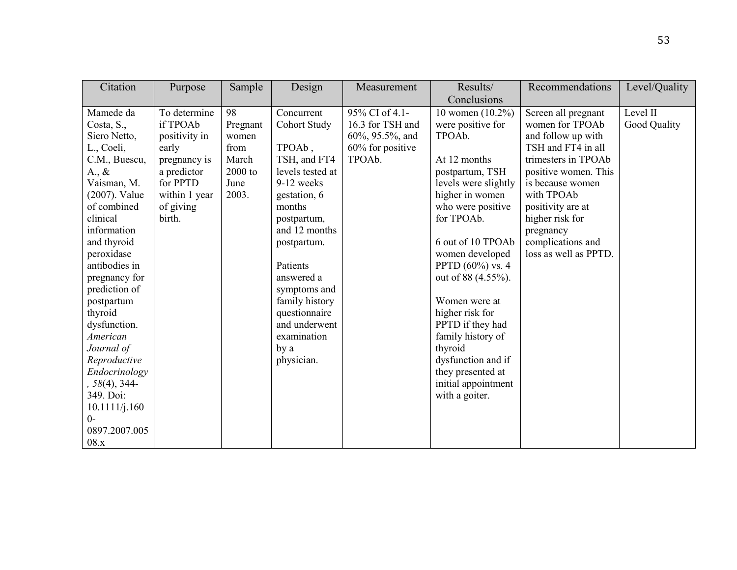| Citation | Purpose | Sample | Design | Measurement | Results/ Conclusions | Recommendations | Level/Quality |
|---|---|---|---|---|---|---|---|
| Mamede da Costa, S., Siero Netto, L., Coeli, C.M., Buescu, A., & Vaisman, M. (2007). Value of combined clinical information and thyroid peroxidase antibodies in pregnancy for prediction of postpartum thyroid dysfunction. *American Journal of Reproductive Endocrinology*, *58*(4), 344-349. Doi: 10.1111/j.1600-0897.2007.00508.x | To determine if TPOAb positivity in early pregnancy is a predictor for PPTD within 1 year of giving birth. | 98 Pregnant women from March 2000 to June 2003. | Concurrent Cohort Study<br><br>TPOAb , TSH, and FT4 levels tested at 9-12 weeks gestation, 6 months postpartum, and 12 months postpartum.<br><br>Patients answered a symptoms and family history questionnaire and underwent examination by a physician. | 95% CI of 4.1-16.3 for TSH and 60%, 95.5%, and 60% for positive TPOAb. | 10 women (10.2%) were positive for TPOAb.<br><br>At 12 months postpartum, TSH levels were slightly higher in women who were positive for TPOAb.<br><br>6 out of 10 TPOAb women developed PPTD (60%) vs. 4 out of 88 (4.55%).<br><br>Women were at higher risk for PPTD if they had family history of thyroid dysfunction and if they presented at initial appointment with a goiter. | Screen all pregnant women for TPOAb and follow up with TSH and FT4 in all trimesters in TPOAb positive women. This is because women with TPOAb positivity are at higher risk for pregnancy complications and loss as well as PPTD. | Level II Good Quality |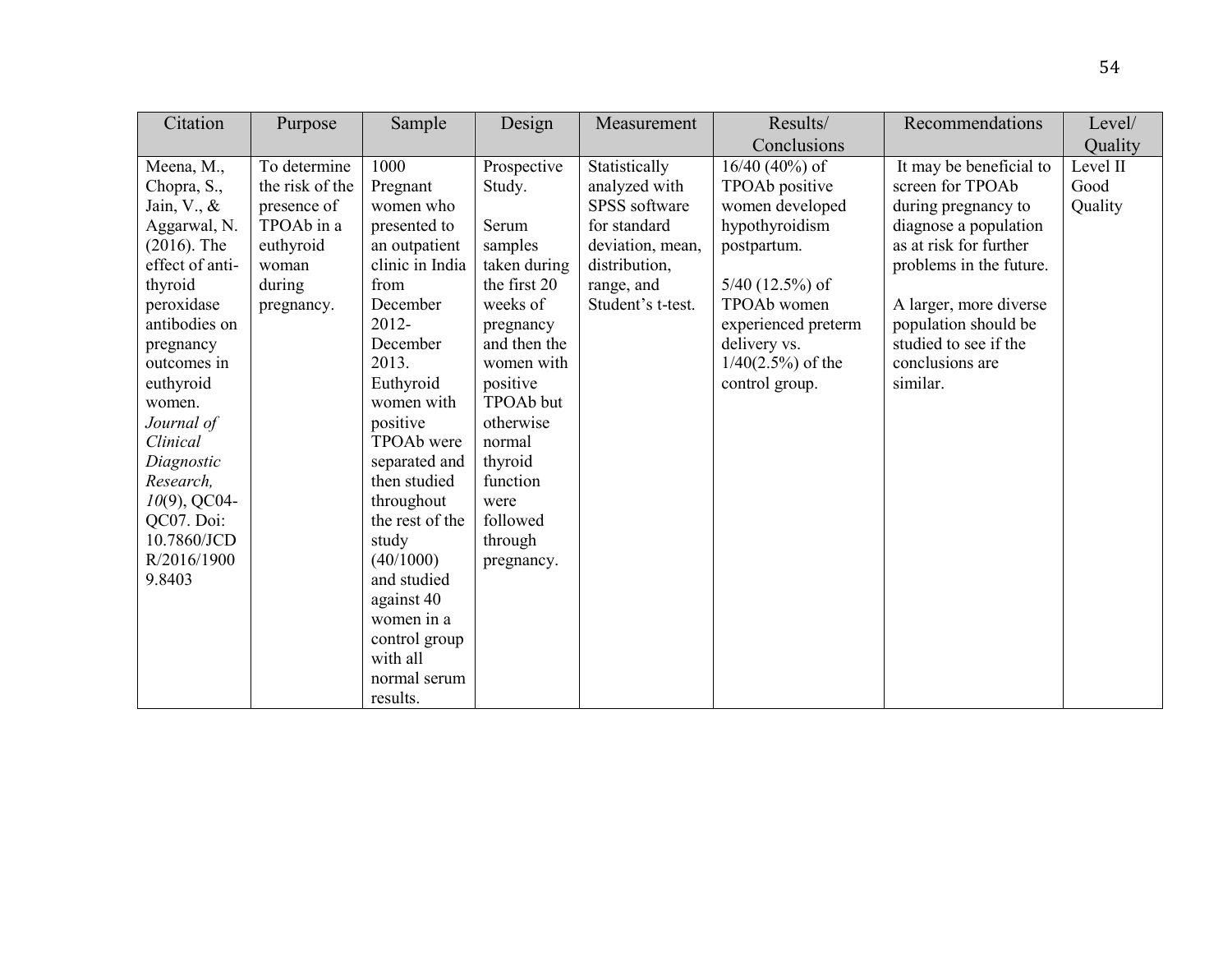| Citation | Purpose | Sample | Design | Measurement | Results/ Conclusions | Recommendations | Level/ Quality |
|---|---|---|---|---|---|---|---|
| Meena, M., Chopra, S., Jain, V., & Aggarwal, N. (2016). The effect of anti-thyroid peroxidase antibodies on pregnancy outcomes in euthyroid women. *Journal of Clinical Diagnostic Research, 10*(9), QC04-QC07. Doi: 10.7860/JCDR/2016/19009.8403 | To determine the risk of the presence of TPOAb in a euthyroid woman during pregnancy. | 1000 Pregnant women who presented to an outpatient clinic in India from December 2012- December 2013. Euthyroid women with positive TPOAb were separated and then studied throughout the rest of the study (40/1000) and studied against 40 women in a control group with all normal serum results. | Prospective Study.<br><br>Serum samples taken during the first 20 weeks of pregnancy and then the women with positive TPOAb but otherwise normal thyroid function were followed through pregnancy. | Statistically analyzed with SPSS software for standard deviation, mean, distribution, range, and Student's t-test. | 16/40 (40%) of TPOAb positive women developed hypothyroidism postpartum.<br><br>5/40 (12.5%) of TPOAb women experienced preterm delivery vs. 1/40(2.5%) of the control group. | It may be beneficial to screen for TPOAb during pregnancy to diagnose a population as at risk for further problems in the future.<br><br>A larger, more diverse population should be studied to see if the conclusions are similar. | Level II Good Quality |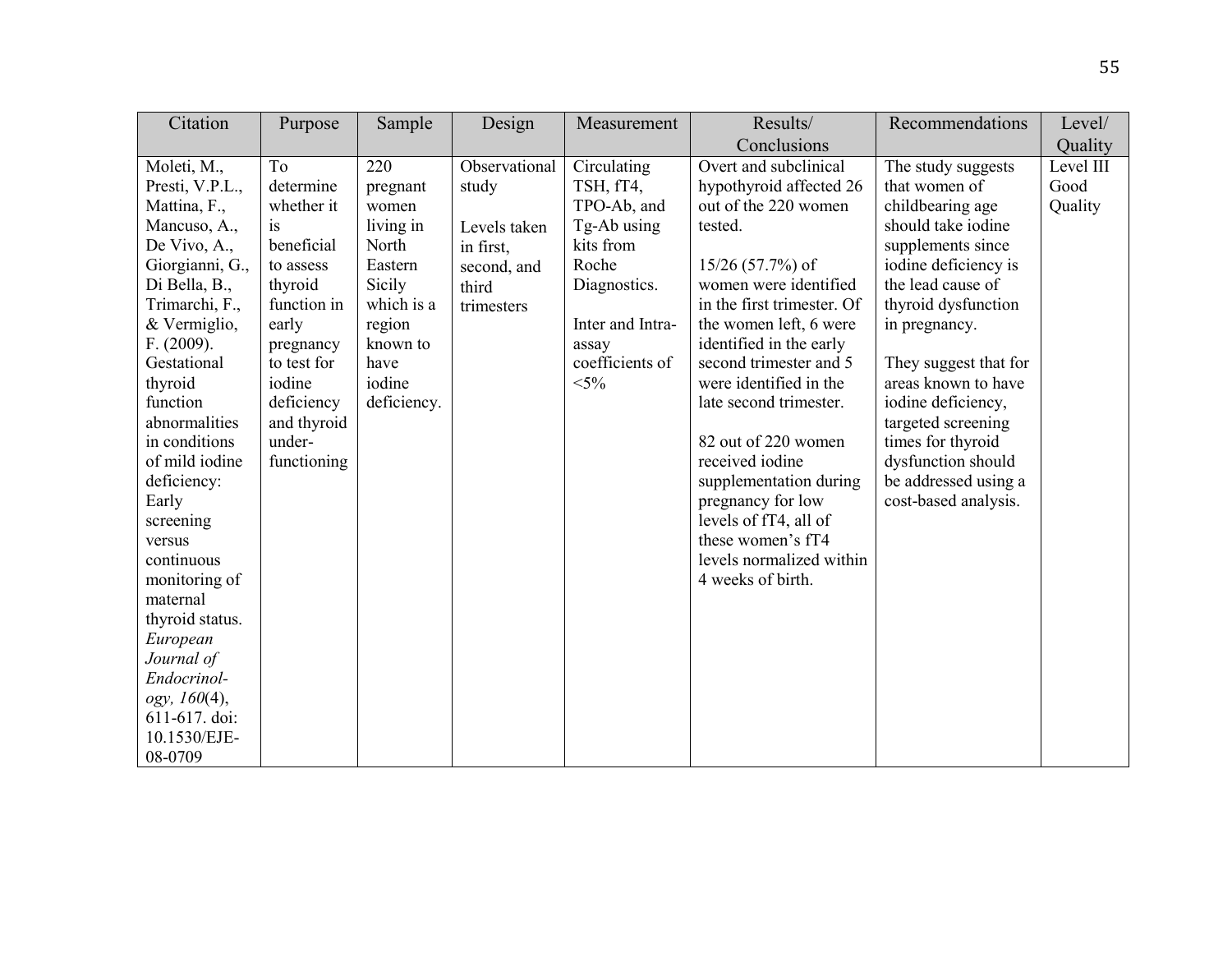| Citation | Purpose | Sample | Design | Measurement | Results/ Conclusions | Recommendations | Level/ Quality |
|---|---|---|---|---|---|---|---|
| Moleti, M., Presti, V.P.L., Mattina, F., Mancuso, A., De Vivo, A., Giorgianni, G., Di Bella, B., Trimarchi, F., & Vermiglio, F. (2009). Gestational thyroid function abnormalities in conditions of mild iodine deficiency: Early screening versus continuous monitoring of maternal thyroid status. *European Journal of Endocrinol-ogy, 160*(4), 611-617. doi: 10.1530/EJE-08-0709 | To determine whether it is beneficial to assess thyroid function in early pregnancy to test for iodine deficiency and thyroid under-functioning | 220 pregnant women living in North Eastern Sicily which is a region known to have iodine deficiency. | Observational study<br><br>Levels taken in first, second, and third trimesters | Circulating TSH, fT4, TPO-Ab, and Tg-Ab using kits from Roche Diagnostics.<br><br>Inter and Intra-assay coefficients of <5% | Overt and subclinical hypothyroid affected 26 out of the 220 women tested.<br><br>15/26 (57.7%) of women were identified in the first trimester. Of the women left, 6 were identified in the early second trimester and 5 were identified in the late second trimester.<br><br>82 out of 220 women received iodine supplementation during pregnancy for low levels of fT4, all of these women's fT4 levels normalized within 4 weeks of birth. | The study suggests that women of childbearing age should take iodine supplements since iodine deficiency is the lead cause of thyroid dysfunction in pregnancy.<br><br>They suggest that for areas known to have iodine deficiency, targeted screening times for thyroid dysfunction should be addressed using a cost-based analysis. | Level III Good Quality |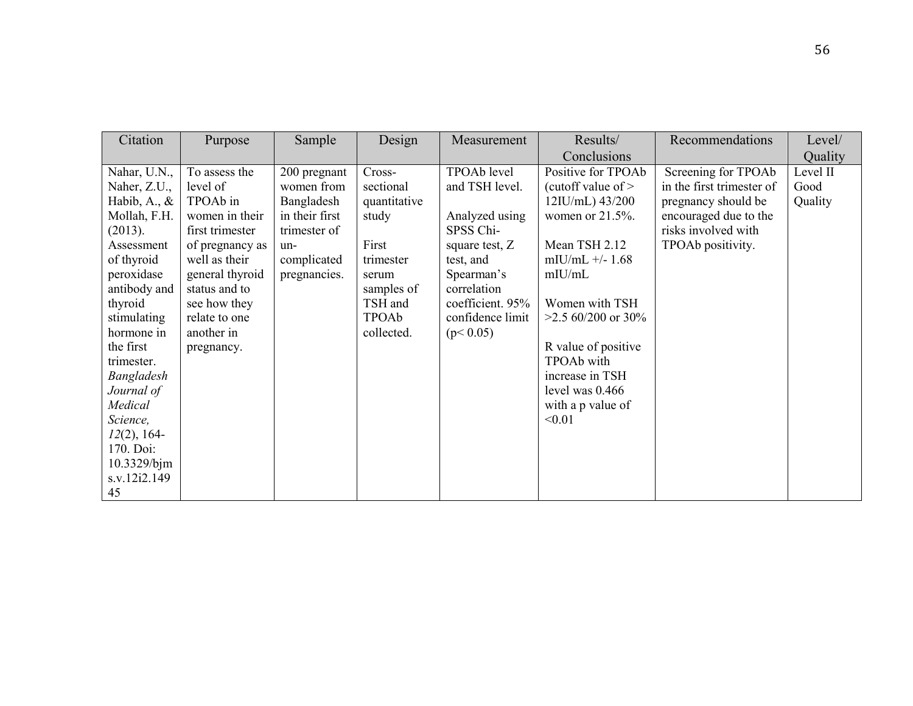| Citation | Purpose | Sample | Design | Measurement | Results/ Conclusions | Recommendations | Level/ Quality |
|---|---|---|---|---|---|---|---|
| Nahar, U.N., Naher, Z.U., Habib, A., & Mollah, F.H. (2013). Assessment of thyroid peroxidase antibody and thyroid stimulating hormone in the first trimester. *Bangladesh Journal of Medical Science, 12*(2), 164-170. Doi: 10.3329/bjms.v.12i2.14945 | To assess the level of TPOAb in women in their first trimester of pregnancy as well as their general thyroid status and to see how they relate to one another in pregnancy. | 200 pregnant women from Bangladesh in their first trimester of un-complicated pregnancies. | Cross-sectional quantitative study<br><br>First trimester serum samples of TSH and TPOAb collected. | TPOAb level and TSH level.<br><br>Analyzed using SPSS Chi-square test, Z test, and Spearman's correlation coefficient. 95% confidence limit ($p < 0.05$) | Positive for TPOAb (cutoff value of > 12IU/mL) 43/200 women or 21.5%.<br><br>Mean TSH 2.12 mIU/mL +/- 1.68 mIU/mL<br><br>Women with TSH >2.5 60/200 or 30%<br><br>R value of positive TPOAb with increase in TSH level was 0.466 with a p value of <0.01 | Screening for TPOAb in the first trimester of pregnancy should be encouraged due to the risks involved with TPOAb positivity. | Level II Good Quality |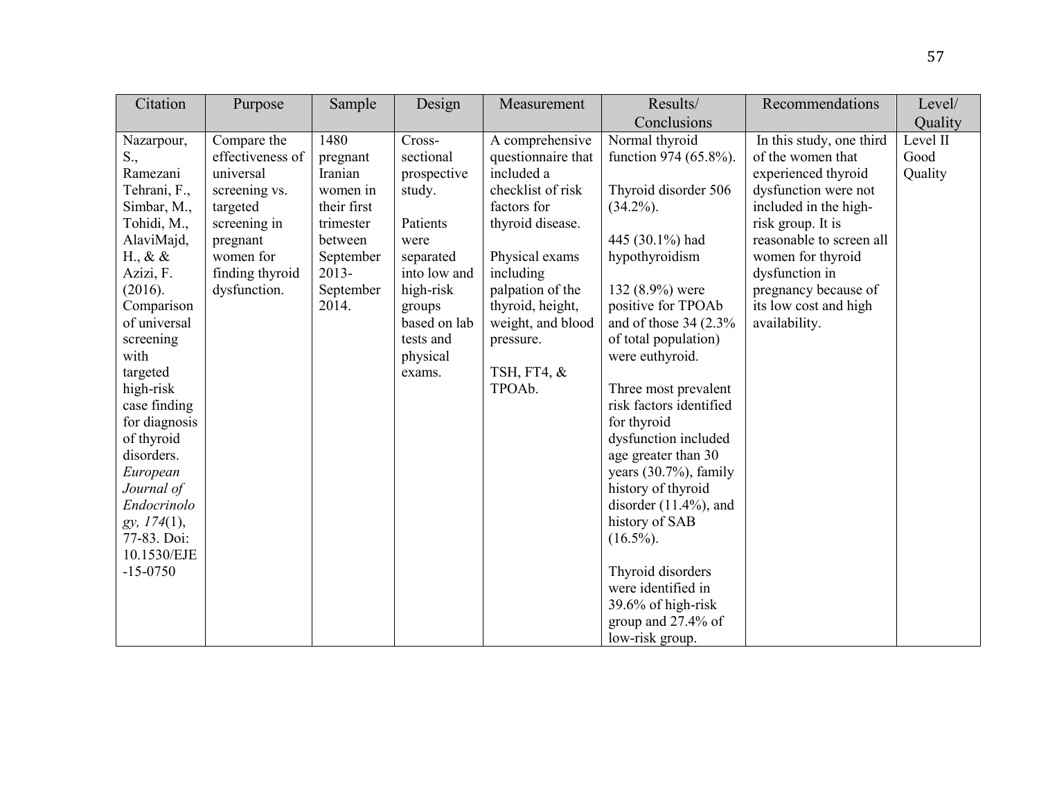| Citation | Purpose | Sample | Design | Measurement | Results/ Conclusions | Recommendations | Level/ Quality |
|---|---|---|---|---|---|---|---|
| Nazarpour, S., Ramezani Tehrani, F., Simbar, M., Tohidi, M., AlaviMajd, H., & & Azizi, F. (2016). Comparison of universal screening with targeted high-risk case finding for diagnosis of thyroid disorders. *European Journal of Endocrinology, 174*(1), 77-83. Doi: 10.1530/EJE-15-0750 | Compare the effectiveness of universal screening vs. targeted screening in pregnant women for finding thyroid dysfunction. | 1480 pregnant Iranian women in their first trimester between September 2013-September 2014. | Cross-sectional prospective study.<br><br>Patients were separated into low and high-risk groups based on lab tests and physical exams. | A comprehensive questionnaire that included a checklist of risk factors for thyroid disease.<br><br>Physical exams including palpation of the thyroid, height, weight, and blood pressure.<br><br>TSH, FT4, & TPOAb. | Normal thyroid function 974 (65.8%).<br><br>Thyroid disorder 506 (34.2%).<br><br>445 (30.1%) had hypothyroidism<br><br>132 (8.9%) were positive for TPOAb and of those 34 (2.3% of total population) were euthyroid.<br><br>Three most prevalent risk factors identified for thyroid dysfunction included age greater than 30 years (30.7%), family history of thyroid disorder (11.4%), and history of SAB (16.5%).<br><br>Thyroid disorders were identified in 39.6% of high-risk group and 27.4% of low-risk group. | In this study, one third of the women that experienced thyroid dysfunction were not included in the high-risk group. It is reasonable to screen all women for thyroid dysfunction in pregnancy because of its low cost and high availability. | Level II Good Quality |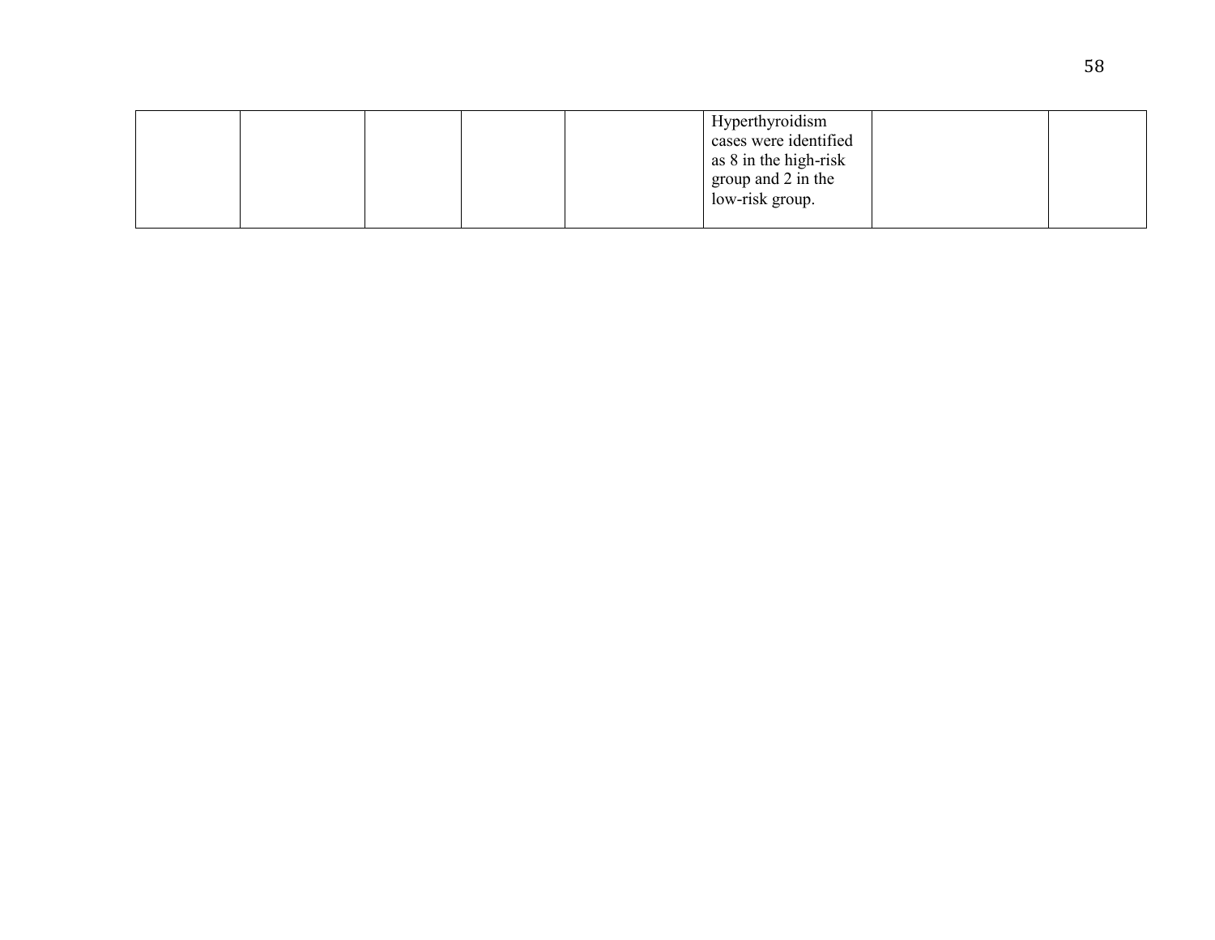| | | | | | | | |
|---|---|---|---|---|---|---|---|
| | | | | | Hyperthyroidism cases were identified as 8 in the high-risk group and 2 in the low-risk group. | | |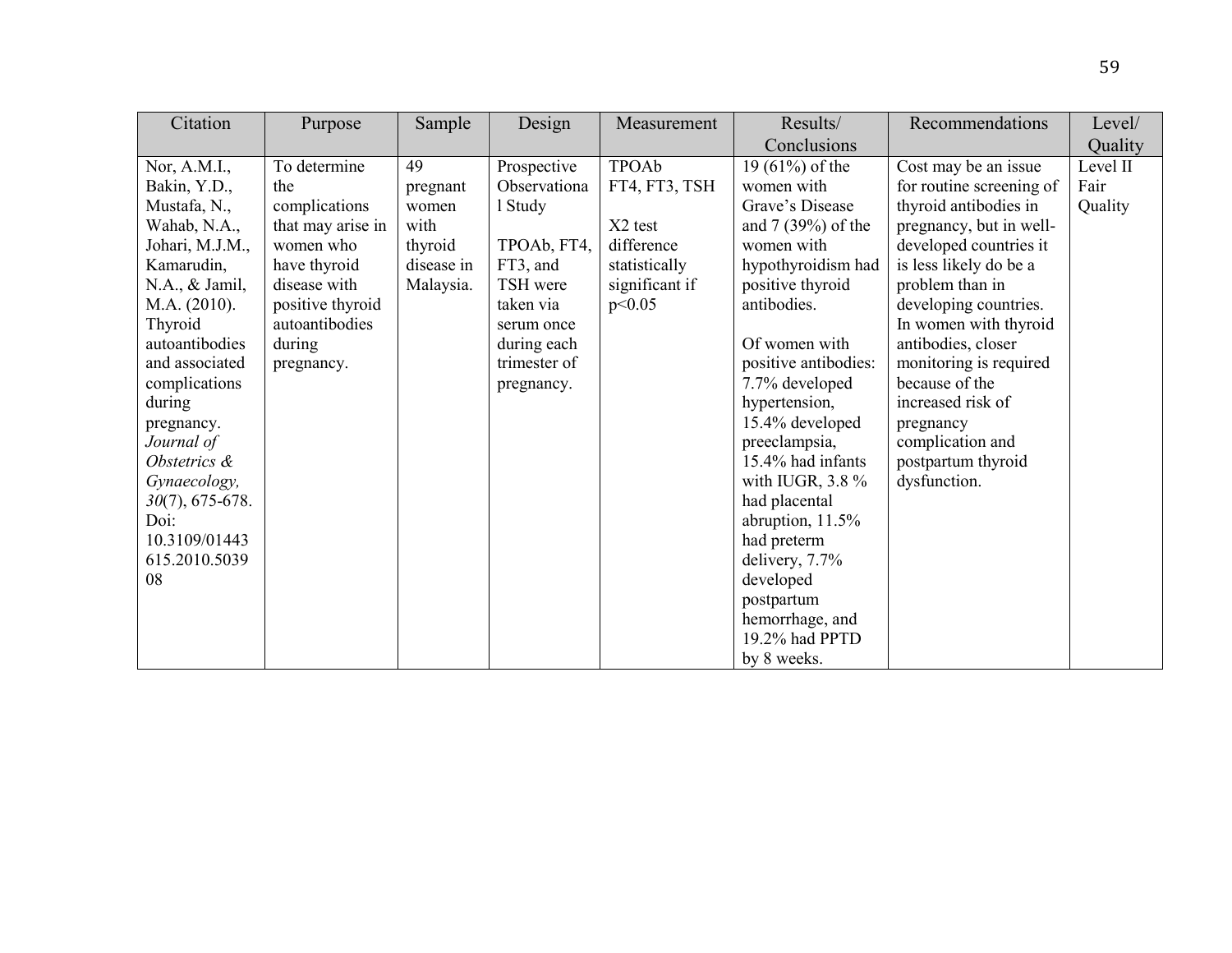| Citation | Purpose | Sample | Design | Measurement | Results/ Conclusions | Recommendations | Level/ Quality |
|---|---|---|---|---|---|---|---|
| Nor, A.M.I., Bakin, Y.D., Mustafa, N., Wahab, N.A., Johari, M.J.M., Kamarudin, N.A., & Jamil, M.A. (2010). Thyroid autoantibodies and associated complications during pregnancy. *Journal of Obstetrics & Gynaecology, 30*(7), 675-678. Doi: 10.3109/01443615.2010.503908 | To determine the complications that may arise in women who have thyroid disease with positive thyroid autoantibodies during pregnancy. | 49 pregnant women with thyroid disease in Malaysia. | Prospective Observational Study<br><br>TPOAb, FT4, FT3, and TSH were taken via serum once during each trimester of pregnancy. | TPOAb FT4, FT3, TSH<br><br>X2 test difference statistically significant if $p<0.05$ | 19 (61%) of the women with Grave's Disease and 7 (39%) of the women with hypothyroidism had positive thyroid antibodies.<br><br>Of women with positive antibodies: 7.7% developed hypertension, 15.4% developed preeclampsia, 15.4% had infants with IUGR, 3.8 % had placental abruption, 11.5% had preterm delivery, 7.7% developed postpartum hemorrhage, and 19.2% had PPTD by 8 weeks. | Cost may be an issue for routine screening of thyroid antibodies in pregnancy, but in well-developed countries it is less likely do be a problem than in developing countries. In women with thyroid antibodies, closer monitoring is required because of the increased risk of pregnancy complication and postpartum thyroid dysfunction. | Level II Fair Quality |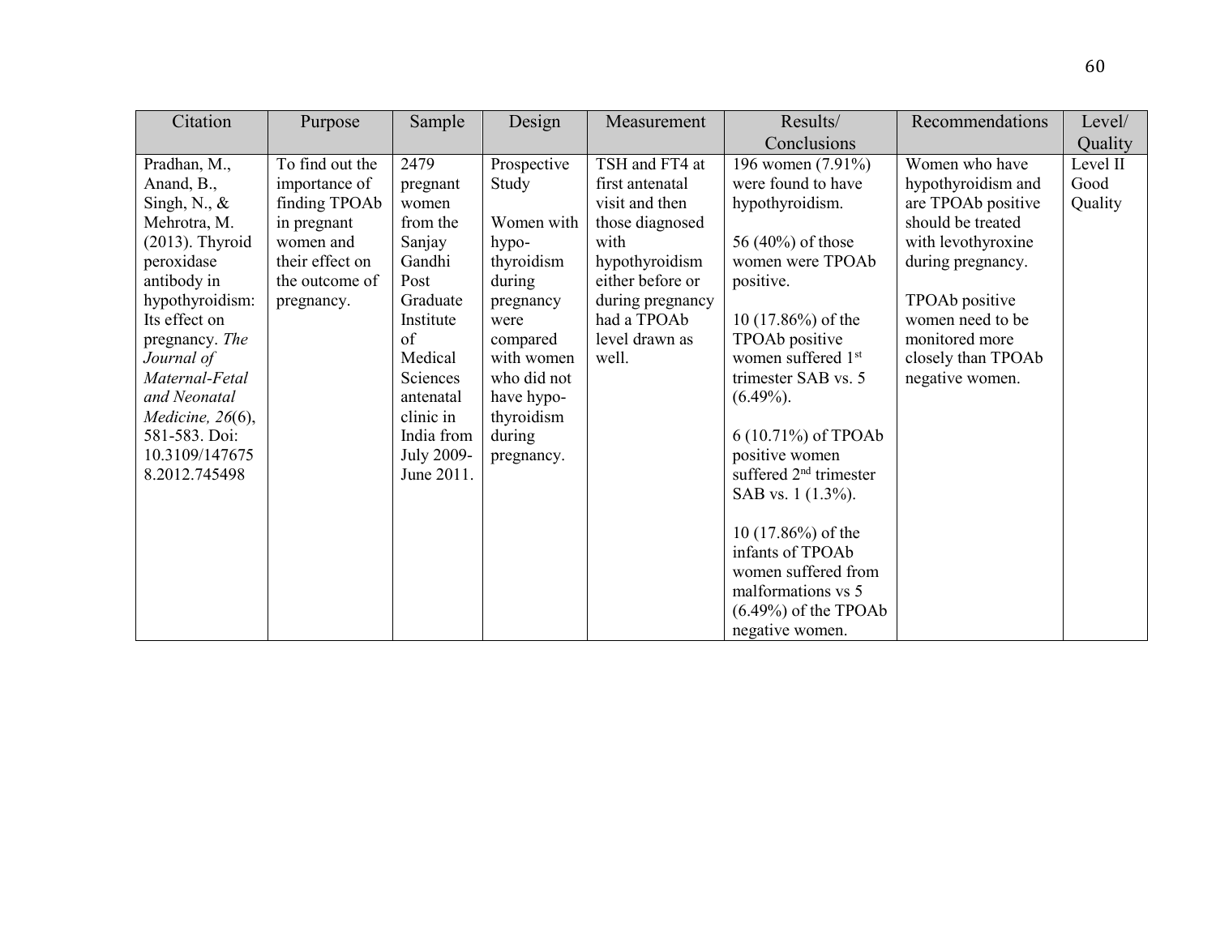| Citation | Purpose | Sample | Design | Measurement | Results/ Conclusions | Recommendations | Level/ Quality |
|---|---|---|---|---|---|---|---|
| Pradhan, M., Anand, B., Singh, N., & Mehrotra, M. (2013). Thyroid peroxidase antibody in hypothyroidism: Its effect on pregnancy. *The Journal of Maternal-Fetal and Neonatal Medicine, 26*(6), 581-583. Doi: 10.3109/147675 8.2012.745498 | To find out the importance of finding TPOAb in pregnant women and their effect on the outcome of pregnancy. | 2479 pregnant women from the Sanjay Gandhi Post Graduate Institute of Medical Sciences antenatal clinic in India from July 2009-June 2011. | Prospective Study<br><br>Women with hypo-thyroidism during pregnancy were compared with women who did not have hypo-thyroidism during pregnancy. | TSH and FT4 at first antenatal visit and then those diagnosed with hypothyroidism either before or during pregnancy had a TPOAb level drawn as well. | 196 women (7.91%) were found to have hypothyroidism.<br><br>56 (40%) of those women were TPOAb positive.<br><br>10 (17.86%) of the TPOAb positive women suffered 1st trimester SAB vs. 5 (6.49%).<br><br>6 (10.71%) of TPOAb positive women suffered 2nd trimester SAB vs. 1 (1.3%).<br><br>10 (17.86%) of the infants of TPOAb women suffered from malformations vs 5 (6.49%) of the TPOAb negative women. | Women who have hypothyroidism and are TPOAb positive should be treated with levothyroxine during pregnancy.<br><br>TPOAb positive women need to be monitored more closely than TPOAb negative women. | Level II Good Quality |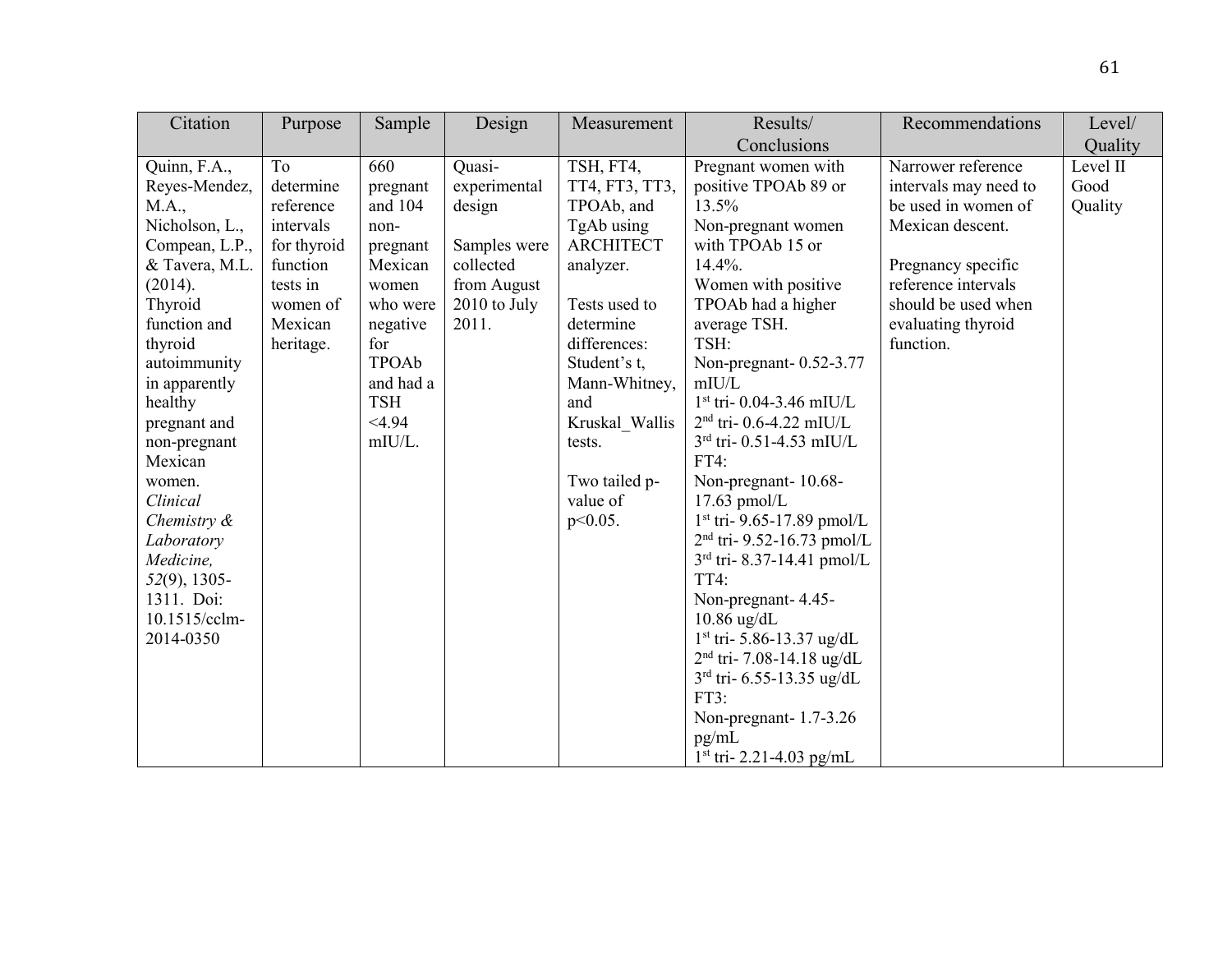| Citation | Purpose | Sample | Design | Measurement | Results/ Conclusions | Recommendations | Level/ Quality |
|---|---|---|---|---|---|---|---|
| Quinn, F.A., Reyes-Mendez, M.A., Nicholson, L., Compean, L.P., & Tavera, M.L. (2014). Thyroid function and thyroid autoimmunity in apparently healthy pregnant and non-pregnant Mexican women. *Clinical Chemistry & Laboratory Medicine, 52*(9), 1305-1311. Doi: 10.1515/cclm-2014-0350 | To determine reference intervals for thyroid function tests in women of Mexican heritage. | 660 pregnant and 104 non-pregnant Mexican women who were negative for TPOAb and had a TSH <4.94 mIU/L. | Quasi-experimental design<br><br>Samples were collected from August 2010 to July 2011. | TSH, FT4, TT4, FT3, TT3, TPOAb, and TgAb using ARCHITECT analyzer.<br><br>Tests used to determine differences: Student's t, Mann-Whitney, and Kruskal_Wallis tests.<br><br>Two tailed p-value of $p<0.05$. | Pregnant women with positive TPOAb 89 or 13.5%<br>Non-pregnant women with TPOAb 15 or 14.4%.<br>Women with positive TPOAb had a higher average TSH.<br>TSH:<br>Non-pregnant- 0.52-3.77 mIU/L<br>1st tri- 0.04-3.46 mIU/L<br>2nd tri- 0.6-4.22 mIU/L<br>3rd tri- 0.51-4.53 mIU/L<br>FT4:<br>Non-pregnant- 10.68-17.63 pmol/L<br>1st tri- 9.65-17.89 pmol/L<br>2nd tri- 9.52-16.73 pmol/L<br>3rd tri- 8.37-14.41 pmol/L<br>TT4:<br>Non-pregnant- 4.45-10.86 ug/dL<br>1st tri- 5.86-13.37 ug/dL<br>2nd tri- 7.08-14.18 ug/dL<br>3rd tri- 6.55-13.35 ug/dL<br>FT3:<br>Non-pregnant- 1.7-3.26 pg/mL<br>1st tri- 2.21-4.03 pg/mL | Narrower reference intervals may need to be used in women of Mexican descent.<br><br>Pregnancy specific reference intervals should be used when evaluating thyroid function. | Level II Good Quality |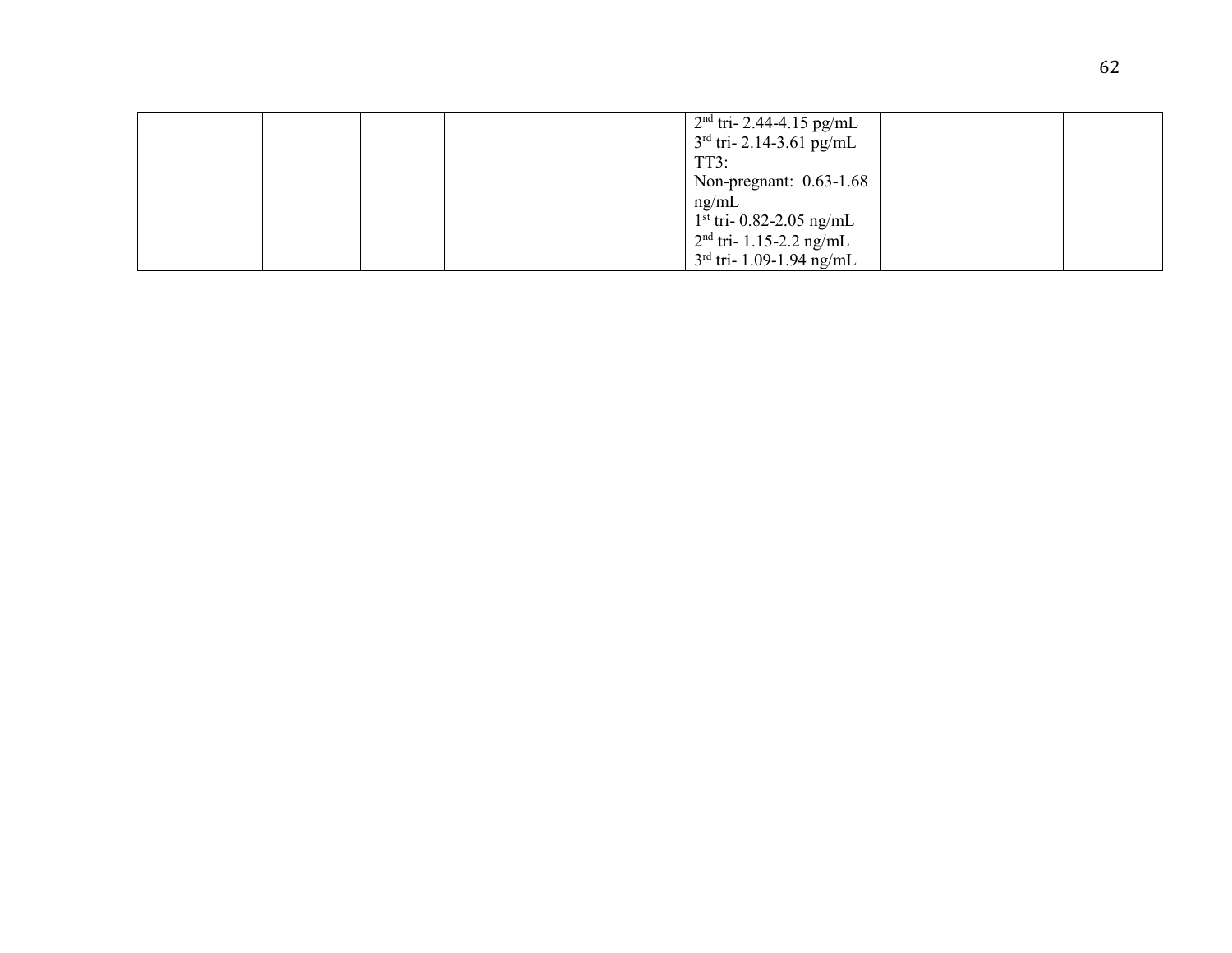|  |  |  |  |  |  |  |  |
|---|---|---|---|---|---|---|---|
|  |  |  |  |  | 2nd tri- 2.44-4.15 pg/mL<br>3rd tri- 2.14-3.61 pg/mL<br>TT3:<br>Non-pregnant: 0.63-1.68 ng/mL<br>1st tri- 0.82-2.05 ng/mL<br>2nd tri- 1.15-2.2 ng/mL<br>3rd tri- 1.09-1.94 ng/mL |  |  |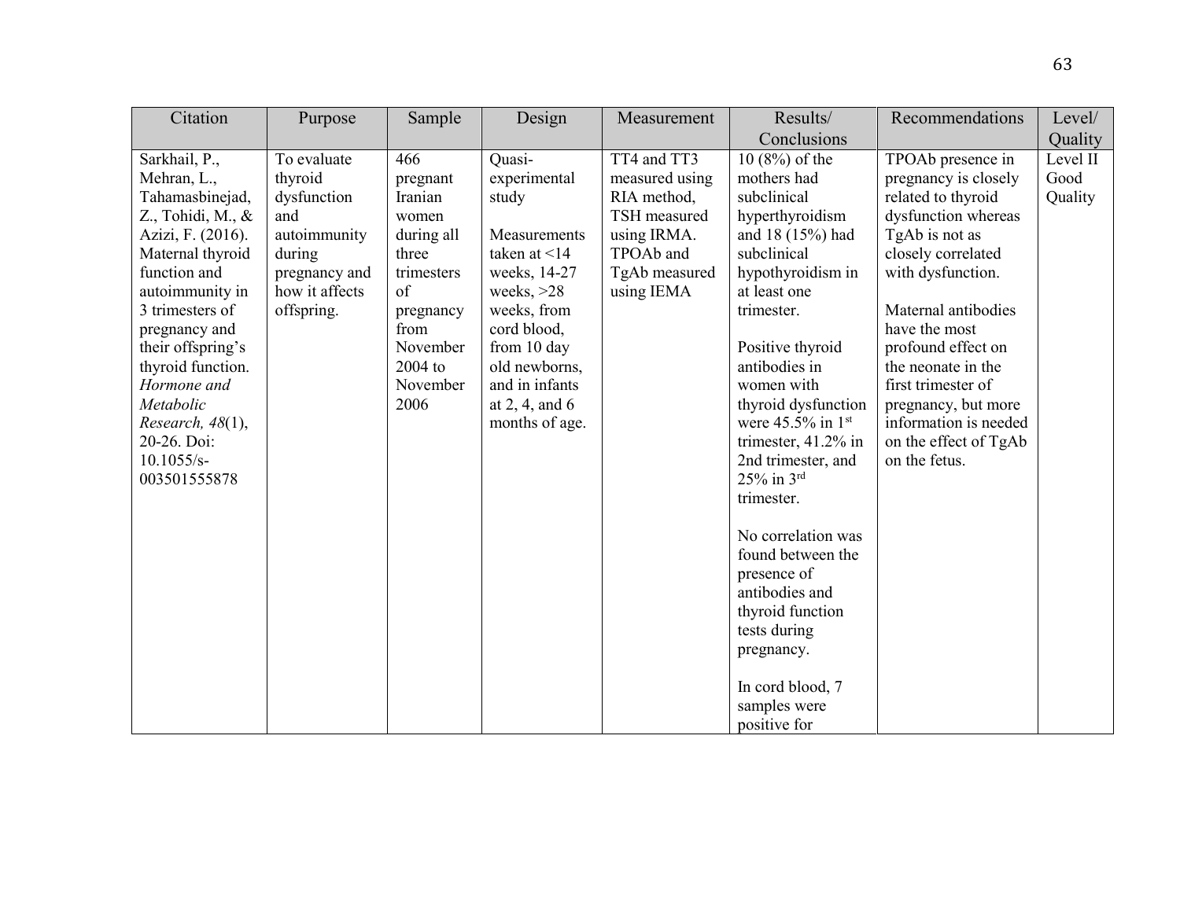| Citation | Purpose | Sample | Design | Measurement | Results/ Conclusions | Recommendations | Level/ Quality |
|---|---|---|---|---|---|---|---|
| Sarkhail, P., Mehran, L., Tahamasbinejad, Z., Tohidi, M., & Azizi, F. (2016). Maternal thyroid function and autoimmunity in 3 trimesters of pregnancy and their offspring's thyroid function. *Hormone and Metabolic Research, 48*(1), 20-26. Doi: 10.1055/s-003501555878 | To evaluate thyroid dysfunction and autoimmunity during pregnancy and how it affects offspring. | 466 pregnant Iranian women during all three trimesters of pregnancy from November 2004 to November 2006 | Quasi-experimental study<br><br>Measurements taken at <14 weeks, 14-27 weeks, >28 weeks, from cord blood, from 10 day old newborns, and in infants at 2, 4, and 6 months of age. | TT4 and TT3 measured using RIA method, TSH measured using IRMA. TPOAb and TgAb measured using IEMA | 10 (8%) of the mothers had subclinical hyperthyroidism and 18 (15%) had subclinical hypothyroidism in at least one trimester.<br><br>Positive thyroid antibodies in women with thyroid dysfunction were 45.5% in 1st trimester, 41.2% in 2nd trimester, and 25% in 3rd trimester.<br><br>No correlation was found between the presence of antibodies and thyroid function tests during pregnancy.<br><br>In cord blood, 7 samples were positive for | TPOAb presence in pregnancy is closely related to thyroid dysfunction whereas TgAb is not as closely correlated with dysfunction.<br><br>Maternal antibodies have the most profound effect on the neonate in the first trimester of pregnancy, but more information is needed on the effect of TgAb on the fetus. | Level II Good Quality |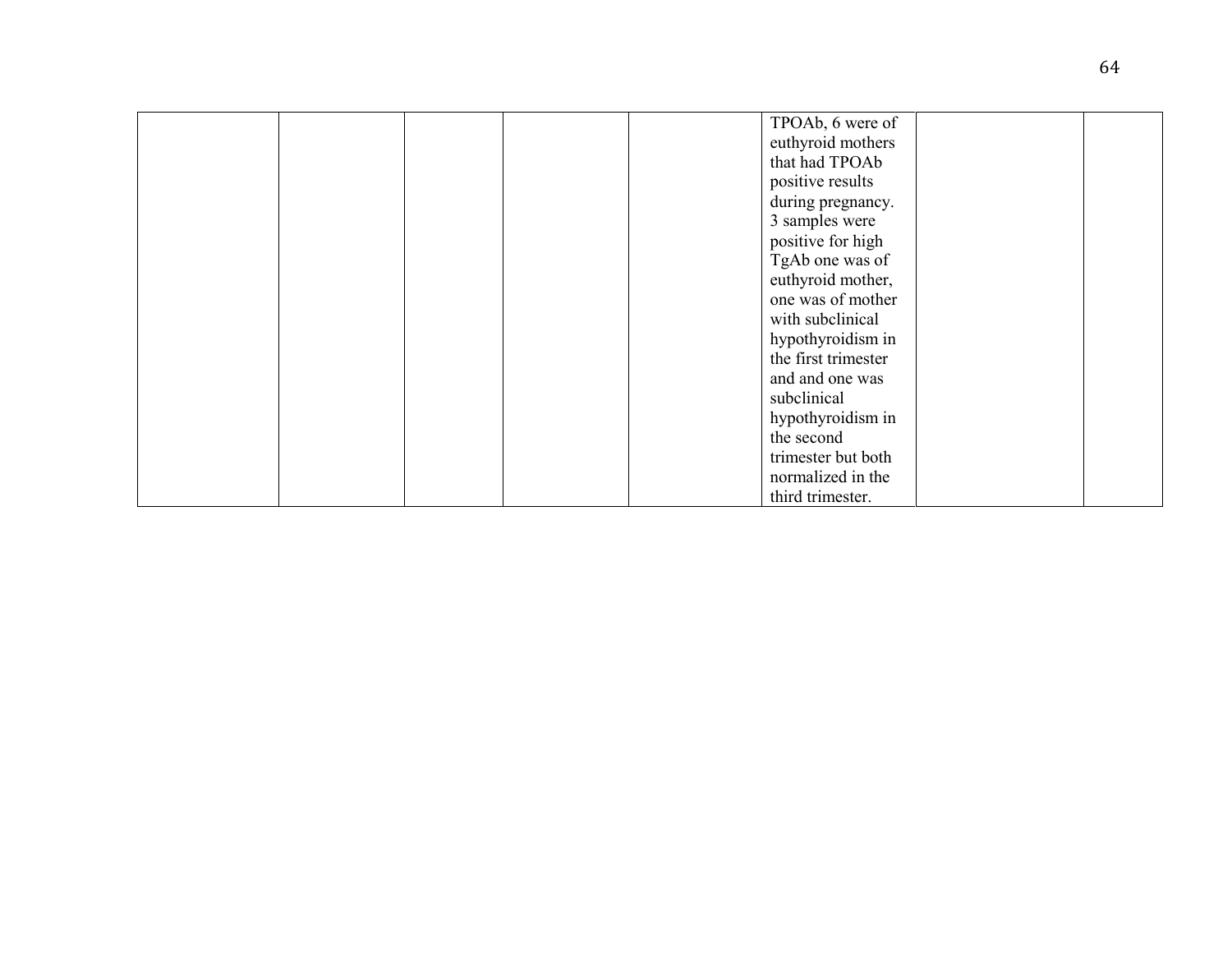| | | | | | | | |
|---|---|---|---|---|---|---|---|
| | | | | | TPOAb, 6 were of euthyroid mothers that had TPOAb positive results during pregnancy. 3 samples were positive for high TgAb one was of euthyroid mother, one was of mother with subclinical hypothyroidism in the first trimester and and one was subclinical hypothyroidism in the second trimester but both normalized in the third trimester. | | |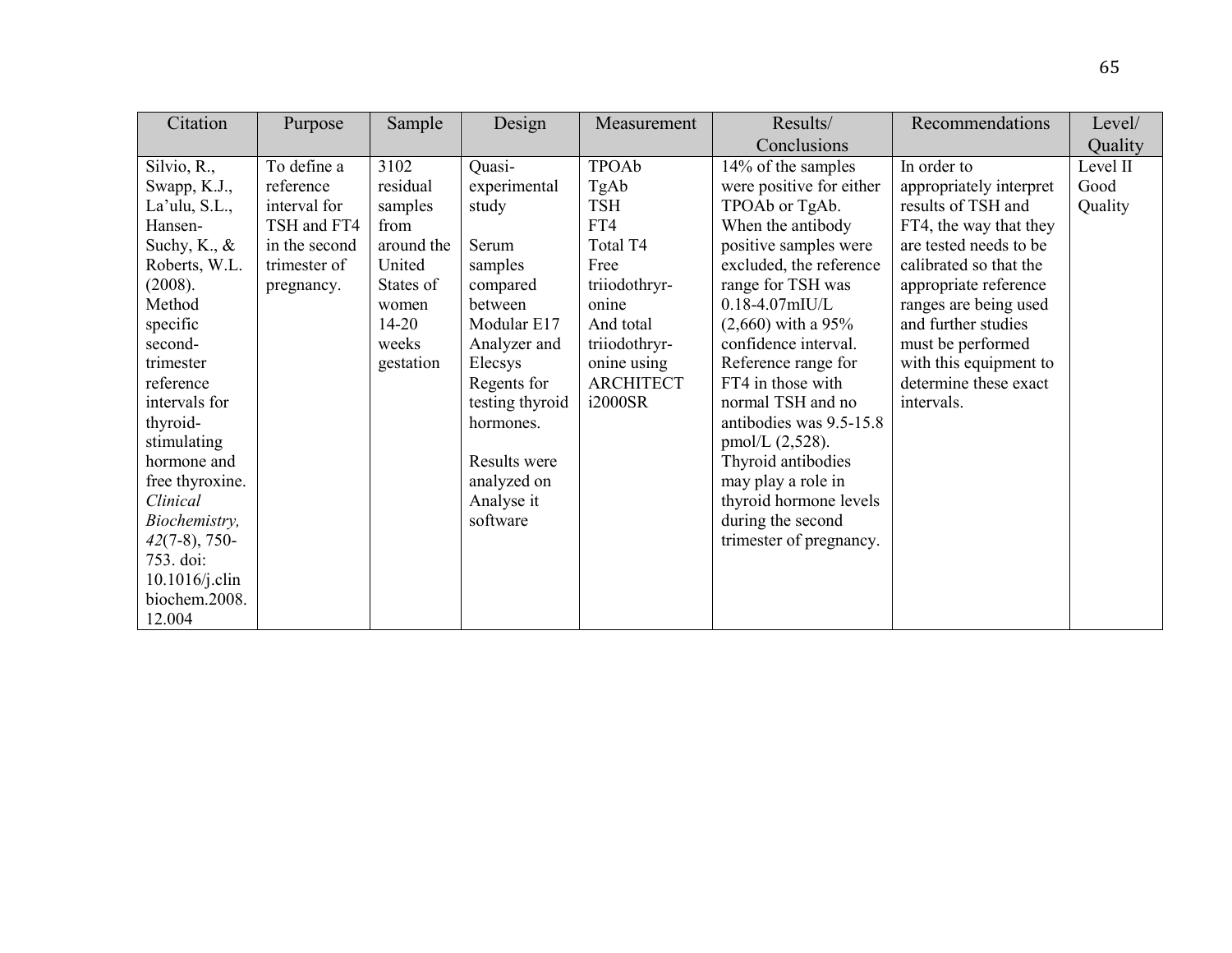| Citation | Purpose | Sample | Design | Measurement | Results/ Conclusions | Recommendations | Level/ Quality |
|---|---|---|---|---|---|---|---|
| Silvio, R., Swapp, K.J., La'ulu, S.L., Hansen-Suchy, K., & Roberts, W.L. (2008). Method specific second-trimester reference intervals for thyroid-stimulating hormone and free thyroxine. *Clinical Biochemistry, 42*(7-8), 750-753. doi: 10.1016/j.clinbiochem.2008.12.004 | To define a reference interval for TSH and FT4 in the second trimester of pregnancy. | 3102 residual samples from around the United States of women 14-20 weeks gestation | Quasi-experimental study<br><br>Serum samples compared between Modular E17 Analyzer and Elecsys Regents for testing thyroid hormones.<br><br>Results were analyzed on Analyse it software | TPOAb<br>TgAb<br>TSH<br>FT4<br>Total T4<br>Free triiodothryronine<br>And total triiodothryronine using ARCHITECT i2000SR | 14% of the samples were positive for either TPOAb or TgAb. When the antibody positive samples were excluded, the reference range for TSH was 0.18-4.07mIU/L (2,660) with a 95% confidence interval. Reference range for FT4 in those with normal TSH and no antibodies was 9.5-15.8 pmol/L (2,528). Thyroid antibodies may play a role in thyroid hormone levels during the second trimester of pregnancy. | In order to appropriately interpret results of TSH and FT4, the way that they are tested needs to be calibrated so that the appropriate reference ranges are being used and further studies must be performed with this equipment to determine these exact intervals. | Level II Good Quality |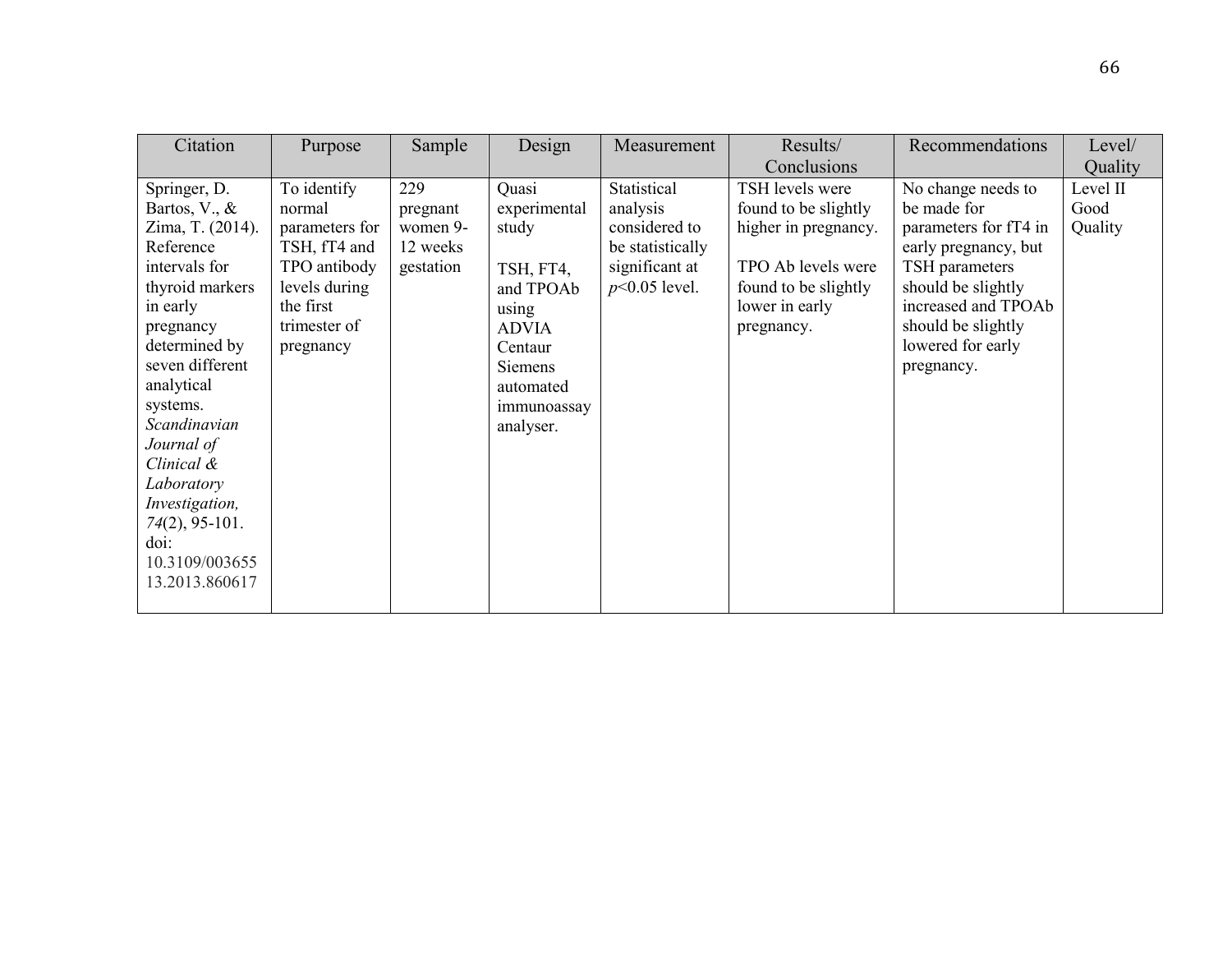| Citation | Purpose | Sample | Design | Measurement | Results/ Conclusions | Recommendations | Level/ Quality |
|---|---|---|---|---|---|---|---|
| Springer, D. Bartos, V., & Zima, T. (2014). Reference intervals for thyroid markers in early pregnancy determined by seven different analytical systems. *Scandinavian Journal of Clinical & Laboratory Investigation, 74*(2), 95-101. doi: 10.3109/00365513.2013.860617 | To identify normal parameters for TSH, fT4 and TPO antibody levels during the first trimester of pregnancy | 229 pregnant women 9-12 weeks gestation | Quasi experimental study<br><br>TSH, FT4, and TPOAb using ADVIA Centaur Siemens automated immunoassay analyser. | Statistical analysis considered to be statistically significant at $p$<0.05 level. | TSH levels were found to be slightly higher in pregnancy.<br><br>TPO Ab levels were found to be slightly lower in early pregnancy. | No change needs to be made for parameters for fT4 in early pregnancy, but TSH parameters should be slightly increased and TPOAb should be slightly lowered for early pregnancy. | Level II Good Quality |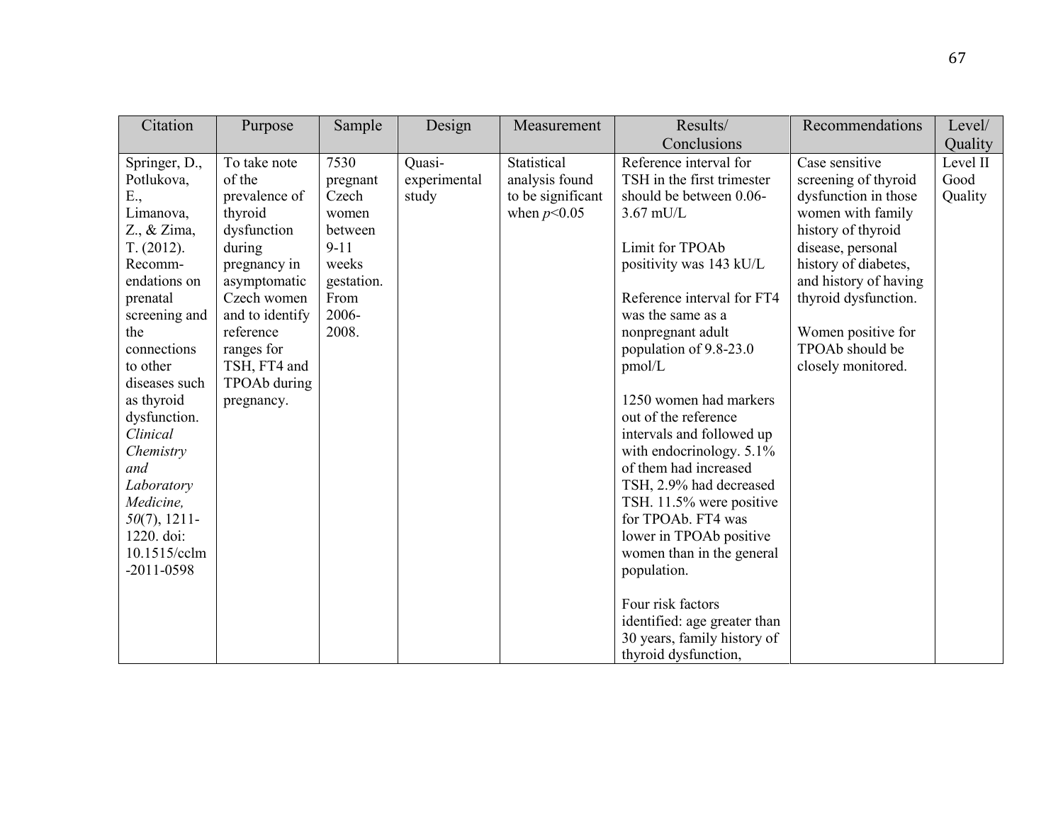| Citation | Purpose | Sample | Design | Measurement | Results/ Conclusions | Recommendations | Level/ Quality |
|---|---|---|---|---|---|---|---|
| Springer, D., Potlukova, E., Limanova, Z., & Zima, T. (2012). Recommendations on prenatal screening and the connections to other diseases such as thyroid dysfunction. *Clinical Chemistry and Laboratory Medicine, 50*(7), 1211-1220. doi: 10.1515/cclm-2011-0598 | To take note of the prevalence of thyroid dysfunction during pregnancy in asymptomatic Czech women and to identify reference ranges for TSH, FT4 and TPOAb during pregnancy. | 7530 pregnant Czech women between 9-11 weeks gestation. From 2006-2008. | Quasi-experimental study | Statistical analysis found to be significant when $p<0.05$ | Reference interval for TSH in the first trimester should be between 0.06-3.67 mU/L<br><br>Limit for TPOAb positivity was 143 kU/L<br><br>Reference interval for FT4 was the same as a nonpregnant adult population of 9.8-23.0 pmol/L<br><br>1250 women had markers out of the reference intervals and followed up with endocrinology. 5.1% of them had increased TSH, 2.9% had decreased TSH. 11.5% were positive for TPOAb. FT4 was lower in TPOAb positive women than in the general population.<br><br>Four risk factors identified: age greater than 30 years, family history of thyroid dysfunction, | Case sensitive screening of thyroid dysfunction in those women with family history of thyroid disease, personal history of diabetes, and history of having thyroid dysfunction.<br><br>Women positive for TPOAb should be closely monitored. | Level II Good Quality |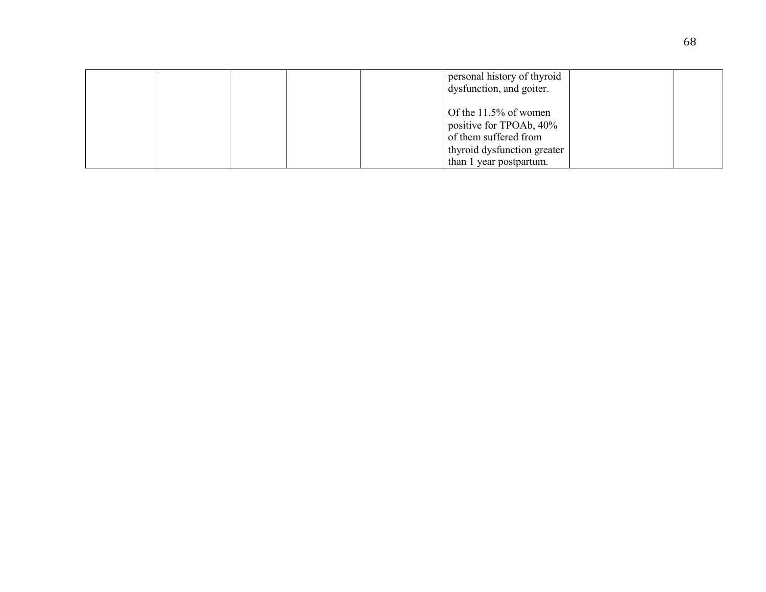| | | | | | | | |
|---|---|---|---|---|---|---|---|
| | | | | | personal history of thyroid dysfunction, and goiter.<br><br>Of the 11.5% of women positive for TPOAb, 40% of them suffered from thyroid dysfunction greater than 1 year postpartum. | | |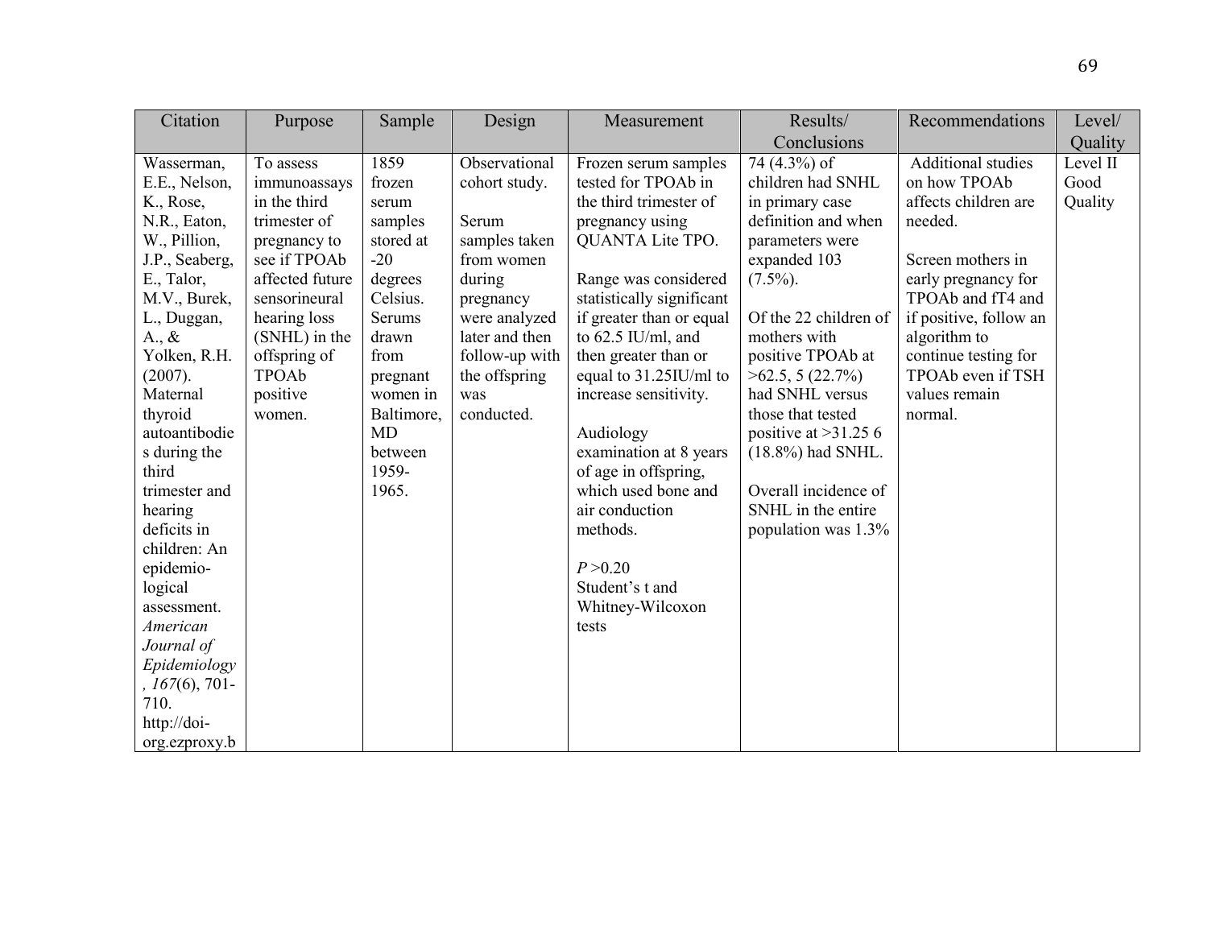| Citation | Purpose | Sample | Design | Measurement | Results/ Conclusions | Recommendations | Level/ Quality |
|---|---|---|---|---|---|---|---|
| Wasserman, E.E., Nelson, K., Rose, N.R., Eaton, W., Pillion, J.P., Seaberg, E., Talor, M.V., Burek, L., Duggan, A., & Yolken, R.H. (2007). Maternal thyroid autoantibodies during the third trimester and hearing deficits in children: An epidemio-logical assessment. *American Journal of Epidemiology*, *167*(6), 701-710. http://doi-org.ezproxy.b | To assess immunoassays in the third trimester of pregnancy to see if TPOAb affected future sensorineural hearing loss (SNHL) in the offspring of TPOAb positive women. | 1859 frozen serum samples stored at -20 degrees Celsius. Serums drawn from pregnant women in Baltimore, MD between 1959-1965. | Observational cohort study.<br><br>Serum samples taken from women during pregnancy were analyzed later and then follow-up with the offspring was conducted. | Frozen serum samples tested for TPOAb in the third trimester of pregnancy using QUANTA Lite TPO.<br><br>Range was considered statistically significant if greater than or equal to 62.5 IU/ml, and then greater than or equal to 31.25IU/ml to increase sensitivity.<br><br>Audiology examination at 8 years of age in offspring, which used bone and air conduction methods.<br><br>$P > 0.20$<br>Student's t and Whitney-Wilcoxon tests | 74 (4.3%) of children had SNHL in primary case definition and when parameters were expanded 103 (7.5%).<br><br>Of the 22 children of mothers with positive TPOAb at >62.5, 5 (22.7%) had SNHL versus those that tested positive at >31.25 6 (18.8%) had SNHL.<br><br>Overall incidence of SNHL in the entire population was 1.3% | Additional studies on how TPOAb affects children are needed.<br><br>Screen mothers in early pregnancy for TPOAb and fT4 and if positive, follow an algorithm to continue testing for TPOAb even if TSH values remain normal. | Level II Good Quality |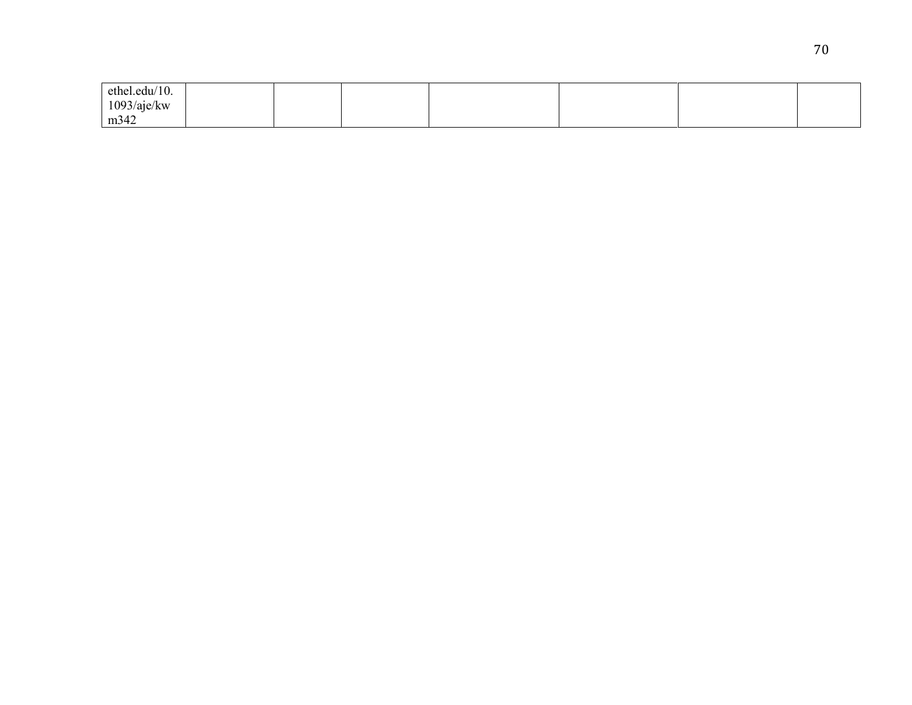| | | | | | | | |
|---|---|---|---|---|---|---|---|
| ethel.edu/10.1093/aje/kwm342 | | | | | | | |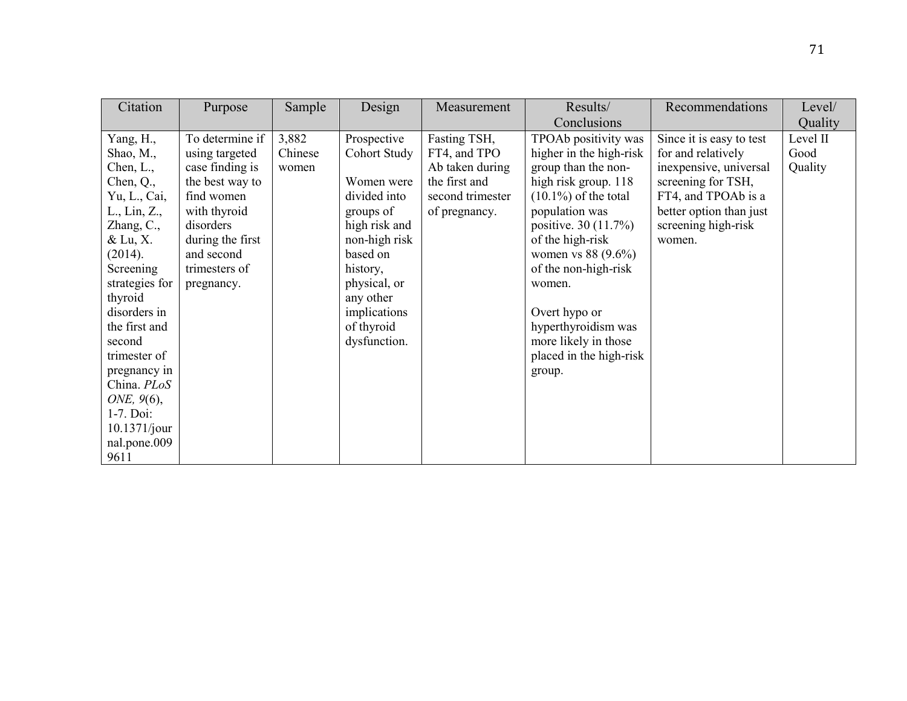| Citation | Purpose | Sample | Design | Measurement | Results/ Conclusions | Recommendations | Level/ Quality |
|---|---|---|---|---|---|---|---|
| Yang, H., Shao, M., Chen, L., Chen, Q., Yu, L., Cai, L., Lin, Z., Zhang, C., & Lu, X. (2014). Screening strategies for thyroid disorders in the first and second trimester of pregnancy in China. *PLoS ONE, 9*(6), 1-7. Doi: 10.1371/journal.pone.0099611 | To determine if using targeted case finding is the best way to find women with thyroid disorders during the first and second trimesters of pregnancy. | 3,882 Chinese women | Prospective Cohort Study<br><br>Women were divided into groups of high risk and non-high risk based on history, physical, or any other implications of thyroid dysfunction. | Fasting TSH, FT4, and TPO Ab taken during the first and second trimester of pregnancy. | TPOAb positivity was higher in the high-risk group than the non-high risk group. 118 (10.1%) of the total population was positive. 30 (11.7%) of the high-risk women vs 88 (9.6%) of the non-high-risk women.<br><br>Overt hypo or hyperthyroidism was more likely in those placed in the high-risk group. | Since it is easy to test for and relatively inexpensive, universal screening for TSH, FT4, and TPOAb is a better option than just screening high-risk women. | Level II Good Quality |